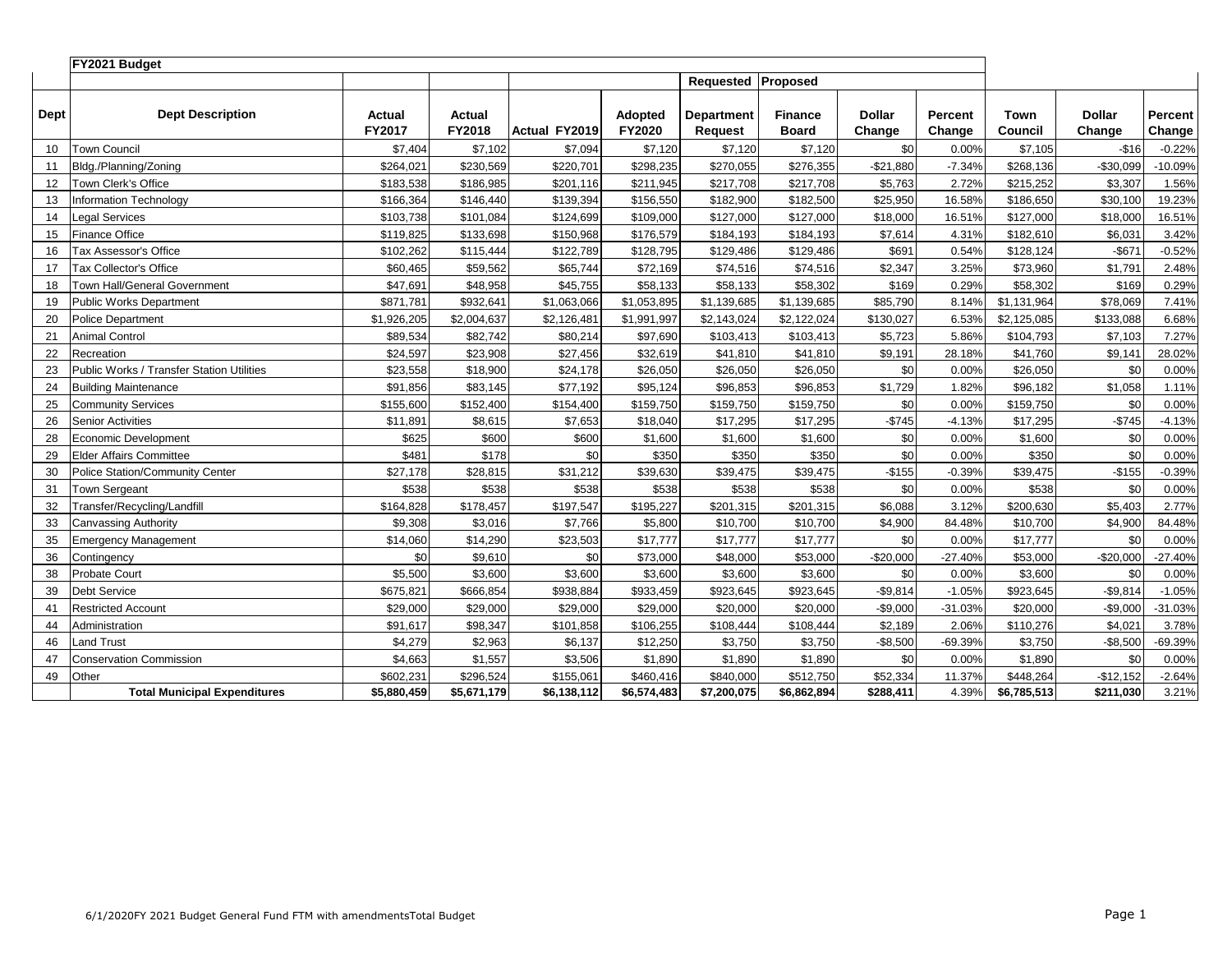## FY2021 Budget

| Dept | Dept Description | Actual FY2017 | Actual FY2018 | Actual FY2019 | Adopted FY2020 | Requested Department Request | Proposed Finance Board | Dollar Change | Percent Change | Town Council | Dollar Change | Percent Change |
|---|---|---|---|---|---|---|---|---|---|---|---|---|
| 10 | Town Council | $7,404 | $7,102 | $7,094 | $7,120 | $7,120 | $7,120 | $0 | 0.00% | $7,105 | -$16 | -0.22% |
| 11 | Bldg./Planning/Zoning | $264,021 | $230,569 | $220,701 | $298,235 | $270,055 | $276,355 | -$21,880 | -7.34% | $268,136 | -$30,099 | -10.09% |
| 12 | Town Clerk's Office | $183,538 | $186,985 | $201,116 | $211,945 | $217,708 | $217,708 | $5,763 | 2.72% | $215,252 | $3,307 | 1.56% |
| 13 | Information Technology | $166,364 | $146,440 | $139,394 | $156,550 | $182,900 | $182,500 | $25,950 | 16.58% | $186,650 | $30,100 | 19.23% |
| 14 | Legal Services | $103,738 | $101,084 | $124,699 | $109,000 | $127,000 | $127,000 | $18,000 | 16.51% | $127,000 | $18,000 | 16.51% |
| 15 | Finance Office | $119,825 | $133,698 | $150,968 | $176,579 | $184,193 | $184,193 | $7,614 | 4.31% | $182,610 | $6,031 | 3.42% |
| 16 | Tax Assessor's Office | $102,262 | $115,444 | $122,789 | $128,795 | $129,486 | $129,486 | $691 | 0.54% | $128,124 | -$671 | -0.52% |
| 17 | Tax Collector's Office | $60,465 | $59,562 | $65,744 | $72,169 | $74,516 | $74,516 | $2,347 | 3.25% | $73,960 | $1,791 | 2.48% |
| 18 | Town Hall/General Government | $47,691 | $48,958 | $45,755 | $58,133 | $58,133 | $58,302 | $169 | 0.29% | $58,302 | $169 | 0.29% |
| 19 | Public Works Department | $871,781 | $932,641 | $1,063,066 | $1,053,895 | $1,139,685 | $1,139,685 | $85,790 | 8.14% | $1,131,964 | $78,069 | 7.41% |
| 20 | Police Department | $1,926,205 | $2,004,637 | $2,126,481 | $1,991,997 | $2,143,024 | $2,122,024 | $130,027 | 6.53% | $2,125,085 | $133,088 | 6.68% |
| 21 | Animal Control | $89,534 | $82,742 | $80,214 | $97,690 | $103,413 | $103,413 | $5,723 | 5.86% | $104,793 | $7,103 | 7.27% |
| 22 | Recreation | $24,597 | $23,908 | $27,456 | $32,619 | $41,810 | $41,810 | $9,191 | 28.18% | $41,760 | $9,141 | 28.02% |
| 23 | Public Works / Transfer Station Utilities | $23,558 | $18,900 | $24,178 | $26,050 | $26,050 | $26,050 | $0 | 0.00% | $26,050 | $0 | 0.00% |
| 24 | Building Maintenance | $91,856 | $83,145 | $77,192 | $95,124 | $96,853 | $96,853 | $1,729 | 1.82% | $96,182 | $1,058 | 1.11% |
| 25 | Community Services | $155,600 | $152,400 | $154,400 | $159,750 | $159,750 | $159,750 | $0 | 0.00% | $159,750 | $0 | 0.00% |
| 26 | Senior Activities | $11,891 | $8,615 | $7,653 | $18,040 | $17,295 | $17,295 | -$745 | -4.13% | $17,295 | -$745 | -4.13% |
| 28 | Economic Development | $625 | $600 | $600 | $1,600 | $1,600 | $1,600 | $0 | 0.00% | $1,600 | $0 | 0.00% |
| 29 | Elder Affairs Committee | $481 | $178 | $0 | $350 | $350 | $350 | $0 | 0.00% | $350 | $0 | 0.00% |
| 30 | Police Station/Community Center | $27,178 | $28,815 | $31,212 | $39,630 | $39,475 | $39,475 | -$155 | -0.39% | $39,475 | -$155 | -0.39% |
| 31 | Town Sergeant | $538 | $538 | $538 | $538 | $538 | $538 | $0 | 0.00% | $538 | $0 | 0.00% |
| 32 | Transfer/Recycling/Landfill | $164,828 | $178,457 | $197,547 | $195,227 | $201,315 | $201,315 | $6,088 | 3.12% | $200,630 | $5,403 | 2.77% |
| 33 | Canvassing Authority | $9,308 | $3,016 | $7,766 | $5,800 | $10,700 | $10,700 | $4,900 | 84.48% | $10,700 | $4,900 | 84.48% |
| 35 | Emergency Management | $14,060 | $14,290 | $23,503 | $17,777 | $17,777 | $17,777 | $0 | 0.00% | $17,777 | $0 | 0.00% |
| 36 | Contingency | $0 | $9,610 | $0 | $73,000 | $48,000 | $53,000 | -$20,000 | -27.40% | $53,000 | -$20,000 | -27.40% |
| 38 | Probate Court | $5,500 | $3,600 | $3,600 | $3,600 | $3,600 | $3,600 | $0 | 0.00% | $3,600 | $0 | 0.00% |
| 39 | Debt Service | $675,821 | $666,854 | $938,884 | $933,459 | $923,645 | $923,645 | -$9,814 | -1.05% | $923,645 | -$9,814 | -1.05% |
| 41 | Restricted Account | $29,000 | $29,000 | $29,000 | $29,000 | $20,000 | $20,000 | -$9,000 | -31.03% | $20,000 | -$9,000 | -31.03% |
| 44 | Administration | $91,617 | $98,347 | $101,858 | $106,255 | $108,444 | $108,444 | $2,189 | 2.06% | $110,276 | $4,021 | 3.78% |
| 46 | Land Trust | $4,279 | $2,963 | $6,137 | $12,250 | $3,750 | $3,750 | -$8,500 | -69.39% | $3,750 | -$8,500 | -69.39% |
| 47 | Conservation Commission | $4,663 | $1,557 | $3,506 | $1,890 | $1,890 | $1,890 | $0 | 0.00% | $1,890 | $0 | 0.00% |
| 49 | Other | $602,231 | $296,524 | $155,061 | $460,416 | $840,000 | $512,750 | $52,334 | 11.37% | $448,264 | -$12,152 | -2.64% |
| | **Total Municipal Expenditures** | **$5,880,459** | **$5,671,179** | **$6,138,112** | **$6,574,483** | **$7,200,075** | **$6,862,894** | **$288,411** | **4.39%** | **$6,785,513** | **$211,030** | **3.21%** |

6/1/2020FY 2021 Budget General Fund FTM with amendmentsTotal Budget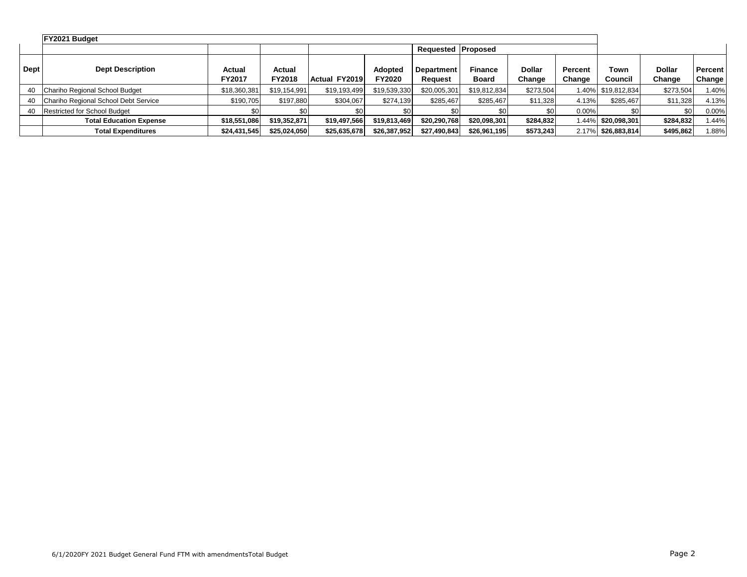| Dept | FY2021 Budget | | | | | Requested | Proposed | | | | | |
|---|---|---|---|---|---|---|---|---|---|---|---|---|
| Dept | Dept Description | Actual FY2017 | Actual FY2018 | Actual FY2019 | Adopted FY2020 | Department Request | Finance Board | Dollar Change | Percent Change | Town Council | Dollar Change | Percent Change |
| 40 | Chariho Regional School Budget | $18,360,381 | $19,154,991 | $19,193,499 | $19,539,330 | $20,005,301 | $19,812,834 | $273,504 | 1.40% | $19,812,834 | $273,504 | 1.40% |
| 40 | Chariho Regional School Debt Service | $190,705 | $197,880 | $304,067 | $274,139 | $285,467 | $285,467 | $11,328 | 4.13% | $285,467 | $11,328 | 4.13% |
| 40 | Restricted for School Budget | $0 | $0 | $0 | $0 | $0 | $0 | $0 | 0.00% | $0 | $0 | 0.00% |
| | **Total Education Expense** | **$18,551,086** | **$19,352,871** | **$19,497,566** | **$19,813,469** | **$20,290,768** | **$20,098,301** | **$284,832** | 1.44% | **$20,098,301** | **$284,832** | 1.44% |
| | **Total Expenditures** | **$24,431,545** | **$25,024,050** | **$25,635,678** | **$26,387,952** | **$27,490,843** | **$26,961,195** | **$573,243** | 2.17% | **$26,883,814** | **$495,862** | 1.88% |

6/1/2020FY 2021 Budget General Fund FTM with amendmentsTotal Budget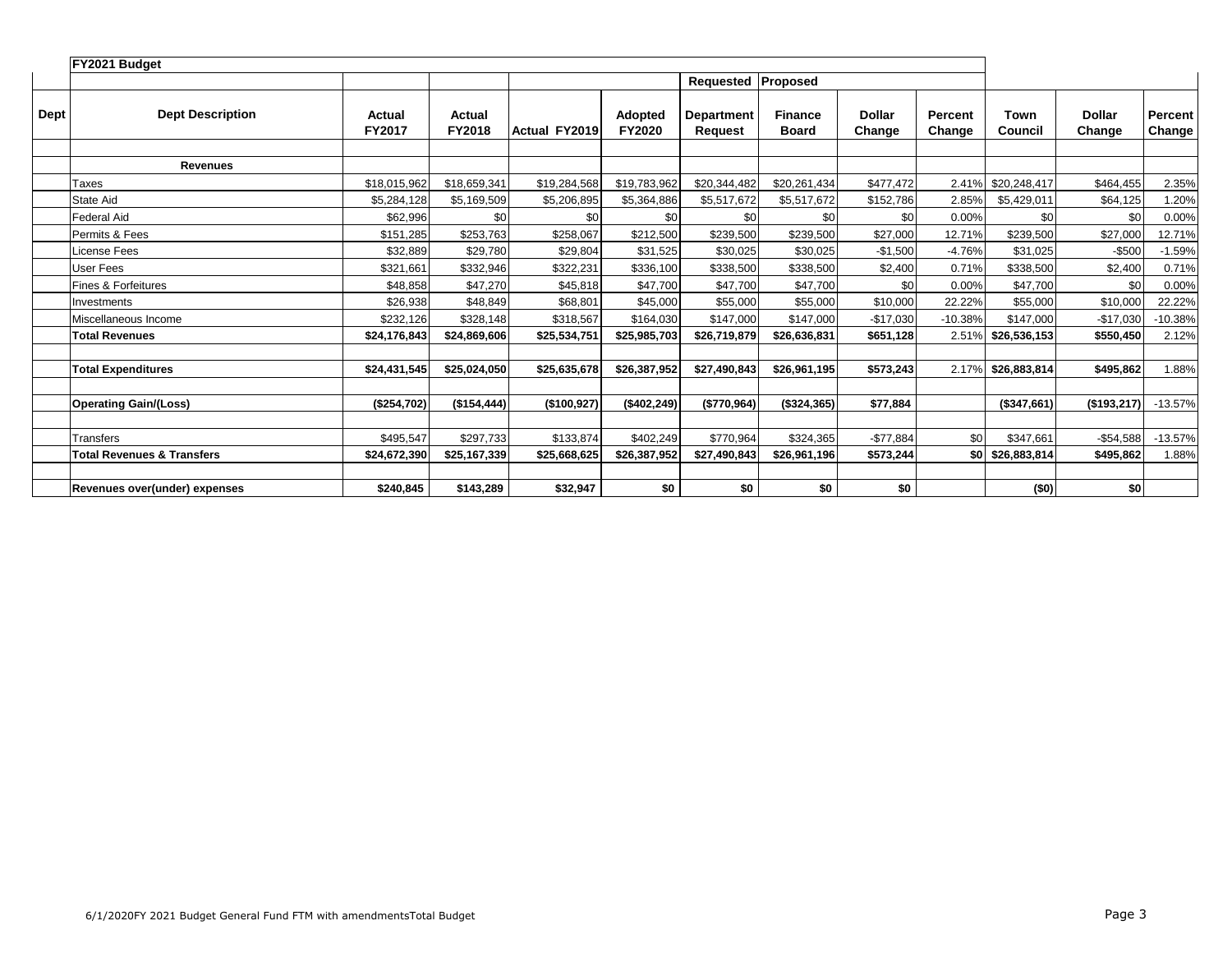## FY2021 Budget

| Dept | Dept Description | Actual FY2017 | Actual FY2018 | Actual FY2019 | Adopted FY2020 | Requested Department Request | Proposed Finance Board | Dollar Change | Percent Change | Town Council | Dollar Change | Percent Change |
|---|---|---|---|---|---|---|---|---|---|---|---|---|
| | **Revenues** | | | | | | | | | | | |
| | Taxes | $18,015,962 | $18,659,341 | $19,284,568 | $19,783,962 | $20,344,482 | $20,261,434 | $477,472 | 2.41% | $20,248,417 | $464,455 | 2.35% |
| | State Aid | $5,284,128 | $5,169,509 | $5,206,895 | $5,364,886 | $5,517,672 | $5,517,672 | $152,786 | 2.85% | $5,429,011 | $64,125 | 1.20% |
| | Federal Aid | $62,996 | $0 | $0 | $0 | $0 | $0 | $0 | 0.00% | $0 | $0 | 0.00% |
| | Permits & Fees | $151,285 | $253,763 | $258,067 | $212,500 | $239,500 | $239,500 | $27,000 | 12.71% | $239,500 | $27,000 | 12.71% |
| | License Fees | $32,889 | $29,780 | $29,804 | $31,525 | $30,025 | $30,025 | -$1,500 | -4.76% | $31,025 | -$500 | -1.59% |
| | User Fees | $321,661 | $332,946 | $322,231 | $336,100 | $338,500 | $338,500 | $2,400 | 0.71% | $338,500 | $2,400 | 0.71% |
| | Fines & Forfeitures | $48,858 | $47,270 | $45,818 | $47,700 | $47,700 | $47,700 | $0 | 0.00% | $47,700 | $0 | 0.00% |
| | Investments | $26,938 | $48,849 | $68,801 | $45,000 | $55,000 | $55,000 | $10,000 | 22.22% | $55,000 | $10,000 | 22.22% |
| | Miscellaneous Income | $232,126 | $328,148 | $318,567 | $164,030 | $147,000 | $147,000 | -$17,030 | -10.38% | $147,000 | -$17,030 | -10.38% |
| | **Total Revenues** | **$24,176,843** | **$24,869,606** | **$25,534,751** | **$25,985,703** | **$26,719,879** | **$26,636,831** | **$651,128** | 2.51% | **$26,536,153** | **$550,450** | 2.12% |
| | | | | | | | | | | | | |
| | **Total Expenditures** | **$24,431,545** | **$25,024,050** | **$25,635,678** | **$26,387,952** | **$27,490,843** | **$26,961,195** | **$573,243** | 2.17% | **$26,883,814** | **$495,862** | 1.88% |
| | | | | | | | | | | | | |
| | **Operating Gain/(Loss)** | **($254,702)** | **($154,444)** | **($100,927)** | **($402,249)** | **($770,964)** | **($324,365)** | **$77,884** | | **($347,661)** | **($193,217)** | -13.57% |
| | | | | | | | | | | | | |
| | Transfers | $495,547 | $297,733 | $133,874 | $402,249 | $770,964 | $324,365 | -$77,884 | $0 | $347,661 | -$54,588 | -13.57% |
| | **Total Revenues & Transfers** | **$24,672,390** | **$25,167,339** | **$25,668,625** | **$26,387,952** | **$27,490,843** | **$26,961,196** | **$573,244** | **$0** | **$26,883,814** | **$495,862** | 1.88% |
| | | | | | | | | | | | | |
| | **Revenues over(under) expenses** | **$240,845** | **$143,289** | **$32,947** | **$0** | **$0** | **$0** | **$0** | | **($0)** | **$0** | |

6/1/2020FY 2021 Budget General Fund FTM with amendmentsTotal Budget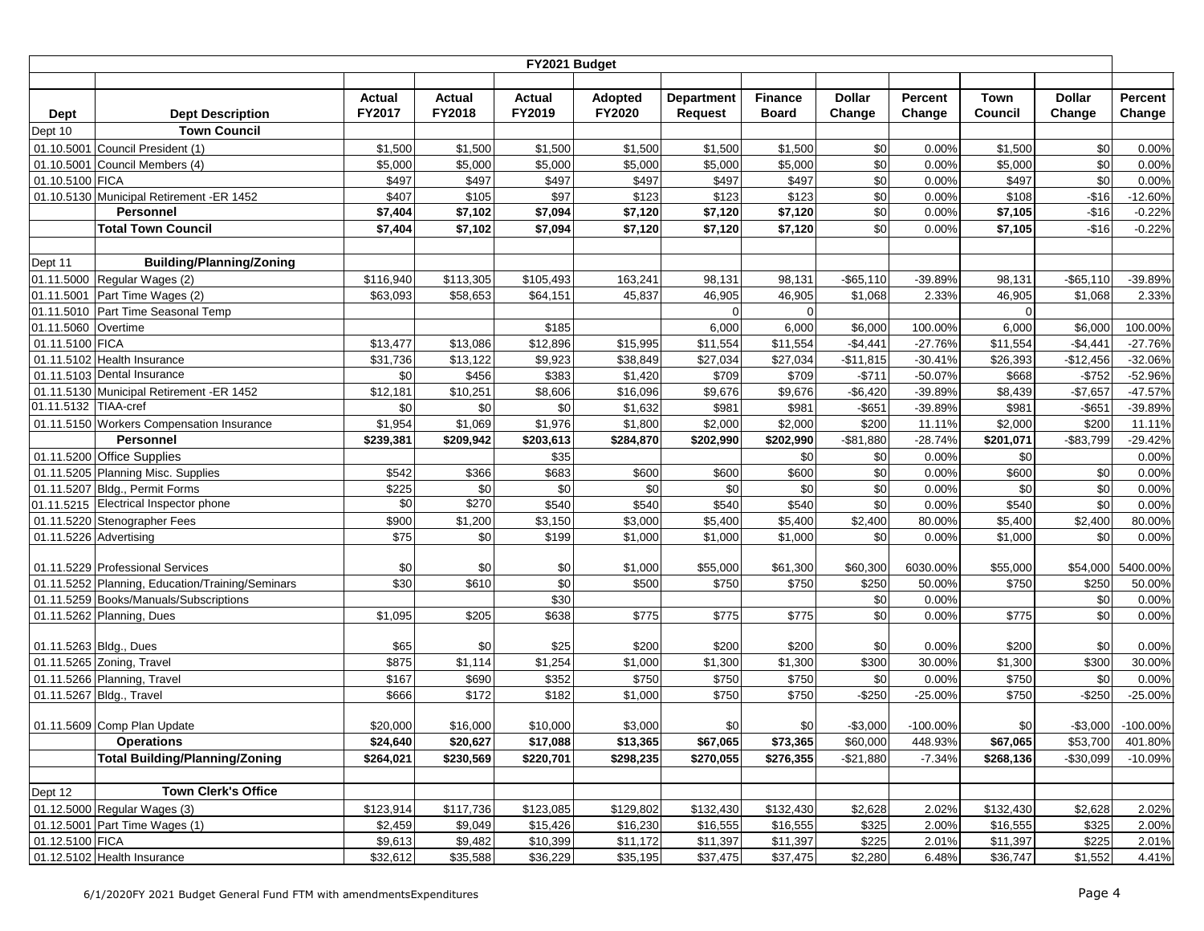| FY2021 Budget | | | | | | | | | | | | |
|---|---|---|---|---|---|---|---|---|---|---|---|---|
| **Dept** | **Dept Description** | **Actual FY2017** | **Actual FY2018** | **Actual FY2019** | **Adopted FY2020** | **Department Request** | **Finance Board** | **Dollar Change** | **Percent Change** | **Town Council** | **Dollar Change** | **Percent Change** |
| Dept 10 | **Town Council** | | | | | | | | | | | |
| 01.10.5001 | Council President (1) | $1,500 | $1,500 | $1,500 | $1,500 | $1,500 | $1,500 | $0 | 0.00% | $1,500 | $0 | 0.00% |
| 01.10.5001 | Council Members (4) | $5,000 | $5,000 | $5,000 | $5,000 | $5,000 | $5,000 | $0 | 0.00% | $5,000 | $0 | 0.00% |
| 01.10.5100 | FICA | $497 | $497 | $497 | $497 | $497 | $497 | $0 | 0.00% | $497 | $0 | 0.00% |
| 01.10.5130 | Municipal Retirement -ER 1452 | $407 | $105 | $97 | $123 | $123 | $123 | $0 | 0.00% | $108 | -$16 | -12.60% |
| | **Personnel** | **$7,404** | **$7,102** | **$7,094** | **$7,120** | **$7,120** | **$7,120** | $0 | 0.00% | **$7,105** | -$16 | -0.22% |
| | **Total Town Council** | **$7,404** | **$7,102** | **$7,094** | **$7,120** | **$7,120** | **$7,120** | $0 | 0.00% | **$7,105** | -$16 | -0.22% |
| | | | | | | | | | | | | |
| Dept 11 | **Building/Planning/Zoning** | | | | | | | | | | | |
| 01.11.5000 | Regular Wages (2) | $116,940 | $113,305 | $105,493 | 163,241 | 98,131 | 98,131 | -$65,110 | -39.89% | 98,131 | -$65,110 | -39.89% |
| 01.11.5001 | Part Time Wages (2) | $63,093 | $58,653 | $64,151 | 45,837 | 46,905 | 46,905 | $1,068 | 2.33% | 46,905 | $1,068 | 2.33% |
| 01.11.5010 | Part Time Seasonal Temp | | | | | 0 | 0 | | | 0 | | |
| 01.11.5060 | Overtime | | | $185 | | 6,000 | 6,000 | $6,000 | 100.00% | 6,000 | $6,000 | 100.00% |
| 01.11.5100 | FICA | $13,477 | $13,086 | $12,896 | $15,995 | $11,554 | $11,554 | -$4,441 | -27.76% | $11,554 | -$4,441 | -27.76% |
| 01.11.5102 | Health Insurance | $31,736 | $13,122 | $9,923 | $38,849 | $27,034 | $27,034 | -$11,815 | -30.41% | $26,393 | -$12,456 | -32.06% |
| 01.11.5103 | Dental Insurance | $0 | $456 | $383 | $1,420 | $709 | $709 | -$711 | -50.07% | $668 | -$752 | -52.96% |
| 01.11.5130 | Municipal Retirement -ER 1452 | $12,181 | $10,251 | $8,606 | $16,096 | $9,676 | $9,676 | -$6,420 | -39.89% | $8,439 | -$7,657 | -47.57% |
| 01.11.5132 | TIAA-cref | $0 | $0 | $0 | $1,632 | $981 | $981 | -$651 | -39.89% | $981 | -$651 | -39.89% |
| 01.11.5150 | Workers Compensation Insurance | $1,954 | $1,069 | $1,976 | $1,800 | $2,000 | $2,000 | $200 | 11.11% | $2,000 | $200 | 11.11% |
| | **Personnel** | **$239,381** | **$209,942** | **$203,613** | **$284,870** | **$202,990** | **$202,990** | -$81,880 | -28.74% | **$201,071** | -$83,799 | -29.42% |
| 01.11.5200 | Office Supplies | | | $35 | | | $0 | $0 | 0.00% | $0 | | 0.00% |
| 01.11.5205 | Planning Misc. Supplies | $542 | $366 | $683 | $600 | $600 | $600 | $0 | 0.00% | $600 | $0 | 0.00% |
| 01.11.5207 | Bldg., Permit Forms | $225 | $0 | $0 | $0 | $0 | $0 | $0 | 0.00% | $0 | $0 | 0.00% |
| 01.11.5215 | Electrical Inspector phone | $0 | $270 | $540 | $540 | $540 | $540 | $0 | 0.00% | $540 | $0 | 0.00% |
| 01.11.5220 | Stenographer Fees | $900 | $1,200 | $3,150 | $3,000 | $5,400 | $5,400 | $2,400 | 80.00% | $5,400 | $2,400 | 80.00% |
| 01.11.5226 | Advertising | $75 | $0 | $199 | $1,000 | $1,000 | $1,000 | $0 | 0.00% | $1,000 | $0 | 0.00% |
| 01.11.5229 | Professional Services | $0 | $0 | $0 | $1,000 | $55,000 | $61,300 | $60,300 | 6030.00% | $55,000 | $54,000 | 5400.00% |
| 01.11.5252 | Planning, Education/Training/Seminars | $30 | $610 | $0 | $500 | $750 | $750 | $250 | 50.00% | $750 | $250 | 50.00% |
| 01.11.5259 | Books/Manuals/Subscriptions | | | $30 | | | | $0 | 0.00% | | $0 | 0.00% |
| 01.11.5262 | Planning, Dues | $1,095 | $205 | $638 | $775 | $775 | $775 | $0 | 0.00% | $775 | $0 | 0.00% |
| 01.11.5263 | Bldg., Dues | $65 | $0 | $25 | $200 | $200 | $200 | $0 | 0.00% | $200 | $0 | 0.00% |
| 01.11.5265 | Zoning, Travel | $875 | $1,114 | $1,254 | $1,000 | $1,300 | $1,300 | $300 | 30.00% | $1,300 | $300 | 30.00% |
| 01.11.5266 | Planning, Travel | $167 | $690 | $352 | $750 | $750 | $750 | $0 | 0.00% | $750 | $0 | 0.00% |
| 01.11.5267 | Bldg., Travel | $666 | $172 | $182 | $1,000 | $750 | $750 | -$250 | -25.00% | $750 | -$250 | -25.00% |
| 01.11.5609 | Comp Plan Update | $20,000 | $16,000 | $10,000 | $3,000 | $0 | $0 | -$3,000 | -100.00% | $0 | -$3,000 | -100.00% |
| | **Operations** | **$24,640** | **$20,627** | **$17,088** | **$13,365** | **$67,065** | **$73,365** | $60,000 | 448.93% | **$67,065** | $53,700 | 401.80% |
| | **Total Building/Planning/Zoning** | **$264,021** | **$230,569** | **$220,701** | **$298,235** | **$270,055** | **$276,355** | -$21,880 | -7.34% | **$268,136** | -$30,099 | -10.09% |
| | | | | | | | | | | | | |
| Dept 12 | **Town Clerk's Office** | | | | | | | | | | | |
| 01.12.5000 | Regular Wages (3) | $123,914 | $117,736 | $123,085 | $129,802 | $132,430 | $132,430 | $2,628 | 2.02% | $132,430 | $2,628 | 2.02% |
| 01.12.5001 | Part Time Wages (1) | $2,459 | $9,049 | $15,426 | $16,230 | $16,555 | $16,555 | $325 | 2.00% | $16,555 | $325 | 2.00% |
| 01.12.5100 | FICA | $9,613 | $9,482 | $10,399 | $11,172 | $11,397 | $11,397 | $225 | 2.01% | $11,397 | $225 | 2.01% |
| 01.12.5102 | Health Insurance | $32,612 | $35,588 | $36,229 | $35,195 | $37,475 | $37,475 | $2,280 | 6.48% | $36,747 | $1,552 | 4.41% |

6/1/2020FY 2021 Budget General Fund FTM with amendmentsExpenditures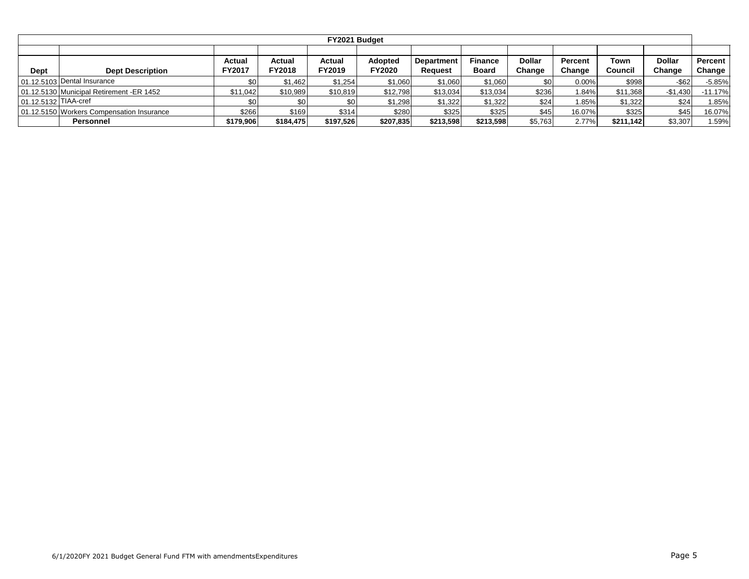| FY2021 Budget | | | | | | | | | | | | |
|---|---|---|---|---|---|---|---|---|---|---|---|---|
| | | | | | | | | | | | | |
| Dept | Dept Description | Actual FY2017 | Actual FY2018 | Actual FY2019 | Adopted FY2020 | Department Request | Finance Board | Dollar Change | Percent Change | Town Council | Dollar Change | Percent Change |
| 01.12.5103 | Dental Insurance | $0 | $1,462 | $1,254 | $1,060 | $1,060 | $1,060 | $0 | 0.00% | $998 | -$62 | -5.85% |
| 01.12.5130 | Municipal Retirement -ER 1452 | $11,042 | $10,989 | $10,819 | $12,798 | $13,034 | $13,034 | $236 | 1.84% | $11,368 | -$1,430 | -11.17% |
| 01.12.5132 | TIAA-cref | $0 | $0 | $0 | $1,298 | $1,322 | $1,322 | $24 | 1.85% | $1,322 | $24 | 1.85% |
| 01.12.5150 | Workers Compensation Insurance | $266 | $169 | $314 | $280 | $325 | $325 | $45 | 16.07% | $325 | $45 | 16.07% |
| | **Personnel** | **$179,906** | **$184,475** | **$197,526** | **$207,835** | **$213,598** | **$213,598** | $5,763 | 2.77% | **$211,142** | $3,307 | 1.59% |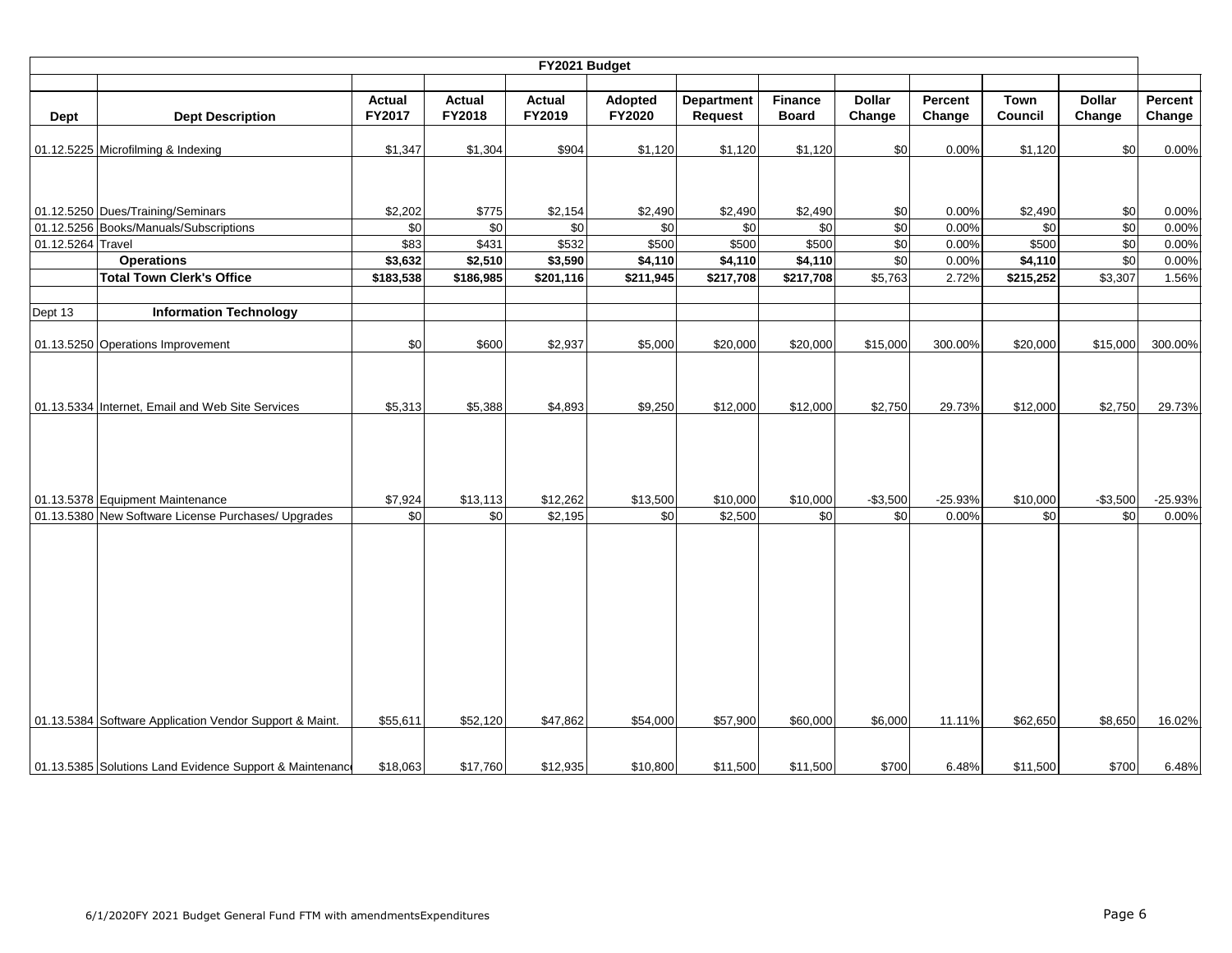| FY2021 Budget | | | | | | | | | | | | |
|---|---|---|---|---|---|---|---|---|---|---|---|---|
| Dept | Dept Description | Actual FY2017 | Actual FY2018 | Actual FY2019 | Adopted FY2020 | Department Request | Finance Board | Dollar Change | Percent Change | Town Council | Dollar Change | Percent Change |
| 01.12.5225 | Microfilming & Indexing | $1,347 | $1,304 | $904 | $1,120 | $1,120 | $1,120 | $0 | 0.00% | $1,120 | $0 | 0.00% |
| 01.12.5250 | Dues/Training/Seminars | $2,202 | $775 | $2,154 | $2,490 | $2,490 | $2,490 | $0 | 0.00% | $2,490 | $0 | 0.00% |
| 01.12.5256 | Books/Manuals/Subscriptions | $0 | $0 | $0 | $0 | $0 | $0 | $0 | 0.00% | $0 | $0 | 0.00% |
| 01.12.5264 | Travel | $83 | $431 | $532 | $500 | $500 | $500 | $0 | 0.00% | $500 | $0 | 0.00% |
| | **Operations** | **$3,632** | **$2,510** | **$3,590** | **$4,110** | **$4,110** | **$4,110** | $0 | 0.00% | **$4,110** | $0 | 0.00% |
| | **Total Town Clerk's Office** | **$183,538** | **$186,985** | **$201,116** | **$211,945** | **$217,708** | **$217,708** | $5,763 | 2.72% | **$215,252** | $3,307 | 1.56% |
| Dept 13 | **Information Technology** | | | | | | | | | | | |
| 01.13.5250 | Operations Improvement | $0 | $600 | $2,937 | $5,000 | $20,000 | $20,000 | $15,000 | 300.00% | $20,000 | $15,000 | 300.00% |
| 01.13.5334 | Internet, Email and Web Site Services | $5,313 | $5,388 | $4,893 | $9,250 | $12,000 | $12,000 | $2,750 | 29.73% | $12,000 | $2,750 | 29.73% |
| 01.13.5378 | Equipment Maintenance | $7,924 | $13,113 | $12,262 | $13,500 | $10,000 | $10,000 | -$3,500 | -25.93% | $10,000 | -$3,500 | -25.93% |
| 01.13.5380 | New Software License Purchases/ Upgrades | $0 | $0 | $2,195 | $0 | $2,500 | $0 | $0 | 0.00% | $0 | $0 | 0.00% |
| 01.13.5384 | Software Application Vendor Support & Maint. | $55,611 | $52,120 | $47,862 | $54,000 | $57,900 | $60,000 | $6,000 | 11.11% | $62,650 | $8,650 | 16.02% |
| 01.13.5385 | Solutions Land Evidence Support & Maintenance | $18,063 | $17,760 | $12,935 | $10,800 | $11,500 | $11,500 | $700 | 6.48% | $11,500 | $700 | 6.48% |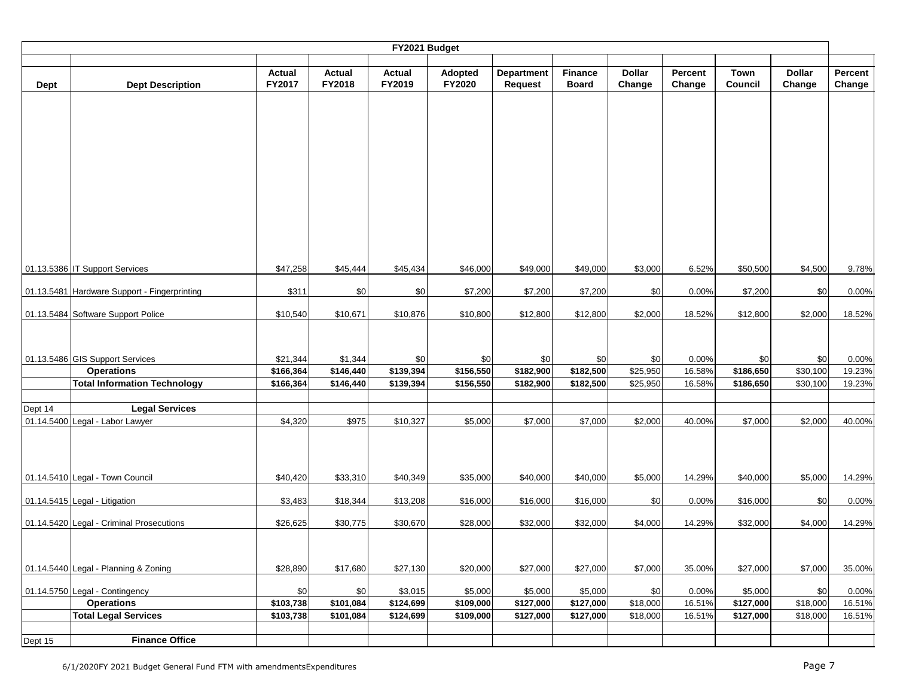| FY2021 Budget | | | | | | | | | | | | |
|---|---|---|---|---|---|---|---|---|---|---|---|---|
| **Dept** | **Dept Description** | **Actual FY2017** | **Actual FY2018** | **Actual FY2019** | **Adopted FY2020** | **Department Request** | **Finance Board** | **Dollar Change** | **Percent Change** | **Town Council** | **Dollar Change** | **Percent Change** |
| 01.13.5386 | IT Support Services | $47,258 | $45,444 | $45,434 | $46,000 | $49,000 | $49,000 | $3,000 | 6.52% | $50,500 | $4,500 | 9.78% |
| 01.13.5481 | Hardware Support - Fingerprinting | $311 | $0 | $0 | $7,200 | $7,200 | $7,200 | $0 | 0.00% | $7,200 | $0 | 0.00% |
| 01.13.5484 | Software Support Police | $10,540 | $10,671 | $10,876 | $10,800 | $12,800 | $12,800 | $2,000 | 18.52% | $12,800 | $2,000 | 18.52% |
| 01.13.5486 | GIS Support Services | $21,344 | $1,344 | $0 | $0 | $0 | $0 | $0 | 0.00% | $0 | $0 | 0.00% |
| | **Operations** | **$166,364** | **$146,440** | **$139,394** | **$156,550** | **$182,900** | **$182,500** | $25,950 | 16.58% | **$186,650** | $30,100 | 19.23% |
| | **Total Information Technology** | **$166,364** | **$146,440** | **$139,394** | **$156,550** | **$182,900** | **$182,500** | $25,950 | 16.58% | **$186,650** | $30,100 | 19.23% |
| | | | | | | | | | | | | |
| Dept 14 | **Legal Services** | | | | | | | | | | | |
| 01.14.5400 | Legal - Labor Lawyer | $4,320 | $975 | $10,327 | $5,000 | $7,000 | $7,000 | $2,000 | 40.00% | $7,000 | $2,000 | 40.00% |
| 01.14.5410 | Legal - Town Council | $40,420 | $33,310 | $40,349 | $35,000 | $40,000 | $40,000 | $5,000 | 14.29% | $40,000 | $5,000 | 14.29% |
| 01.14.5415 | Legal - Litigation | $3,483 | $18,344 | $13,208 | $16,000 | $16,000 | $16,000 | $0 | 0.00% | $16,000 | $0 | 0.00% |
| 01.14.5420 | Legal - Criminal Prosecutions | $26,625 | $30,775 | $30,670 | $28,000 | $32,000 | $32,000 | $4,000 | 14.29% | $32,000 | $4,000 | 14.29% |
| 01.14.5440 | Legal - Planning & Zoning | $28,890 | $17,680 | $27,130 | $20,000 | $27,000 | $27,000 | $7,000 | 35.00% | $27,000 | $7,000 | 35.00% |
| 01.14.5750 | Legal - Contingency | $0 | $0 | $3,015 | $5,000 | $5,000 | $5,000 | $0 | 0.00% | $5,000 | $0 | 0.00% |
| | **Operations** | **$103,738** | **$101,084** | **$124,699** | **$109,000** | **$127,000** | **$127,000** | $18,000 | 16.51% | **$127,000** | $18,000 | 16.51% |
| | **Total Legal Services** | **$103,738** | **$101,084** | **$124,699** | **$109,000** | **$127,000** | **$127,000** | $18,000 | 16.51% | **$127,000** | $18,000 | 16.51% |
| | | | | | | | | | | | | |
| Dept 15 | **Finance Office** | | | | | | | | | | | |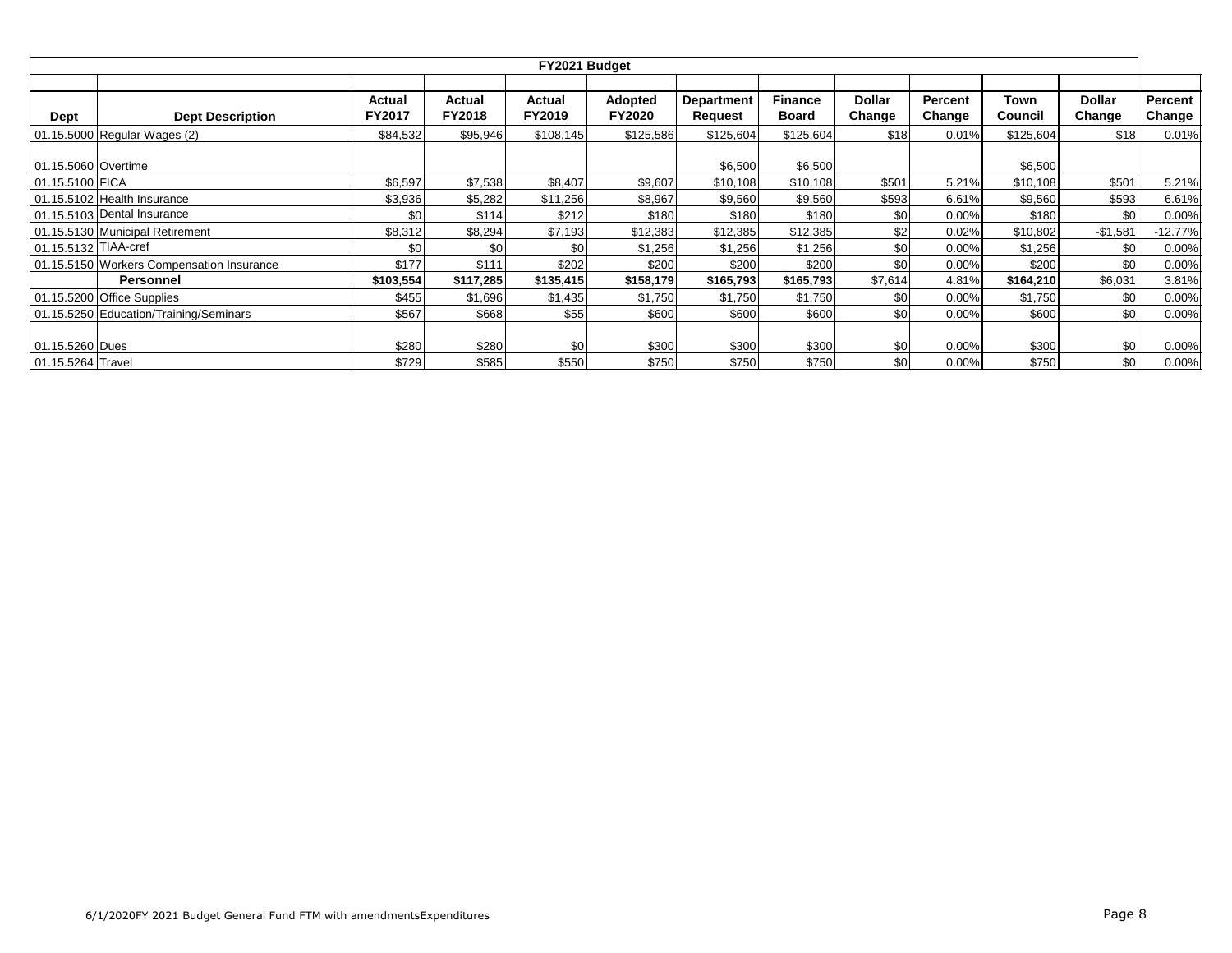| FY2021 Budget | | | | | | | | | | | | |
|---|---|---|---|---|---|---|---|---|---|---|---|---|
| **Dept** | **Dept Description** | **Actual FY2017** | **Actual FY2018** | **Actual FY2019** | **Adopted FY2020** | **Department Request** | **Finance Board** | **Dollar Change** | **Percent Change** | **Town Council** | **Dollar Change** | **Percent Change** |
| 01.15.5000 | Regular Wages (2) | $84,532 | $95,946 | $108,145 | $125,586 | $125,604 | $125,604 | $18 | 0.01% | $125,604 | $18 | 0.01% |
| 01.15.5060 | Overtime | | | | | $6,500 | $6,500 | | | $6,500 | | |
| 01.15.5100 | FICA | $6,597 | $7,538 | $8,407 | $9,607 | $10,108 | $10,108 | $501 | 5.21% | $10,108 | $501 | 5.21% |
| 01.15.5102 | Health Insurance | $3,936 | $5,282 | $11,256 | $8,967 | $9,560 | $9,560 | $593 | 6.61% | $9,560 | $593 | 6.61% |
| 01.15.5103 | Dental Insurance | $0 | $114 | $212 | $180 | $180 | $180 | $0 | 0.00% | $180 | $0 | 0.00% |
| 01.15.5130 | Municipal Retirement | $8,312 | $8,294 | $7,193 | $12,383 | $12,385 | $12,385 | $2 | 0.02% | $10,802 | -$1,581 | -12.77% |
| 01.15.5132 | TIAA-cref | $0 | $0 | $0 | $1,256 | $1,256 | $1,256 | $0 | 0.00% | $1,256 | $0 | 0.00% |
| 01.15.5150 | Workers Compensation Insurance | $177 | $111 | $202 | $200 | $200 | $200 | $0 | 0.00% | $200 | $0 | 0.00% |
| | **Personnel** | **$103,554** | **$117,285** | **$135,415** | **$158,179** | **$165,793** | **$165,793** | $7,614 | 4.81% | **$164,210** | $6,031 | 3.81% |
| 01.15.5200 | Office Supplies | $455 | $1,696 | $1,435 | $1,750 | $1,750 | $1,750 | $0 | 0.00% | $1,750 | $0 | 0.00% |
| 01.15.5250 | Education/Training/Seminars | $567 | $668 | $55 | $600 | $600 | $600 | $0 | 0.00% | $600 | $0 | 0.00% |
| 01.15.5260 | Dues | $280 | $280 | $0 | $300 | $300 | $300 | $0 | 0.00% | $300 | $0 | 0.00% |
| 01.15.5264 | Travel | $729 | $585 | $550 | $750 | $750 | $750 | $0 | 0.00% | $750 | $0 | 0.00% |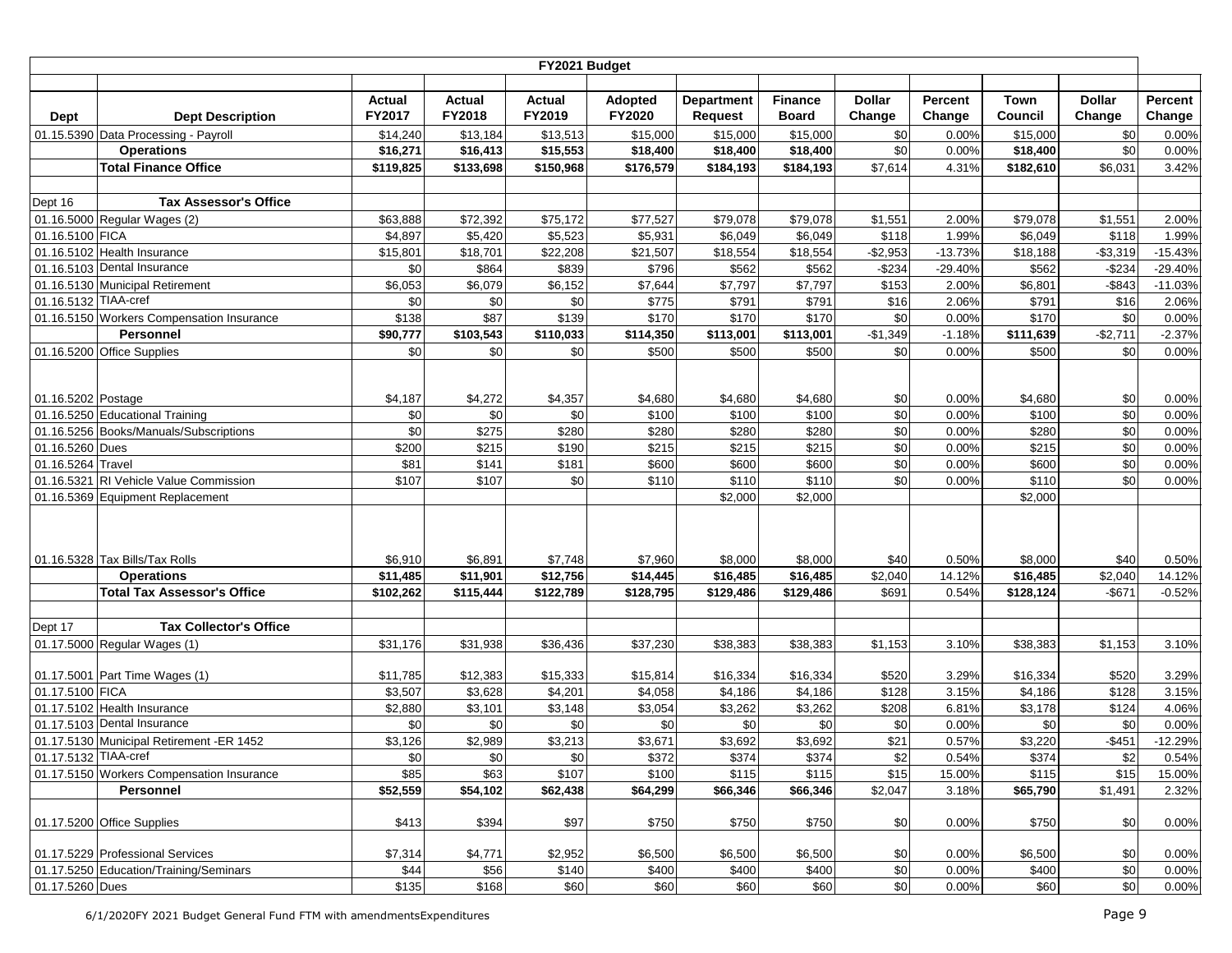| FY2021 Budget | | | | | | | | | | | | |
|---|---|---|---|---|---|---|---|---|---|---|---|---|
| **Dept** | **Dept Description** | **Actual FY2017** | **Actual FY2018** | **Actual FY2019** | **Adopted FY2020** | **Department Request** | **Finance Board** | **Dollar Change** | **Percent Change** | **Town Council** | **Dollar Change** | **Percent Change** |
| 01.15.5390 | Data Processing - Payroll | $14,240 | $13,184 | $13,513 | $15,000 | $15,000 | $15,000 | $0 | 0.00% | $15,000 | $0 | 0.00% |
| | **Operations** | **$16,271** | **$16,413** | **$15,553** | **$18,400** | **$18,400** | **$18,400** | $0 | 0.00% | **$18,400** | $0 | 0.00% |
| | **Total Finance Office** | **$119,825** | **$133,698** | **$150,968** | **$176,579** | **$184,193** | **$184,193** | $7,614 | 4.31% | **$182,610** | $6,031 | 3.42% |
| | | | | | | | | | | | | |
| Dept 16 | **Tax Assessor's Office** | | | | | | | | | | | |
| 01.16.5000 | Regular Wages (2) | $63,888 | $72,392 | $75,172 | $77,527 | $79,078 | $79,078 | $1,551 | 2.00% | $79,078 | $1,551 | 2.00% |
| 01.16.5100 | FICA | $4,897 | $5,420 | $5,523 | $5,931 | $6,049 | $6,049 | $118 | 1.99% | $6,049 | $118 | 1.99% |
| 01.16.5102 | Health Insurance | $15,801 | $18,701 | $22,208 | $21,507 | $18,554 | $18,554 | -$2,953 | -13.73% | $18,188 | -$3,319 | -15.43% |
| 01.16.5103 | Dental Insurance | $0 | $864 | $839 | $796 | $562 | $562 | -$234 | -29.40% | $562 | -$234 | -29.40% |
| 01.16.5130 | Municipal Retirement | $6,053 | $6,079 | $6,152 | $7,644 | $7,797 | $7,797 | $153 | 2.00% | $6,801 | -$843 | -11.03% |
| 01.16.5132 | TIAA-cref | $0 | $0 | $0 | $775 | $791 | $791 | $16 | 2.06% | $791 | $16 | 2.06% |
| 01.16.5150 | Workers Compensation Insurance | $138 | $87 | $139 | $170 | $170 | $170 | $0 | 0.00% | $170 | $0 | 0.00% |
| | **Personnel** | **$90,777** | **$103,543** | **$110,033** | **$114,350** | **$113,001** | **$113,001** | -$1,349 | -1.18% | **$111,639** | -$2,711 | -2.37% |
| 01.16.5200 | Office Supplies | $0 | $0 | $0 | $500 | $500 | $500 | $0 | 0.00% | $500 | $0 | 0.00% |
| 01.16.5202 | Postage | $4,187 | $4,272 | $4,357 | $4,680 | $4,680 | $4,680 | $0 | 0.00% | $4,680 | $0 | 0.00% |
| 01.16.5250 | Educational Training | $0 | $0 | $0 | $100 | $100 | $100 | $0 | 0.00% | $100 | $0 | 0.00% |
| 01.16.5256 | Books/Manuals/Subscriptions | $0 | $275 | $280 | $280 | $280 | $280 | $0 | 0.00% | $280 | $0 | 0.00% |
| 01.16.5260 | Dues | $200 | $215 | $190 | $215 | $215 | $215 | $0 | 0.00% | $215 | $0 | 0.00% |
| 01.16.5264 | Travel | $81 | $141 | $181 | $600 | $600 | $600 | $0 | 0.00% | $600 | $0 | 0.00% |
| 01.16.5321 | RI Vehicle Value Commission | $107 | $107 | $0 | $110 | $110 | $110 | $0 | 0.00% | $110 | $0 | 0.00% |
| 01.16.5369 | Equipment Replacement | | | | | $2,000 | $2,000 | | | $2,000 | | |
| 01.16.5328 | Tax Bills/Tax Rolls | $6,910 | $6,891 | $7,748 | $7,960 | $8,000 | $8,000 | $40 | 0.50% | $8,000 | $40 | 0.50% |
| | **Operations** | **$11,485** | **$11,901** | **$12,756** | **$14,445** | **$16,485** | **$16,485** | $2,040 | 14.12% | **$16,485** | $2,040 | 14.12% |
| | **Total Tax Assessor's Office** | **$102,262** | **$115,444** | **$122,789** | **$128,795** | **$129,486** | **$129,486** | $691 | 0.54% | **$128,124** | -$671 | -0.52% |
| | | | | | | | | | | | | |
| Dept 17 | **Tax Collector's Office** | | | | | | | | | | | |
| 01.17.5000 | Regular Wages (1) | $31,176 | $31,938 | $36,436 | $37,230 | $38,383 | $38,383 | $1,153 | 3.10% | $38,383 | $1,153 | 3.10% |
| 01.17.5001 | Part Time Wages (1) | $11,785 | $12,383 | $15,333 | $15,814 | $16,334 | $16,334 | $520 | 3.29% | $16,334 | $520 | 3.29% |
| 01.17.5100 | FICA | $3,507 | $3,628 | $4,201 | $4,058 | $4,186 | $4,186 | $128 | 3.15% | $4,186 | $128 | 3.15% |
| 01.17.5102 | Health Insurance | $2,880 | $3,101 | $3,148 | $3,054 | $3,262 | $3,262 | $208 | 6.81% | $3,178 | $124 | 4.06% |
| 01.17.5103 | Dental Insurance | $0 | $0 | $0 | $0 | $0 | $0 | $0 | 0.00% | $0 | $0 | 0.00% |
| 01.17.5130 | Municipal Retirement -ER 1452 | $3,126 | $2,989 | $3,213 | $3,671 | $3,692 | $3,692 | $21 | 0.57% | $3,220 | -$451 | -12.29% |
| 01.17.5132 | TIAA-cref | $0 | $0 | $0 | $372 | $374 | $374 | $2 | 0.54% | $374 | $2 | 0.54% |
| 01.17.5150 | Workers Compensation Insurance | $85 | $63 | $107 | $100 | $115 | $115 | $15 | 15.00% | $115 | $15 | 15.00% |
| | **Personnel** | **$52,559** | **$54,102** | **$62,438** | **$64,299** | **$66,346** | **$66,346** | $2,047 | 3.18% | **$65,790** | $1,491 | 2.32% |
| 01.17.5200 | Office Supplies | $413 | $394 | $97 | $750 | $750 | $750 | $0 | 0.00% | $750 | $0 | 0.00% |
| 01.17.5229 | Professional Services | $7,314 | $4,771 | $2,952 | $6,500 | $6,500 | $6,500 | $0 | 0.00% | $6,500 | $0 | 0.00% |
| 01.17.5250 | Education/Training/Seminars | $44 | $56 | $140 | $400 | $400 | $400 | $0 | 0.00% | $400 | $0 | 0.00% |
| 01.17.5260 | Dues | $135 | $168 | $60 | $60 | $60 | $60 | $0 | 0.00% | $60 | $0 | 0.00% |

6/1/2020FY 2021 Budget General Fund FTM with amendmentsExpenditures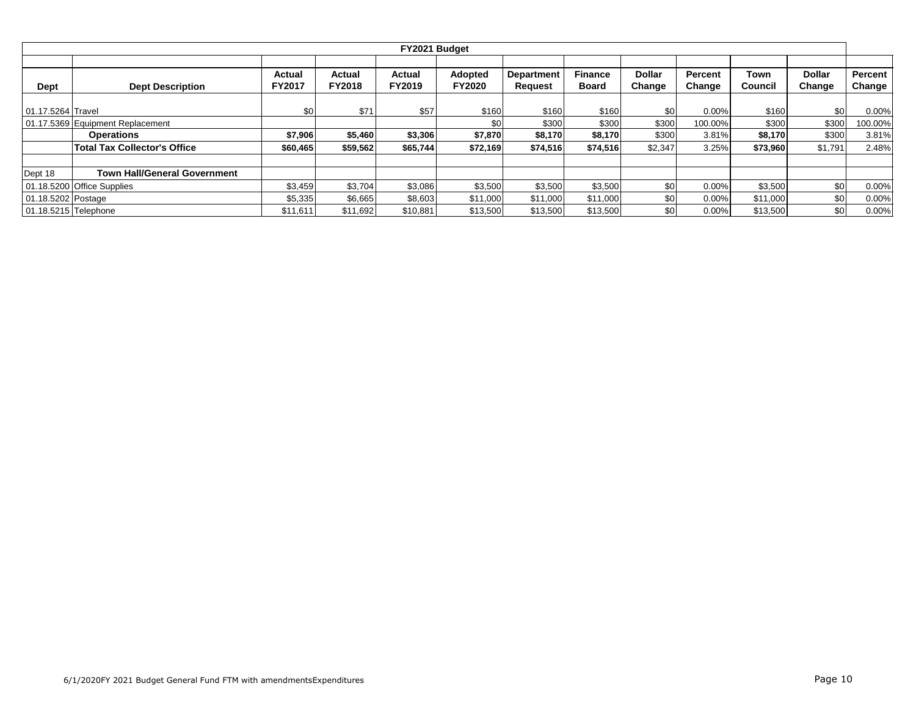| FY2021 Budget | | | | | | | | | | | | |
|---|---|---|---|---|---|---|---|---|---|---|---|---|
| **Dept** | **Dept Description** | **Actual FY2017** | **Actual FY2018** | **Actual FY2019** | **Adopted FY2020** | **Department Request** | **Finance Board** | **Dollar Change** | **Percent Change** | **Town Council** | **Dollar Change** | **Percent Change** |
| 01.17.5264 | Travel | $0 | $71 | $57 | $160 | $160 | $160 | $0 | 0.00% | $160 | $0 | 0.00% |
| 01.17.5369 | Equipment Replacement | | | | $0 | $300 | $300 | $300 | 100.00% | $300 | $300 | 100.00% |
| | **Operations** | **$7,906** | **$5,460** | **$3,306** | **$7,870** | **$8,170** | **$8,170** | $300 | 3.81% | **$8,170** | $300 | 3.81% |
| | **Total Tax Collector's Office** | **$60,465** | **$59,562** | **$65,744** | **$72,169** | **$74,516** | **$74,516** | $2,347 | 3.25% | **$73,960** | $1,791 | 2.48% |
| | | | | | | | | | | | | |
| Dept 18 | **Town Hall/General Government** | | | | | | | | | | | |
| 01.18.5200 | Office Supplies | $3,459 | $3,704 | $3,086 | $3,500 | $3,500 | $3,500 | $0 | 0.00% | $3,500 | $0 | 0.00% |
| 01.18.5202 | Postage | $5,335 | $6,665 | $8,603 | $11,000 | $11,000 | $11,000 | $0 | 0.00% | $11,000 | $0 | 0.00% |
| 01.18.5215 | Telephone | $11,611 | $11,692 | $10,881 | $13,500 | $13,500 | $13,500 | $0 | 0.00% | $13,500 | $0 | 0.00% |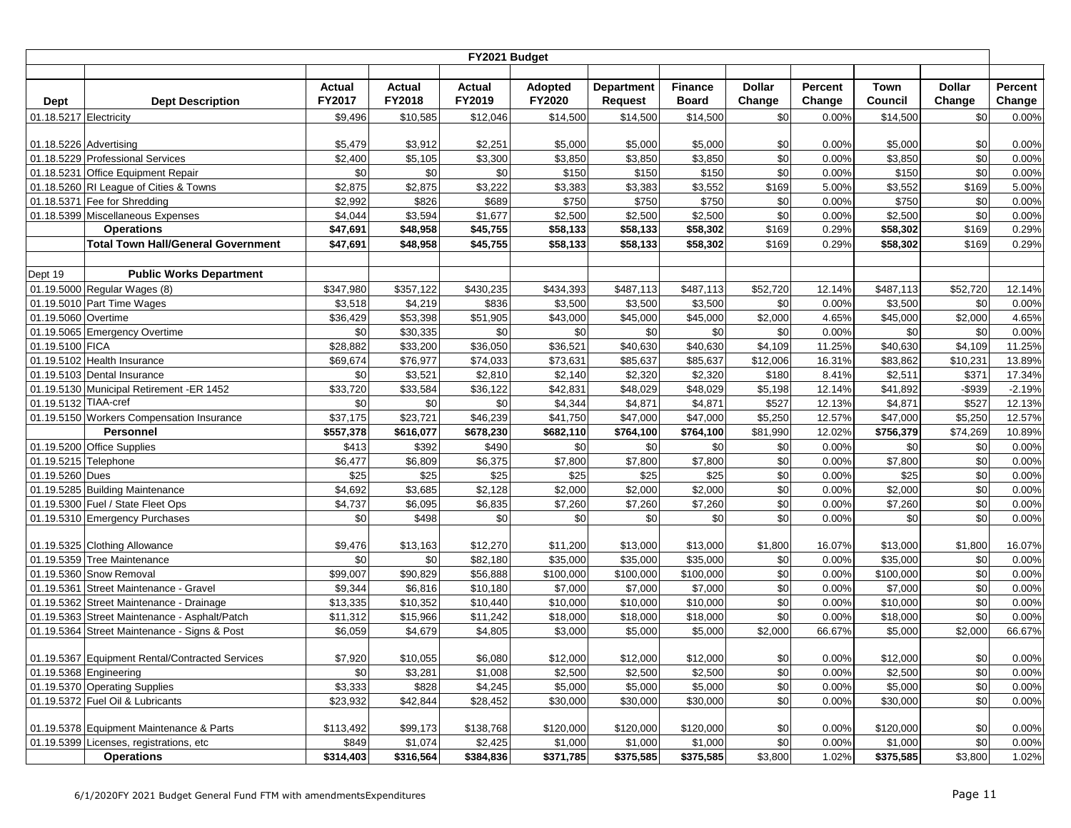| FY2021 Budget | | | | | | | | | | | | |
|---|---|---|---|---|---|---|---|---|---|---|---|---|
| **Dept** | **Dept Description** | **Actual FY2017** | **Actual FY2018** | **Actual FY2019** | **Adopted FY2020** | **Department Request** | **Finance Board** | **Dollar Change** | **Percent Change** | **Town Council** | **Dollar Change** | **Percent Change** |
| 01.18.5217 | Electricity | $9,496 | $10,585 | $12,046 | $14,500 | $14,500 | $14,500 | $0 | 0.00% | $14,500 | $0 | 0.00% |
| 01.18.5226 | Advertising | $5,479 | $3,912 | $2,251 | $5,000 | $5,000 | $5,000 | $0 | 0.00% | $5,000 | $0 | 0.00% |
| 01.18.5229 | Professional Services | $2,400 | $5,105 | $3,300 | $3,850 | $3,850 | $3,850 | $0 | 0.00% | $3,850 | $0 | 0.00% |
| 01.18.5231 | Office Equipment Repair | $0 | $0 | $0 | $150 | $150 | $150 | $0 | 0.00% | $150 | $0 | 0.00% |
| 01.18.5260 | RI League of Cities & Towns | $2,875 | $2,875 | $3,222 | $3,383 | $3,383 | $3,552 | $169 | 5.00% | $3,552 | $169 | 5.00% |
| 01.18.5371 | Fee for Shredding | $2,992 | $826 | $689 | $750 | $750 | $750 | $0 | 0.00% | $750 | $0 | 0.00% |
| 01.18.5399 | Miscellaneous Expenses | $4,044 | $3,594 | $1,677 | $2,500 | $2,500 | $2,500 | $0 | 0.00% | $2,500 | $0 | 0.00% |
| | **Operations** | **$47,691** | **$48,958** | **$45,755** | **$58,133** | **$58,133** | **$58,302** | $169 | 0.29% | **$58,302** | $169 | 0.29% |
| | **Total Town Hall/General Government** | **$47,691** | **$48,958** | **$45,755** | **$58,133** | **$58,133** | **$58,302** | $169 | 0.29% | **$58,302** | $169 | 0.29% |
| Dept 19 | **Public Works Department** | | | | | | | | | | | |
| 01.19.5000 | Regular Wages (8) | $347,980 | $357,122 | $430,235 | $434,393 | $487,113 | $487,113 | $52,720 | 12.14% | $487,113 | $52,720 | 12.14% |
| 01.19.5010 | Part Time Wages | $3,518 | $4,219 | $836 | $3,500 | $3,500 | $3,500 | $0 | 0.00% | $3,500 | $0 | 0.00% |
| 01.19.5060 | Overtime | $36,429 | $53,398 | $51,905 | $43,000 | $45,000 | $45,000 | $2,000 | 4.65% | $45,000 | $2,000 | 4.65% |
| 01.19.5065 | Emergency Overtime | $0 | $30,335 | $0 | $0 | $0 | $0 | $0 | 0.00% | $0 | $0 | 0.00% |
| 01.19.5100 | FICA | $28,882 | $33,200 | $36,050 | $36,521 | $40,630 | $40,630 | $4,109 | 11.25% | $40,630 | $4,109 | 11.25% |
| 01.19.5102 | Health Insurance | $69,674 | $76,977 | $74,033 | $73,631 | $85,637 | $85,637 | $12,006 | 16.31% | $83,862 | $10,231 | 13.89% |
| 01.19.5103 | Dental Insurance | $0 | $3,521 | $2,810 | $2,140 | $2,320 | $2,320 | $180 | 8.41% | $2,511 | $371 | 17.34% |
| 01.19.5130 | Municipal Retirement -ER 1452 | $33,720 | $33,584 | $36,122 | $42,831 | $48,029 | $48,029 | $5,198 | 12.14% | $41,892 | -$939 | -2.19% |
| 01.19.5132 | TIAA-cref | $0 | $0 | $0 | $4,344 | $4,871 | $4,871 | $527 | 12.13% | $4,871 | $527 | 12.13% |
| 01.19.5150 | Workers Compensation Insurance | $37,175 | $23,721 | $46,239 | $41,750 | $47,000 | $47,000 | $5,250 | 12.57% | $47,000 | $5,250 | 12.57% |
| | **Personnel** | **$557,378** | **$616,077** | **$678,230** | **$682,110** | **$764,100** | **$764,100** | $81,990 | 12.02% | **$756,379** | $74,269 | 10.89% |
| 01.19.5200 | Office Supplies | $413 | $392 | $490 | $0 | $0 | $0 | $0 | 0.00% | $0 | $0 | 0.00% |
| 01.19.5215 | Telephone | $6,477 | $6,809 | $6,375 | $7,800 | $7,800 | $7,800 | $0 | 0.00% | $7,800 | $0 | 0.00% |
| 01.19.5260 | Dues | $25 | $25 | $25 | $25 | $25 | $25 | $0 | 0.00% | $25 | $0 | 0.00% |
| 01.19.5285 | Building Maintenance | $4,692 | $3,685 | $2,128 | $2,000 | $2,000 | $2,000 | $0 | 0.00% | $2,000 | $0 | 0.00% |
| 01.19.5300 | Fuel / State Fleet Ops | $4,737 | $6,095 | $6,835 | $7,260 | $7,260 | $7,260 | $0 | 0.00% | $7,260 | $0 | 0.00% |
| 01.19.5310 | Emergency Purchases | $0 | $498 | $0 | $0 | $0 | $0 | $0 | 0.00% | $0 | $0 | 0.00% |
| 01.19.5325 | Clothing Allowance | $9,476 | $13,163 | $12,270 | $11,200 | $13,000 | $13,000 | $1,800 | 16.07% | $13,000 | $1,800 | 16.07% |
| 01.19.5359 | Tree Maintenance | $0 | $0 | $82,180 | $35,000 | $35,000 | $35,000 | $0 | 0.00% | $35,000 | $0 | 0.00% |
| 01.19.5360 | Snow Removal | $99,007 | $90,829 | $56,888 | $100,000 | $100,000 | $100,000 | $0 | 0.00% | $100,000 | $0 | 0.00% |
| 01.19.5361 | Street Maintenance - Gravel | $9,344 | $6,816 | $10,180 | $7,000 | $7,000 | $7,000 | $0 | 0.00% | $7,000 | $0 | 0.00% |
| 01.19.5362 | Street Maintenance - Drainage | $13,335 | $10,352 | $10,440 | $10,000 | $10,000 | $10,000 | $0 | 0.00% | $10,000 | $0 | 0.00% |
| 01.19.5363 | Street Maintenance - Asphalt/Patch | $11,312 | $15,966 | $11,242 | $18,000 | $18,000 | $18,000 | $0 | 0.00% | $18,000 | $0 | 0.00% |
| 01.19.5364 | Street Maintenance - Signs & Post | $6,059 | $4,679 | $4,805 | $3,000 | $5,000 | $5,000 | $2,000 | 66.67% | $5,000 | $2,000 | 66.67% |
| 01.19.5367 | Equipment Rental/Contracted Services | $7,920 | $10,055 | $6,080 | $12,000 | $12,000 | $12,000 | $0 | 0.00% | $12,000 | $0 | 0.00% |
| 01.19.5368 | Engineering | $0 | $3,281 | $1,008 | $2,500 | $2,500 | $2,500 | $0 | 0.00% | $2,500 | $0 | 0.00% |
| 01.19.5370 | Operating Supplies | $3,333 | $828 | $4,245 | $5,000 | $5,000 | $5,000 | $0 | 0.00% | $5,000 | $0 | 0.00% |
| 01.19.5372 | Fuel Oil & Lubricants | $23,932 | $42,844 | $28,452 | $30,000 | $30,000 | $30,000 | $0 | 0.00% | $30,000 | $0 | 0.00% |
| 01.19.5378 | Equipment Maintenance & Parts | $113,492 | $99,173 | $138,768 | $120,000 | $120,000 | $120,000 | $0 | 0.00% | $120,000 | $0 | 0.00% |
| 01.19.5399 | Licenses, registrations, etc | $849 | $1,074 | $2,425 | $1,000 | $1,000 | $1,000 | $0 | 0.00% | $1,000 | $0 | 0.00% |
| | **Operations** | **$314,403** | **$316,564** | **$384,836** | **$371,785** | **$375,585** | **$375,585** | $3,800 | 1.02% | **$375,585** | $3,800 | 1.02% |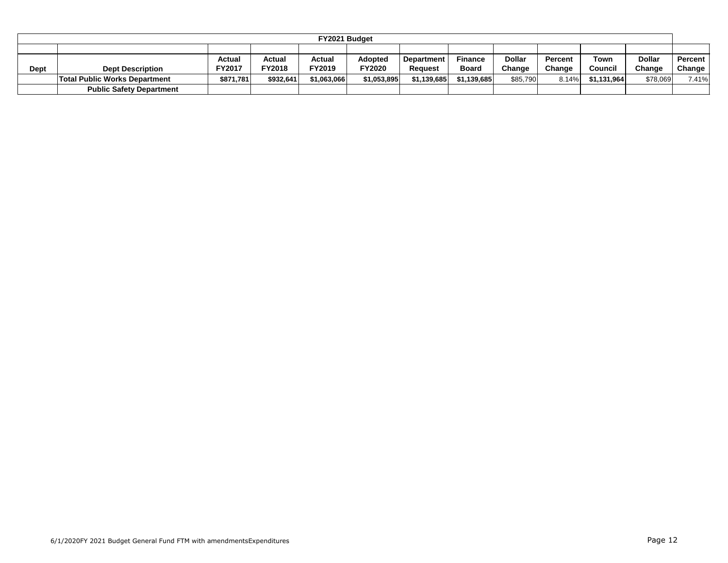| FY2021 Budget | | | | | | | | | | | | |
|---|---|---|---|---|---|---|---|---|---|---|---|---|
| | | | | | | | | | | | | |
| Dept | Dept Description | Actual FY2017 | Actual FY2018 | Actual FY2019 | Adopted FY2020 | Department Request | Finance Board | Dollar Change | Percent Change | Town Council | Dollar Change | Percent Change |
| | **Total Public Works Department** | **$871,781** | **$932,641** | **$1,063,066** | **$1,053,895** | **$1,139,685** | **$1,139,685** | $85,790 | 8.14% | **$1,131,964** | $78,069 | 7.41% |
| | **Public Safety Department** | | | | | | | | | | | |

6/1/2020FY 2021 Budget General Fund FTM with amendmentsExpenditures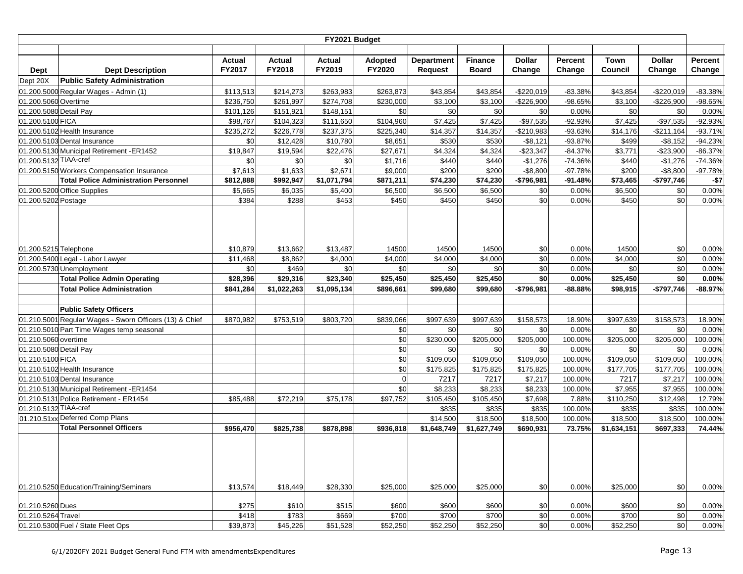| FY2021 Budget | | | | | | | | | | | | |
|---|---|---|---|---|---|---|---|---|---|---|---|---|
| **Dept** | **Dept Description** | **Actual FY2017** | **Actual FY2018** | **Actual FY2019** | **Adopted FY2020** | **Department Request** | **Finance Board** | **Dollar Change** | **Percent Change** | **Town Council** | **Dollar Change** | **Percent Change** |
| Dept 20X | **Public Safety Administration** | | | | | | | | | | | |
| 01.200.5000 | Regular Wages - Admin (1) | $113,513 | $214,273 | $263,983 | $263,873 | $43,854 | $43,854 | -$220,019 | -83.38% | $43,854 | -$220,019 | -83.38% |
| 01.200.5060 | Overtime | $236,750 | $261,997 | $274,708 | $230,000 | $3,100 | $3,100 | -$226,900 | -98.65% | $3,100 | -$226,900 | -98.65% |
| 01.200.5080 | Detail Pay | $101,126 | $151,921 | $148,151 | $0 | $0 | $0 | $0 | 0.00% | $0 | $0 | 0.00% |
| 01.200.5100 | FICA | $98,767 | $104,323 | $111,650 | $104,960 | $7,425 | $7,425 | -$97,535 | -92.93% | $7,425 | -$97,535 | -92.93% |
| 01.200.5102 | Health Insurance | $235,272 | $226,778 | $237,375 | $225,340 | $14,357 | $14,357 | -$210,983 | -93.63% | $14,176 | -$211,164 | -93.71% |
| 01.200.5103 | Dental Insurance | $0 | $12,428 | $10,780 | $8,651 | $530 | $530 | -$8,121 | -93.87% | $499 | -$8,152 | -94.23% |
| 01.200.5130 | Municipal Retirement -ER1452 | $19,847 | $19,594 | $22,476 | $27,671 | $4,324 | $4,324 | -$23,347 | -84.37% | $3,771 | -$23,900 | -86.37% |
| 01.200.5132 | TIAA-cref | $0 | $0 | $0 | $1,716 | $440 | $440 | -$1,276 | -74.36% | $440 | -$1,276 | -74.36% |
| 01.200.5150 | Workers Compensation Insurance | $7,613 | $1,633 | $2,671 | $9,000 | $200 | $200 | -$8,800 | -97.78% | $200 | -$8,800 | -97.78% |
| | **Total Police Administration Personnel** | **$812,888** | **$992,947** | **$1,071,794** | **$871,211** | **$74,230** | **$74,230** | **-$796,981** | **-91.48%** | **$73,465** | **-$797,746** | **-$7** |
| 01.200.5200 | Office Supplies | $5,665 | $6,035 | $5,400 | $6,500 | $6,500 | $6,500 | $0 | 0.00% | $6,500 | $0 | 0.00% |
| 01.200.5202 | Postage | $384 | $288 | $453 | $450 | $450 | $450 | $0 | 0.00% | $450 | $0 | 0.00% |
| 01.200.5215 | Telephone | $10,879 | $13,662 | $13,487 | 14500 | 14500 | 14500 | $0 | 0.00% | 14500 | $0 | 0.00% |
| 01.200.5400 | Legal - Labor Lawyer | $11,468 | $8,862 | $4,000 | $4,000 | $4,000 | $4,000 | $0 | 0.00% | $4,000 | $0 | 0.00% |
| 01.200.5730 | Unemployment | $0 | $469 | $0 | $0 | $0 | $0 | $0 | 0.00% | $0 | $0 | 0.00% |
| | **Total Police Admin Operating** | **$28,396** | **$29,316** | **$23,340** | **$25,450** | **$25,450** | **$25,450** | **$0** | **0.00%** | **$25,450** | **$0** | **0.00%** |
| | **Total Police Administration** | **$841,284** | **$1,022,263** | **$1,095,134** | **$896,661** | **$99,680** | **$99,680** | **-$796,981** | **-88.88%** | **$98,915** | **-$797,746** | **-88.97%** |
| | **Public Safety Officers** | | | | | | | | | | | |
| 01.210.5001 | Regular Wages - Sworn Officers (13) & Chief | $870,982 | $753,519 | $803,720 | $839,066 | $997,639 | $997,639 | $158,573 | 18.90% | $997,639 | $158,573 | 18.90% |
| 01.210.5010 | Part Time Wages temp seasonal | | | | $0 | $0 | $0 | $0 | 0.00% | $0 | $0 | 0.00% |
| 01.210.5060 | overtime | | | | $0 | $230,000 | $205,000 | $205,000 | 100.00% | $205,000 | $205,000 | 100.00% |
| 01.210.5080 | Detail Pay | | | | $0 | $0 | $0 | $0 | 0.00% | $0 | $0 | 0.00% |
| 01.210.5100 | FICA | | | | $0 | $109,050 | $109,050 | $109,050 | 100.00% | $109,050 | $109,050 | 100.00% |
| 01.210.5102 | Health Insurance | | | | $0 | $175,825 | $175,825 | $175,825 | 100.00% | $177,705 | $177,705 | 100.00% |
| 01.210.5103 | Dental Insurance | | | | 0 | 7217 | 7217 | $7,217 | 100.00% | 7217 | $7,217 | 100.00% |
| 01.210.5130 | Municipal Retirement -ER1454 | | | | $0 | $8,233 | $8,233 | $8,233 | 100.00% | $7,955 | $7,955 | 100.00% |
| 01.210.5131 | Police Retirement - ER1454 | $85,488 | $72,219 | $75,178 | $97,752 | $105,450 | $105,450 | $7,698 | 7.88% | $110,250 | $12,498 | 12.79% |
| 01.210.5132 | TIAA-cref | | | | | $835 | $835 | $835 | 100.00% | $835 | $835 | 100.00% |
| 01.210.51xx | Deferred Comp Plans | | | | | $14,500 | $18,500 | $18,500 | 100.00% | $18,500 | $18,500 | 100.00% |
| | **Total Personnel Officers** | **$956,470** | **$825,738** | **$878,898** | **$936,818** | **$1,648,749** | **$1,627,749** | **$690,931** | **73.75%** | **$1,634,151** | **$697,333** | **74.44%** |
| 01.210.5250 | Education/Training/Seminars | $13,574 | $18,449 | $28,330 | $25,000 | $25,000 | $25,000 | $0 | 0.00% | $25,000 | $0 | 0.00% |
| 01.210.5260 | Dues | $275 | $610 | $515 | $600 | $600 | $600 | $0 | 0.00% | $600 | $0 | 0.00% |
| 01.210.5264 | Travel | $418 | $783 | $669 | $700 | $700 | $700 | $0 | 0.00% | $700 | $0 | 0.00% |
| 01.210.5300 | Fuel / State Fleet Ops | $39,873 | $45,226 | $51,528 | $52,250 | $52,250 | $52,250 | $0 | 0.00% | $52,250 | $0 | 0.00% |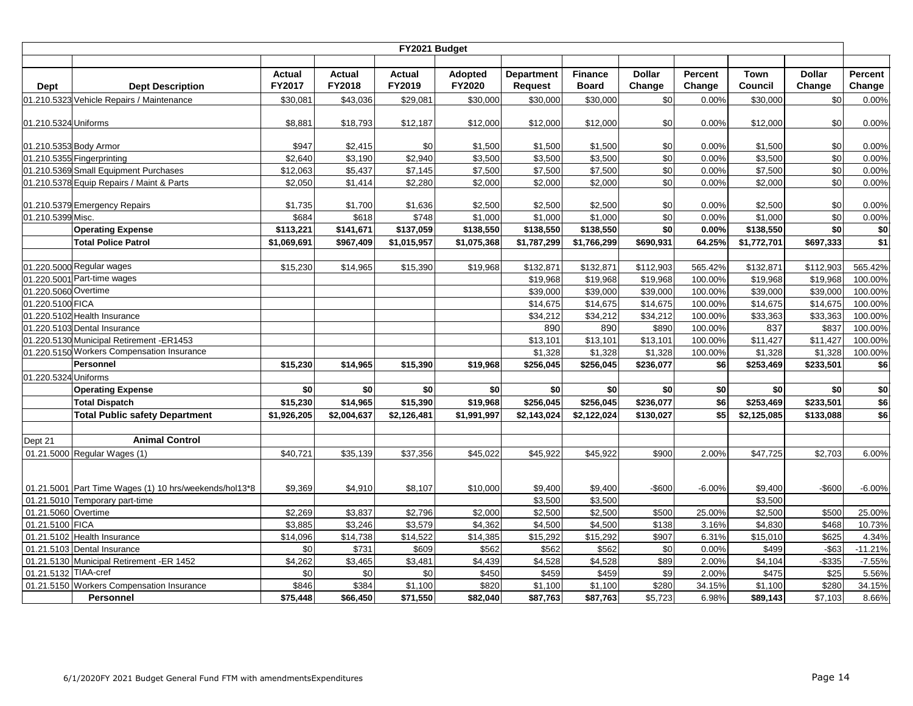| FY2021 Budget | | | | | | | | | | | | |
|---|---|---|---|---|---|---|---|---|---|---|---|---|
| **Dept** | **Dept Description** | **Actual FY2017** | **Actual FY2018** | **Actual FY2019** | **Adopted FY2020** | **Department Request** | **Finance Board** | **Dollar Change** | **Percent Change** | **Town Council** | **Dollar Change** | **Percent Change** |
| 01.210.5323 | Vehicle Repairs / Maintenance | $30,081 | $43,036 | $29,081 | $30,000 | $30,000 | $30,000 | $0 | 0.00% | $30,000 | $0 | 0.00% |
| 01.210.5324 | Uniforms | $8,881 | $18,793 | $12,187 | $12,000 | $12,000 | $12,000 | $0 | 0.00% | $12,000 | $0 | 0.00% |
| 01.210.5353 | Body Armor | $947 | $2,415 | $0 | $1,500 | $1,500 | $1,500 | $0 | 0.00% | $1,500 | $0 | 0.00% |
| 01.210.5355 | Fingerprinting | $2,640 | $3,190 | $2,940 | $3,500 | $3,500 | $3,500 | $0 | 0.00% | $3,500 | $0 | 0.00% |
| 01.210.5369 | Small Equipment Purchases | $12,063 | $5,437 | $7,145 | $7,500 | $7,500 | $7,500 | $0 | 0.00% | $7,500 | $0 | 0.00% |
| 01.210.5378 | Equip Repairs / Maint & Parts | $2,050 | $1,414 | $2,280 | $2,000 | $2,000 | $2,000 | $0 | 0.00% | $2,000 | $0 | 0.00% |
| 01.210.5379 | Emergency Repairs | $1,735 | $1,700 | $1,636 | $2,500 | $2,500 | $2,500 | $0 | 0.00% | $2,500 | $0 | 0.00% |
| 01.210.5399 | Misc. | $684 | $618 | $748 | $1,000 | $1,000 | $1,000 | $0 | 0.00% | $1,000 | $0 | 0.00% |
| | **Operating Expense** | **$113,221** | **$141,671** | **$137,059** | **$138,550** | **$138,550** | **$138,550** | **$0** | **0.00%** | **$138,550** | **$0** | **$0** |
| | **Total Police Patrol** | **$1,069,691** | **$967,409** | **$1,015,957** | **$1,075,368** | **$1,787,299** | **$1,766,299** | **$690,931** | **64.25%** | **$1,772,701** | **$697,333** | **$1** |
| 01.220.5000 | Regular wages | $15,230 | $14,965 | $15,390 | $19,968 | $132,871 | $132,871 | $112,903 | 565.42% | $132,871 | $112,903 | 565.42% |
| 01.220.5001 | Part-time wages | | | | | $19,968 | $19,968 | $19,968 | 100.00% | $19,968 | $19,968 | 100.00% |
| 01.220.5060 | Overtime | | | | | $39,000 | $39,000 | $39,000 | 100.00% | $39,000 | $39,000 | 100.00% |
| 01.220.5100 | FICA | | | | | $14,675 | $14,675 | $14,675 | 100.00% | $14,675 | $14,675 | 100.00% |
| 01.220.5102 | Health Insurance | | | | | $34,212 | $34,212 | $34,212 | 100.00% | $33,363 | $33,363 | 100.00% |
| 01.220.5103 | Dental Insurance | | | | | 890 | 890 | $890 | 100.00% | 837 | $837 | 100.00% |
| 01.220.5130 | Municipal Retirement -ER1453 | | | | | $13,101 | $13,101 | $13,101 | 100.00% | $11,427 | $11,427 | 100.00% |
| 01.220.5150 | Workers Compensation Insurance | | | | | $1,328 | $1,328 | $1,328 | 100.00% | $1,328 | $1,328 | 100.00% |
| | **Personnel** | **$15,230** | **$14,965** | **$15,390** | **$19,968** | **$256,045** | **$256,045** | **$236,077** | **$6** | **$253,469** | **$233,501** | **$6** |
| 01.220.5324 | Uniforms | | | | | | | | | | | |
| | **Operating Expense** | **$0** | **$0** | **$0** | **$0** | **$0** | **$0** | **$0** | **$0** | **$0** | **$0** | **$0** |
| | **Total Dispatch** | **$15,230** | **$14,965** | **$15,390** | **$19,968** | **$256,045** | **$256,045** | **$236,077** | **$6** | **$253,469** | **$233,501** | **$6** |
| | **Total Public safety Department** | **$1,926,205** | **$2,004,637** | **$2,126,481** | **$1,991,997** | **$2,143,024** | **$2,122,024** | **$130,027** | **$5** | **$2,125,085** | **$133,088** | **$6** |
| Dept 21 | **Animal Control** | | | | | | | | | | | |
| 01.21.5000 | Regular Wages (1) | $40,721 | $35,139 | $37,356 | $45,022 | $45,922 | $45,922 | $900 | 2.00% | $47,725 | $2,703 | 6.00% |
| 01.21.5001 | Part Time Wages (1) 10 hrs/weekends/hol13*8 | $9,369 | $4,910 | $8,107 | $10,000 | $9,400 | $9,400 | -$600 | -6.00% | $9,400 | -$600 | -6.00% |
| 01.21.5010 | Temporary part-time | | | | | $3,500 | $3,500 | | | $3,500 | | |
| 01.21.5060 | Overtime | $2,269 | $3,837 | $2,796 | $2,000 | $2,500 | $2,500 | $500 | 25.00% | $2,500 | $500 | 25.00% |
| 01.21.5100 | FICA | $3,885 | $3,246 | $3,579 | $4,362 | $4,500 | $4,500 | $138 | 3.16% | $4,830 | $468 | 10.73% |
| 01.21.5102 | Health Insurance | $14,096 | $14,738 | $14,522 | $14,385 | $15,292 | $15,292 | $907 | 6.31% | $15,010 | $625 | 4.34% |
| 01.21.5103 | Dental Insurance | $0 | $731 | $609 | $562 | $562 | $562 | $0 | 0.00% | $499 | -$63 | -11.21% |
| 01.21.5130 | Municipal Retirement -ER 1452 | $4,262 | $3,465 | $3,481 | $4,439 | $4,528 | $4,528 | $89 | 2.00% | $4,104 | -$335 | -7.55% |
| 01.21.5132 | TIAA-cref | $0 | $0 | $0 | $450 | $459 | $459 | $9 | 2.00% | $475 | $25 | 5.56% |
| 01.21.5150 | Workers Compensation Insurance | $846 | $384 | $1,100 | $820 | $1,100 | $1,100 | $280 | 34.15% | $1,100 | $280 | 34.15% |
| | **Personnel** | **$75,448** | **$66,450** | **$71,550** | **$82,040** | **$87,763** | **$87,763** | $5,723 | 6.98% | **$89,143** | $7,103 | 8.66% |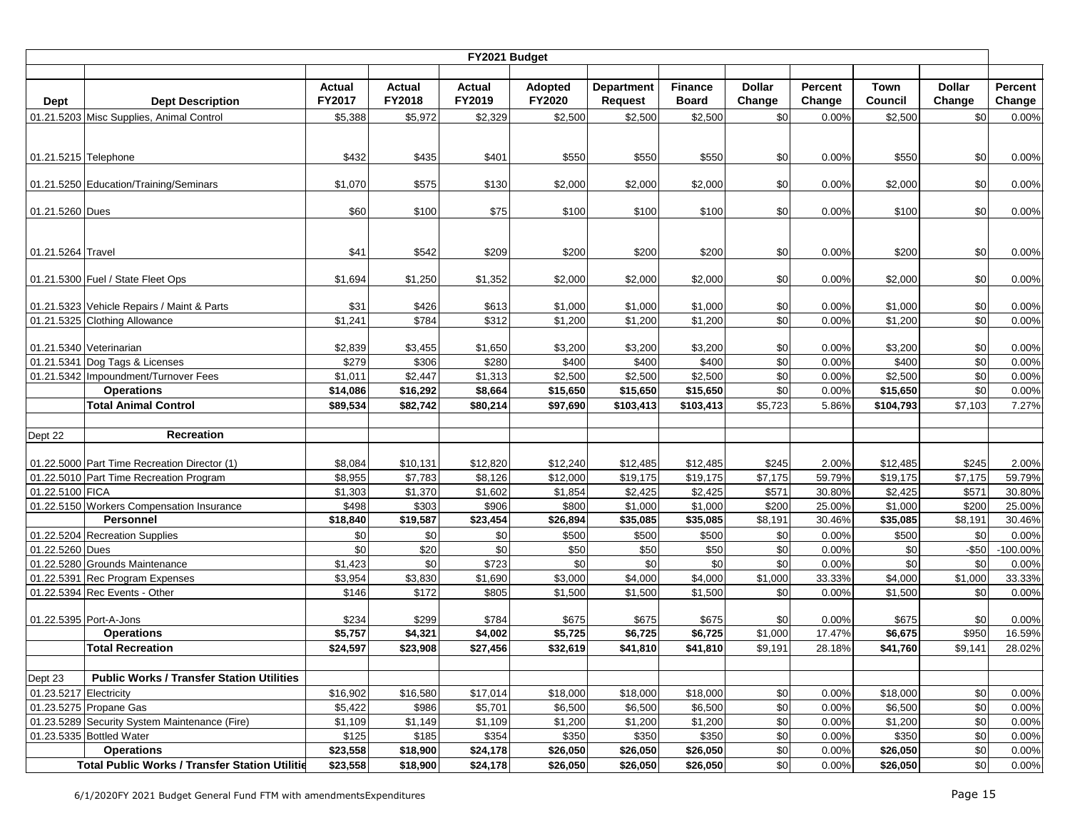| FY2021 Budget | | | | | | | | | | | | |
|---|---|---|---|---|---|---|---|---|---|---|---|---|
| **Dept** | **Dept Description** | **Actual FY2017** | **Actual FY2018** | **Actual FY2019** | **Adopted FY2020** | **Department Request** | **Finance Board** | **Dollar Change** | **Percent Change** | **Town Council** | **Dollar Change** | **Percent Change** |
| 01.21.5203 | Misc Supplies, Animal Control | $5,388 | $5,972 | $2,329 | $2,500 | $2,500 | $2,500 | $0 | 0.00% | $2,500 | $0 | 0.00% |
| 01.21.5215 | Telephone | $432 | $435 | $401 | $550 | $550 | $550 | $0 | 0.00% | $550 | $0 | 0.00% |
| 01.21.5250 | Education/Training/Seminars | $1,070 | $575 | $130 | $2,000 | $2,000 | $2,000 | $0 | 0.00% | $2,000 | $0 | 0.00% |
| 01.21.5260 | Dues | $60 | $100 | $75 | $100 | $100 | $100 | $0 | 0.00% | $100 | $0 | 0.00% |
| 01.21.5264 | Travel | $41 | $542 | $209 | $200 | $200 | $200 | $0 | 0.00% | $200 | $0 | 0.00% |
| 01.21.5300 | Fuel / State Fleet Ops | $1,694 | $1,250 | $1,352 | $2,000 | $2,000 | $2,000 | $0 | 0.00% | $2,000 | $0 | 0.00% |
| 01.21.5323 | Vehicle Repairs / Maint & Parts | $31 | $426 | $613 | $1,000 | $1,000 | $1,000 | $0 | 0.00% | $1,000 | $0 | 0.00% |
| 01.21.5325 | Clothing Allowance | $1,241 | $784 | $312 | $1,200 | $1,200 | $1,200 | $0 | 0.00% | $1,200 | $0 | 0.00% |
| 01.21.5340 | Veterinarian | $2,839 | $3,455 | $1,650 | $3,200 | $3,200 | $3,200 | $0 | 0.00% | $3,200 | $0 | 0.00% |
| 01.21.5341 | Dog Tags & Licenses | $279 | $306 | $280 | $400 | $400 | $400 | $0 | 0.00% | $400 | $0 | 0.00% |
| 01.21.5342 | Impoundment/Turnover Fees | $1,011 | $2,447 | $1,313 | $2,500 | $2,500 | $2,500 | $0 | 0.00% | $2,500 | $0 | 0.00% |
| | **Operations** | **$14,086** | **$16,292** | **$8,664** | **$15,650** | **$15,650** | **$15,650** | $0 | 0.00% | **$15,650** | $0 | 0.00% |
| | **Total Animal Control** | **$89,534** | **$82,742** | **$80,214** | **$97,690** | **$103,413** | **$103,413** | $5,723 | 5.86% | **$104,793** | $7,103 | 7.27% |
| Dept 22 | **Recreation** | | | | | | | | | | | |
| 01.22.5000 | Part Time Recreation Director (1) | $8,084 | $10,131 | $12,820 | $12,240 | $12,485 | $12,485 | $245 | 2.00% | $12,485 | $245 | 2.00% |
| 01.22.5010 | Part Time Recreation Program | $8,955 | $7,783 | $8,126 | $12,000 | $19,175 | $19,175 | $7,175 | 59.79% | $19,175 | $7,175 | 59.79% |
| 01.22.5100 | FICA | $1,303 | $1,370 | $1,602 | $1,854 | $2,425 | $2,425 | $571 | 30.80% | $2,425 | $571 | 30.80% |
| 01.22.5150 | Workers Compensation Insurance | $498 | $303 | $906 | $800 | $1,000 | $1,000 | $200 | 25.00% | $1,000 | $200 | 25.00% |
| | **Personnel** | **$18,840** | **$19,587** | **$23,454** | **$26,894** | **$35,085** | **$35,085** | $8,191 | 30.46% | **$35,085** | $8,191 | 30.46% |
| 01.22.5204 | Recreation Supplies | $0 | $0 | $0 | $500 | $500 | $500 | $0 | 0.00% | $500 | $0 | 0.00% |
| 01.22.5260 | Dues | $0 | $20 | $0 | $50 | $50 | $50 | $0 | 0.00% | $0 | -$50 | -100.00% |
| 01.22.5280 | Grounds Maintenance | $1,423 | $0 | $723 | $0 | $0 | $0 | $0 | 0.00% | $0 | $0 | 0.00% |
| 01.22.5391 | Rec Program Expenses | $3,954 | $3,830 | $1,690 | $3,000 | $4,000 | $4,000 | $1,000 | 33.33% | $4,000 | $1,000 | 33.33% |
| 01.22.5394 | Rec Events - Other | $146 | $172 | $805 | $1,500 | $1,500 | $1,500 | $0 | 0.00% | $1,500 | $0 | 0.00% |
| 01.22.5395 | Port-A-Jons | $234 | $299 | $784 | $675 | $675 | $675 | $0 | 0.00% | $675 | $0 | 0.00% |
| | **Operations** | **$5,757** | **$4,321** | **$4,002** | **$5,725** | **$6,725** | **$6,725** | $1,000 | 17.47% | **$6,675** | $950 | 16.59% |
| | **Total Recreation** | **$24,597** | **$23,908** | **$27,456** | **$32,619** | **$41,810** | **$41,810** | $9,191 | 28.18% | **$41,760** | $9,141 | 28.02% |
| Dept 23 | **Public Works / Transfer Station Utilities** | | | | | | | | | | | |
| 01.23.5217 | Electricity | $16,902 | $16,580 | $17,014 | $18,000 | $18,000 | $18,000 | $0 | 0.00% | $18,000 | $0 | 0.00% |
| 01.23.5275 | Propane Gas | $5,422 | $986 | $5,701 | $6,500 | $6,500 | $6,500 | $0 | 0.00% | $6,500 | $0 | 0.00% |
| 01.23.5289 | Security System Maintenance (Fire) | $1,109 | $1,149 | $1,109 | $1,200 | $1,200 | $1,200 | $0 | 0.00% | $1,200 | $0 | 0.00% |
| 01.23.5335 | Bottled Water | $125 | $185 | $354 | $350 | $350 | $350 | $0 | 0.00% | $350 | $0 | 0.00% |
| | **Operations** | **$23,558** | **$18,900** | **$24,178** | **$26,050** | **$26,050** | **$26,050** | $0 | 0.00% | **$26,050** | $0 | 0.00% |
| | **Total Public Works / Transfer Station Utilitie** | **$23,558** | **$18,900** | **$24,178** | **$26,050** | **$26,050** | **$26,050** | $0 | 0.00% | **$26,050** | $0 | 0.00% |

6/1/2020FY 2021 Budget General Fund FTM with amendmentsExpenditures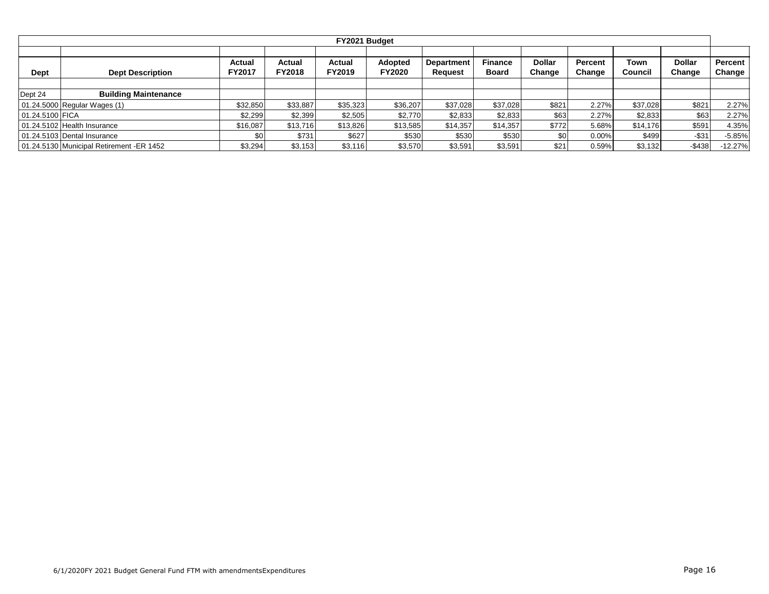| FY2021 Budget | | | | | | | | | | | | |
|---|---|---|---|---|---|---|---|---|---|---|---|---|
| | | | | | | | | | | | | |
| Dept | Dept Description | Actual FY2017 | Actual FY2018 | Actual FY2019 | Adopted FY2020 | Department Request | Finance Board | Dollar Change | Percent Change | Town Council | Dollar Change | Percent Change |
| | | | | | | | | | | | | |
| Dept 24 | **Building Maintenance** | | | | | | | | | | | |
| 01.24.5000 | Regular Wages (1) | $32,850 | $33,887 | $35,323 | $36,207 | $37,028 | $37,028 | $821 | 2.27% | $37,028 | $821 | 2.27% |
| 01.24.5100 | FICA | $2,299 | $2,399 | $2,505 | $2,770 | $2,833 | $2,833 | $63 | 2.27% | $2,833 | $63 | 2.27% |
| 01.24.5102 | Health Insurance | $16,087 | $13,716 | $13,826 | $13,585 | $14,357 | $14,357 | $772 | 5.68% | $14,176 | $591 | 4.35% |
| 01.24.5103 | Dental Insurance | $0 | $731 | $627 | $530 | $530 | $530 | $0 | 0.00% | $499 | -$31 | -5.85% |
| 01.24.5130 | Municipal Retirement -ER 1452 | $3,294 | $3,153 | $3,116 | $3,570 | $3,591 | $3,591 | $21 | 0.59% | $3,132 | -$438 | -12.27% |

6/1/2020FY 2021 Budget General Fund FTM with amendmentsExpenditures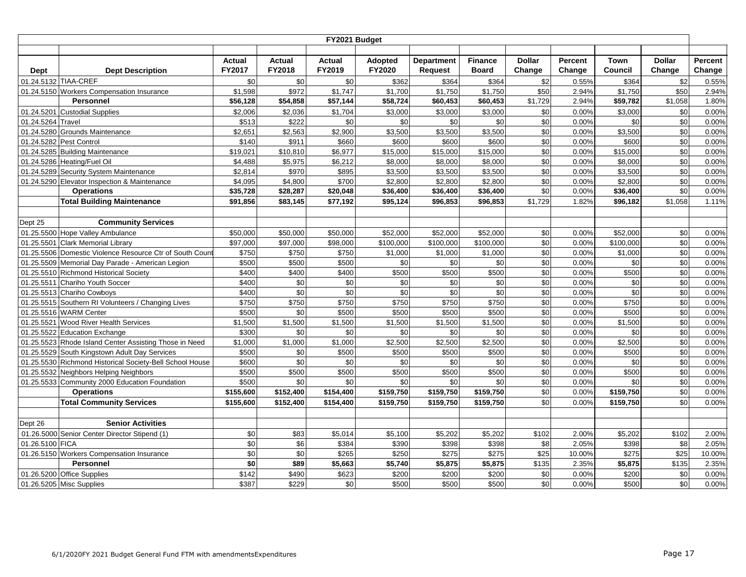| FY2021 Budget | | | | | | | | | | | | |
|---|---|---|---|---|---|---|---|---|---|---|---|---|
| **Dept** | **Dept Description** | **Actual FY2017** | **Actual FY2018** | **Actual FY2019** | **Adopted FY2020** | **Department Request** | **Finance Board** | **Dollar Change** | **Percent Change** | **Town Council** | **Dollar Change** | **Percent Change** |
| 01.24.5132 | TIAA-CREF | $0 | $0 | $0 | $362 | $364 | $364 | $2 | 0.55% | $364 | $2 | 0.55% |
| 01.24.5150 | Workers Compensation Insurance | $1,598 | $972 | $1,747 | $1,700 | $1,750 | $1,750 | $50 | 2.94% | $1,750 | $50 | 2.94% |
| | **Personnel** | **$56,128** | **$54,858** | **$57,144** | **$58,724** | **$60,453** | **$60,453** | $1,729 | 2.94% | **$59,782** | $1,058 | 1.80% |
| 01.24.5201 | Custodial Supplies | $2,006 | $2,036 | $1,704 | $3,000 | $3,000 | $3,000 | $0 | 0.00% | $3,000 | $0 | 0.00% |
| 01.24.5264 | Travel | $513 | $222 | $0 | $0 | $0 | $0 | $0 | 0.00% | $0 | $0 | 0.00% |
| 01.24.5280 | Grounds Maintenance | $2,651 | $2,563 | $2,900 | $3,500 | $3,500 | $3,500 | $0 | 0.00% | $3,500 | $0 | 0.00% |
| 01.24.5282 | Pest Control | $140 | $911 | $660 | $600 | $600 | $600 | $0 | 0.00% | $600 | $0 | 0.00% |
| 01.24.5285 | Building Maintenance | $19,021 | $10,810 | $6,977 | $15,000 | $15,000 | $15,000 | $0 | 0.00% | $15,000 | $0 | 0.00% |
| 01.24.5286 | Heating/Fuel Oil | $4,488 | $5,975 | $6,212 | $8,000 | $8,000 | $8,000 | $0 | 0.00% | $8,000 | $0 | 0.00% |
| 01.24.5289 | Security System Maintenance | $2,814 | $970 | $895 | $3,500 | $3,500 | $3,500 | $0 | 0.00% | $3,500 | $0 | 0.00% |
| 01.24.5290 | Elevator Inspection & Maintenance | $4,095 | $4,800 | $700 | $2,800 | $2,800 | $2,800 | $0 | 0.00% | $2,800 | $0 | 0.00% |
| | **Operations** | **$35,728** | **$28,287** | **$20,048** | **$36,400** | **$36,400** | **$36,400** | $0 | 0.00% | **$36,400** | $0 | 0.00% |
| | **Total Building Maintenance** | **$91,856** | **$83,145** | **$77,192** | **$95,124** | **$96,853** | **$96,853** | $1,729 | 1.82% | **$96,182** | $1,058 | 1.11% |
| | | | | | | | | | | | | |
| Dept 25 | **Community Services** | | | | | | | | | | | |
| 01.25.5500 | Hope Valley Ambulance | $50,000 | $50,000 | $50,000 | $52,000 | $52,000 | $52,000 | $0 | 0.00% | $52,000 | $0 | 0.00% |
| 01.25.5501 | Clark Memorial Library | $97,000 | $97,000 | $98,000 | $100,000 | $100,000 | $100,000 | $0 | 0.00% | $100,000 | $0 | 0.00% |
| 01.25.5506 | Domestic Violence Resource Ctr of South Count | $750 | $750 | $750 | $1,000 | $1,000 | $1,000 | $0 | 0.00% | $1,000 | $0 | 0.00% |
| 01.25.5509 | Memorial Day Parade - American Legion | $500 | $500 | $500 | $0 | $0 | $0 | $0 | 0.00% | $0 | $0 | 0.00% |
| 01.25.5510 | Richmond Historical Society | $400 | $400 | $400 | $500 | $500 | $500 | $0 | 0.00% | $500 | $0 | 0.00% |
| 01.25.5511 | Chariho Youth Soccer | $400 | $0 | $0 | $0 | $0 | $0 | $0 | 0.00% | $0 | $0 | 0.00% |
| 01.25.5513 | Chariho Cowboys | $400 | $0 | $0 | $0 | $0 | $0 | $0 | 0.00% | $0 | $0 | 0.00% |
| 01.25.5515 | Southern RI Volunteers / Changing Lives | $750 | $750 | $750 | $750 | $750 | $750 | $0 | 0.00% | $750 | $0 | 0.00% |
| 01.25.5516 | WARM Center | $500 | $0 | $500 | $500 | $500 | $500 | $0 | 0.00% | $500 | $0 | 0.00% |
| 01.25.5521 | Wood River Health Services | $1,500 | $1,500 | $1,500 | $1,500 | $1,500 | $1,500 | $0 | 0.00% | $1,500 | $0 | 0.00% |
| 01.25.5522 | Education Exchange | $300 | $0 | $0 | $0 | $0 | $0 | $0 | 0.00% | $0 | $0 | 0.00% |
| 01.25.5523 | Rhode Island Center Assisting Those in Need | $1,000 | $1,000 | $1,000 | $2,500 | $2,500 | $2,500 | $0 | 0.00% | $2,500 | $0 | 0.00% |
| 01.25.5529 | South Kingstown Adult Day Services | $500 | $0 | $500 | $500 | $500 | $500 | $0 | 0.00% | $500 | $0 | 0.00% |
| 01.25.5530 | Richmond Historical Society-Bell School House | $600 | $0 | $0 | $0 | $0 | $0 | $0 | 0.00% | $0 | $0 | 0.00% |
| 01.25.5532 | Neighbors Helping Neighbors | $500 | $500 | $500 | $500 | $500 | $500 | $0 | 0.00% | $500 | $0 | 0.00% |
| 01.25.5533 | Community 2000 Education Foundation | $500 | $0 | $0 | $0 | $0 | $0 | $0 | 0.00% | $0 | $0 | 0.00% |
| | **Operations** | **$155,600** | **$152,400** | **$154,400** | **$159,750** | **$159,750** | **$159,750** | $0 | 0.00% | **$159,750** | $0 | 0.00% |
| | **Total Community Services** | **$155,600** | **$152,400** | **$154,400** | **$159,750** | **$159,750** | **$159,750** | $0 | 0.00% | **$159,750** | $0 | 0.00% |
| | | | | | | | | | | | | |
| Dept 26 | **Senior Activities** | | | | | | | | | | | |
| 01.26.5000 | Senior Center Director Stipend (1) | $0 | $83 | $5,014 | $5,100 | $5,202 | $5,202 | $102 | 2.00% | $5,202 | $102 | 2.00% |
| 01.26.5100 | FICA | $0 | $6 | $384 | $390 | $398 | $398 | $8 | 2.05% | $398 | $8 | 2.05% |
| 01.26.5150 | Workers Compensation Insurance | $0 | $0 | $265 | $250 | $275 | $275 | $25 | 10.00% | $275 | $25 | 10.00% |
| | **Personnel** | **$0** | **$89** | **$5,663** | **$5,740** | **$5,875** | **$5,875** | $135 | 2.35% | **$5,875** | $135 | 2.35% |
| 01.26.5200 | Office Supplies | $142 | $490 | $623 | $200 | $200 | $200 | $0 | 0.00% | $200 | $0 | 0.00% |
| 01.26.5205 | Misc Supplies | $387 | $229 | $0 | $500 | $500 | $500 | $0 | 0.00% | $500 | $0 | 0.00% |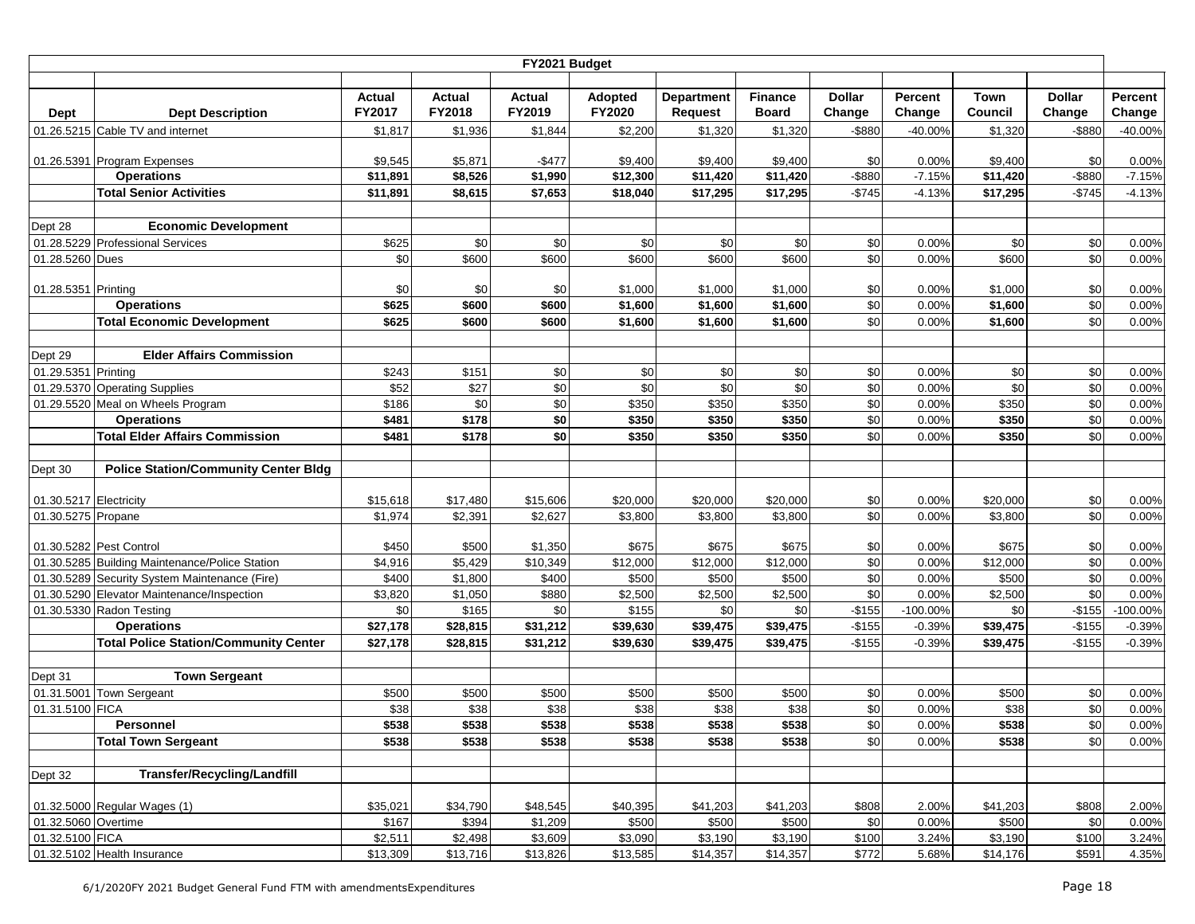| FY2021 Budget | | | | | | | | | | | | |
|---|---|---|---|---|---|---|---|---|---|---|---|---|
| **Dept** | **Dept Description** | **Actual FY2017** | **Actual FY2018** | **Actual FY2019** | **Adopted FY2020** | **Department Request** | **Finance Board** | **Dollar Change** | **Percent Change** | **Town Council** | **Dollar Change** | **Percent Change** |
| 01.26.5215 | Cable TV and internet | $1,817 | $1,936 | $1,844 | $2,200 | $1,320 | $1,320 | -$880 | -40.00% | $1,320 | -$880 | -40.00% |
| 01.26.5391 | Program Expenses | $9,545 | $5,871 | -$477 | $9,400 | $9,400 | $9,400 | $0 | 0.00% | $9,400 | $0 | 0.00% |
| | **Operations** | **$11,891** | **$8,526** | **$1,990** | **$12,300** | **$11,420** | **$11,420** | -$880 | -7.15% | **$11,420** | -$880 | -7.15% |
| | **Total Senior Activities** | **$11,891** | **$8,615** | **$7,653** | **$18,040** | **$17,295** | **$17,295** | -$745 | -4.13% | **$17,295** | -$745 | -4.13% |
| Dept 28 | **Economic Development** | | | | | | | | | | | |
| 01.28.5229 | Professional Services | $625 | $0 | $0 | $0 | $0 | $0 | $0 | 0.00% | $0 | $0 | 0.00% |
| 01.28.5260 | Dues | $0 | $600 | $600 | $600 | $600 | $600 | $0 | 0.00% | $600 | $0 | 0.00% |
| 01.28.5351 | Printing | $0 | $0 | $0 | $1,000 | $1,000 | $1,000 | $0 | 0.00% | $1,000 | $0 | 0.00% |
| | **Operations** | **$625** | **$600** | **$600** | **$1,600** | **$1,600** | **$1,600** | $0 | 0.00% | **$1,600** | $0 | 0.00% |
| | **Total Economic Development** | **$625** | **$600** | **$600** | **$1,600** | **$1,600** | **$1,600** | $0 | 0.00% | **$1,600** | $0 | 0.00% |
| Dept 29 | **Elder Affairs Commission** | | | | | | | | | | | |
| 01.29.5351 | Printing | $243 | $151 | $0 | $0 | $0 | $0 | $0 | 0.00% | $0 | $0 | 0.00% |
| 01.29.5370 | Operating Supplies | $52 | $27 | $0 | $0 | $0 | $0 | $0 | 0.00% | $0 | $0 | 0.00% |
| 01.29.5520 | Meal on Wheels Program | $186 | $0 | $0 | $350 | $350 | $350 | $0 | 0.00% | $350 | $0 | 0.00% |
| | **Operations** | **$481** | **$178** | **$0** | **$350** | **$350** | **$350** | $0 | 0.00% | **$350** | $0 | 0.00% |
| | **Total Elder Affairs Commission** | **$481** | **$178** | **$0** | **$350** | **$350** | **$350** | $0 | 0.00% | **$350** | $0 | 0.00% |
| Dept 30 | **Police Station/Community Center Bldg** | | | | | | | | | | | |
| 01.30.5217 | Electricity | $15,618 | $17,480 | $15,606 | $20,000 | $20,000 | $20,000 | $0 | 0.00% | $20,000 | $0 | 0.00% |
| 01.30.5275 | Propane | $1,974 | $2,391 | $2,627 | $3,800 | $3,800 | $3,800 | $0 | 0.00% | $3,800 | $0 | 0.00% |
| 01.30.5282 | Pest Control | $450 | $500 | $1,350 | $675 | $675 | $675 | $0 | 0.00% | $675 | $0 | 0.00% |
| 01.30.5285 | Building Maintenance/Police Station | $4,916 | $5,429 | $10,349 | $12,000 | $12,000 | $12,000 | $0 | 0.00% | $12,000 | $0 | 0.00% |
| 01.30.5289 | Security System Maintenance (Fire) | $400 | $1,800 | $400 | $500 | $500 | $500 | $0 | 0.00% | $500 | $0 | 0.00% |
| 01.30.5290 | Elevator Maintenance/Inspection | $3,820 | $1,050 | $880 | $2,500 | $2,500 | $2,500 | $0 | 0.00% | $2,500 | $0 | 0.00% |
| 01.30.5330 | Radon Testing | $0 | $165 | $0 | $155 | $0 | $0 | -$155 | -100.00% | $0 | -$155 | -100.00% |
| | **Operations** | **$27,178** | **$28,815** | **$31,212** | **$39,630** | **$39,475** | **$39,475** | -$155 | -0.39% | **$39,475** | -$155 | -0.39% |
| | **Total Police Station/Community Center** | **$27,178** | **$28,815** | **$31,212** | **$39,630** | **$39,475** | **$39,475** | -$155 | -0.39% | **$39,475** | -$155 | -0.39% |
| Dept 31 | **Town Sergeant** | | | | | | | | | | | |
| 01.31.5001 | Town Sergeant | $500 | $500 | $500 | $500 | $500 | $500 | $0 | 0.00% | $500 | $0 | 0.00% |
| 01.31.5100 | FICA | $38 | $38 | $38 | $38 | $38 | $38 | $0 | 0.00% | $38 | $0 | 0.00% |
| | **Personnel** | **$538** | **$538** | **$538** | **$538** | **$538** | **$538** | $0 | 0.00% | **$538** | $0 | 0.00% |
| | **Total Town Sergeant** | **$538** | **$538** | **$538** | **$538** | **$538** | **$538** | $0 | 0.00% | **$538** | $0 | 0.00% |
| Dept 32 | **Transfer/Recycling/Landfill** | | | | | | | | | | | |
| 01.32.5000 | Regular Wages (1) | $35,021 | $34,790 | $48,545 | $40,395 | $41,203 | $41,203 | $808 | 2.00% | $41,203 | $808 | 2.00% |
| 01.32.5060 | Overtime | $167 | $394 | $1,209 | $500 | $500 | $500 | $0 | 0.00% | $500 | $0 | 0.00% |
| 01.32.5100 | FICA | $2,511 | $2,498 | $3,609 | $3,090 | $3,190 | $3,190 | $100 | 3.24% | $3,190 | $100 | 3.24% |
| 01.32.5102 | Health Insurance | $13,309 | $13,716 | $13,826 | $13,585 | $14,357 | $14,357 | $772 | 5.68% | $14,176 | $591 | 4.35% |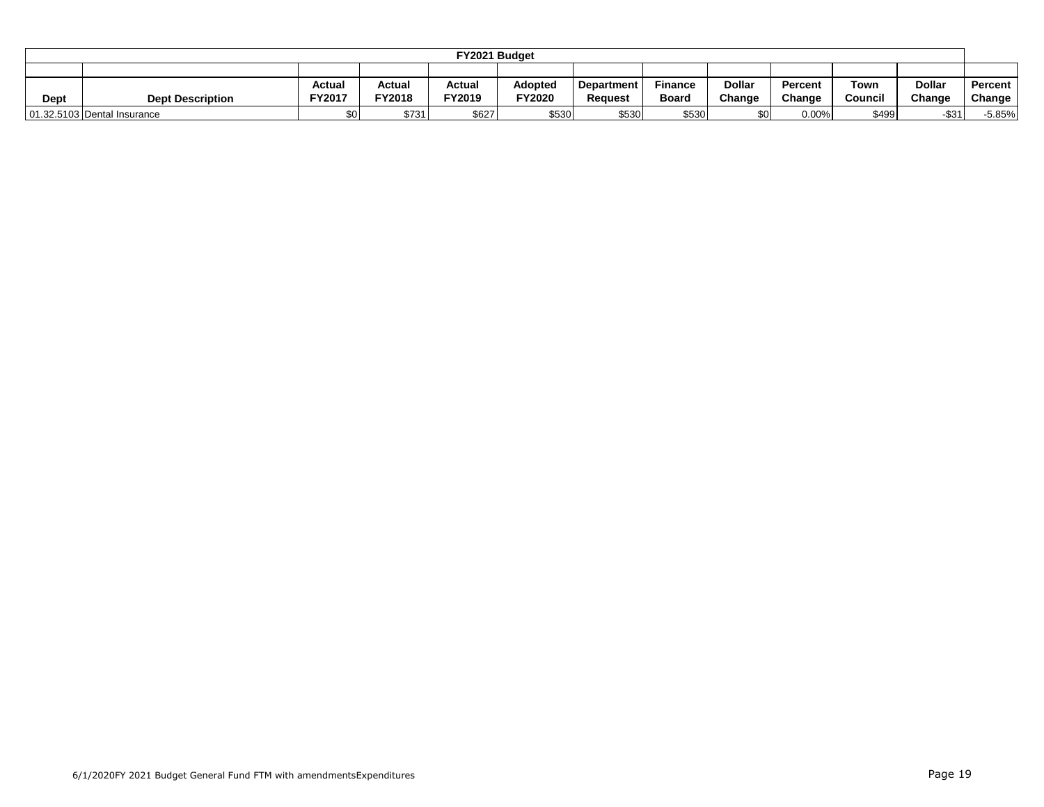| FY2021 Budget | | | | | | | | | | | | |
|---|---|---|---|---|---|---|---|---|---|---|---|---|
| Dept | Dept Description | Actual FY2017 | Actual FY2018 | Actual FY2019 | Adopted FY2020 | Department Request | Finance Board | Dollar Change | Percent Change | Town Council | Dollar Change | Percent Change |
| 01.32.5103 | Dental Insurance | $0 | $731 | $627 | $530 | $530 | $530 | $0 | 0.00% | $499 | -$31 | -5.85% |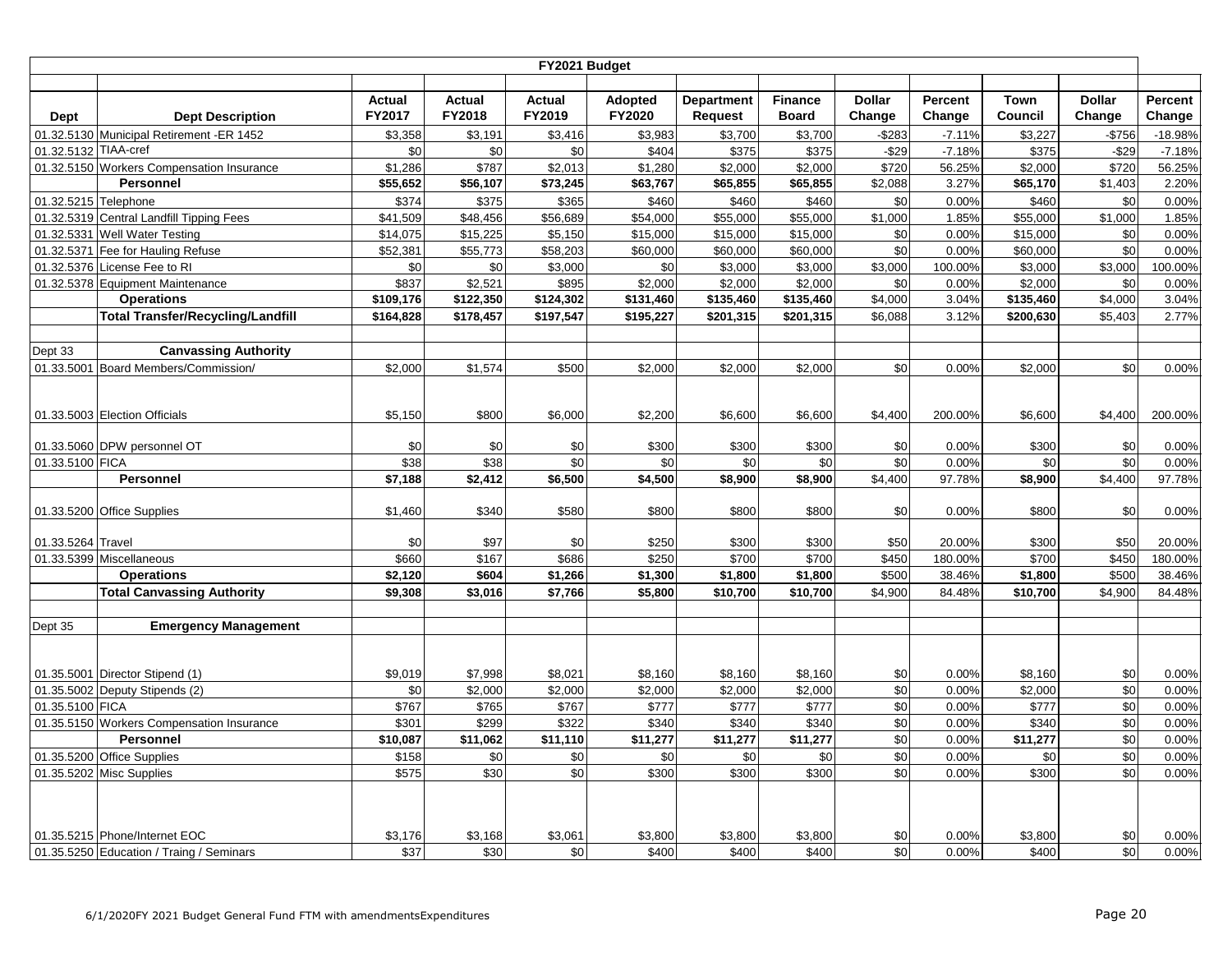| FY2021 Budget | | | | | | | | | | | | |
|---|---|---|---|---|---|---|---|---|---|---|---|---|
| **Dept** | **Dept Description** | **Actual FY2017** | **Actual FY2018** | **Actual FY2019** | **Adopted FY2020** | **Department Request** | **Finance Board** | **Dollar Change** | **Percent Change** | **Town Council** | **Dollar Change** | **Percent Change** |
| 01.32.5130 | Municipal Retirement -ER 1452 | $3,358 | $3,191 | $3,416 | $3,983 | $3,700 | $3,700 | -$283 | -7.11% | $3,227 | -$756 | -18.98% |
| 01.32.5132 | TIAA-cref | $0 | $0 | $0 | $404 | $375 | $375 | -$29 | -7.18% | $375 | -$29 | -7.18% |
| 01.32.5150 | Workers Compensation Insurance | $1,286 | $787 | $2,013 | $1,280 | $2,000 | $2,000 | $720 | 56.25% | $2,000 | $720 | 56.25% |
| | **Personnel** | **$55,652** | **$56,107** | **$73,245** | **$63,767** | **$65,855** | **$65,855** | $2,088 | 3.27% | **$65,170** | $1,403 | 2.20% |
| 01.32.5215 | Telephone | $374 | $375 | $365 | $460 | $460 | $460 | $0 | 0.00% | $460 | $0 | 0.00% |
| 01.32.5319 | Central Landfill Tipping Fees | $41,509 | $48,456 | $56,689 | $54,000 | $55,000 | $55,000 | $1,000 | 1.85% | $55,000 | $1,000 | 1.85% |
| 01.32.5331 | Well Water Testing | $14,075 | $15,225 | $5,150 | $15,000 | $15,000 | $15,000 | $0 | 0.00% | $15,000 | $0 | 0.00% |
| 01.32.5371 | Fee for Hauling Refuse | $52,381 | $55,773 | $58,203 | $60,000 | $60,000 | $60,000 | $0 | 0.00% | $60,000 | $0 | 0.00% |
| 01.32.5376 | License Fee to RI | $0 | $0 | $3,000 | $0 | $3,000 | $3,000 | $3,000 | 100.00% | $3,000 | $3,000 | 100.00% |
| 01.32.5378 | Equipment Maintenance | $837 | $2,521 | $895 | $2,000 | $2,000 | $2,000 | $0 | 0.00% | $2,000 | $0 | 0.00% |
| | **Operations** | **$109,176** | **$122,350** | **$124,302** | **$131,460** | **$135,460** | **$135,460** | $4,000 | 3.04% | **$135,460** | $4,000 | 3.04% |
| | **Total Transfer/Recycling/Landfill** | **$164,828** | **$178,457** | **$197,547** | **$195,227** | **$201,315** | **$201,315** | $6,088 | 3.12% | **$200,630** | $5,403 | 2.77% |
| | | | | | | | | | | | | |
| Dept 33 | **Canvassing Authority** | | | | | | | | | | | |
| 01.33.5001 | Board Members/Commission/ | $2,000 | $1,574 | $500 | $2,000 | $2,000 | $2,000 | $0 | 0.00% | $2,000 | $0 | 0.00% |
| 01.33.5003 | Election Officials | $5,150 | $800 | $6,000 | $2,200 | $6,600 | $6,600 | $4,400 | 200.00% | $6,600 | $4,400 | 200.00% |
| 01.33.5060 | DPW personnel OT | $0 | $0 | $0 | $300 | $300 | $300 | $0 | 0.00% | $300 | $0 | 0.00% |
| 01.33.5100 | FICA | $38 | $38 | $0 | $0 | $0 | $0 | $0 | 0.00% | $0 | $0 | 0.00% |
| | **Personnel** | **$7,188** | **$2,412** | **$6,500** | **$4,500** | **$8,900** | **$8,900** | $4,400 | 97.78% | **$8,900** | $4,400 | 97.78% |
| 01.33.5200 | Office Supplies | $1,460 | $340 | $580 | $800 | $800 | $800 | $0 | 0.00% | $800 | $0 | 0.00% |
| 01.33.5264 | Travel | $0 | $97 | $0 | $250 | $300 | $300 | $50 | 20.00% | $300 | $50 | 20.00% |
| 01.33.5399 | Miscellaneous | $660 | $167 | $686 | $250 | $700 | $700 | $450 | 180.00% | $700 | $450 | 180.00% |
| | **Operations** | **$2,120** | **$604** | **$1,266** | **$1,300** | **$1,800** | **$1,800** | $500 | 38.46% | **$1,800** | $500 | 38.46% |
| | **Total Canvassing Authority** | **$9,308** | **$3,016** | **$7,766** | **$5,800** | **$10,700** | **$10,700** | $4,900 | 84.48% | **$10,700** | $4,900 | 84.48% |
| | | | | | | | | | | | | |
| Dept 35 | **Emergency Management** | | | | | | | | | | | |
| 01.35.5001 | Director Stipend (1) | $9,019 | $7,998 | $8,021 | $8,160 | $8,160 | $8,160 | $0 | 0.00% | $8,160 | $0 | 0.00% |
| 01.35.5002 | Deputy Stipends (2) | $0 | $2,000 | $2,000 | $2,000 | $2,000 | $2,000 | $0 | 0.00% | $2,000 | $0 | 0.00% |
| 01.35.5100 | FICA | $767 | $765 | $767 | $777 | $777 | $777 | $0 | 0.00% | $777 | $0 | 0.00% |
| 01.35.5150 | Workers Compensation Insurance | $301 | $299 | $322 | $340 | $340 | $340 | $0 | 0.00% | $340 | $0 | 0.00% |
| | **Personnel** | **$10,087** | **$11,062** | **$11,110** | **$11,277** | **$11,277** | **$11,277** | $0 | 0.00% | **$11,277** | $0 | 0.00% |
| 01.35.5200 | Office Supplies | $158 | $0 | $0 | $0 | $0 | $0 | $0 | 0.00% | $0 | $0 | 0.00% |
| 01.35.5202 | Misc Supplies | $575 | $30 | $0 | $300 | $300 | $300 | $0 | 0.00% | $300 | $0 | 0.00% |
| 01.35.5215 | Phone/Internet EOC | $3,176 | $3,168 | $3,061 | $3,800 | $3,800 | $3,800 | $0 | 0.00% | $3,800 | $0 | 0.00% |
| 01.35.5250 | Education / Traing / Seminars | $37 | $30 | $0 | $400 | $400 | $400 | $0 | 0.00% | $400 | $0 | 0.00% |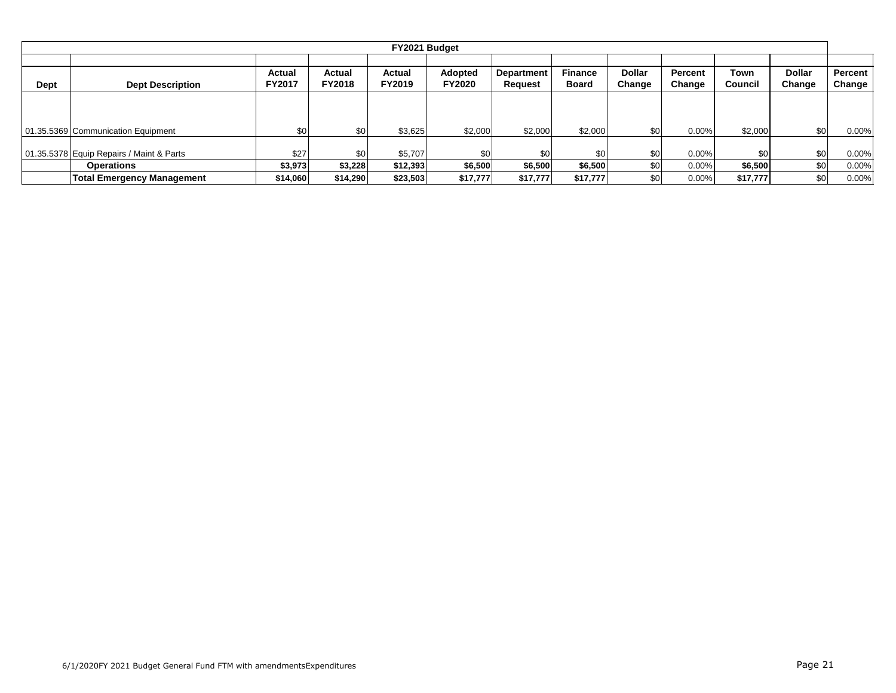| FY2021 Budget | | | | | | | | | | | | |
|---|---|---|---|---|---|---|---|---|---|---|---|---|
| **Dept** | **Dept Description** | **Actual FY2017** | **Actual FY2018** | **Actual FY2019** | **Adopted FY2020** | **Department Request** | **Finance Board** | **Dollar Change** | **Percent Change** | **Town Council** | **Dollar Change** | **Percent Change** |
| 01.35.5369 | Communication Equipment | $0 | $0 | $3,625 | $2,000 | $2,000 | $2,000 | $0 | 0.00% | $2,000 | $0 | 0.00% |
| 01.35.5378 | Equip Repairs / Maint & Parts | $27 | $0 | $5,707 | $0 | $0 | $0 | $0 | 0.00% | $0 | $0 | 0.00% |
| | **Operations** | **$3,973** | **$3,228** | **$12,393** | **$6,500** | **$6,500** | **$6,500** | $0 | 0.00% | **$6,500** | $0 | 0.00% |
| | **Total Emergency Management** | **$14,060** | **$14,290** | **$23,503** | **$17,777** | **$17,777** | **$17,777** | $0 | 0.00% | **$17,777** | $0 | 0.00% |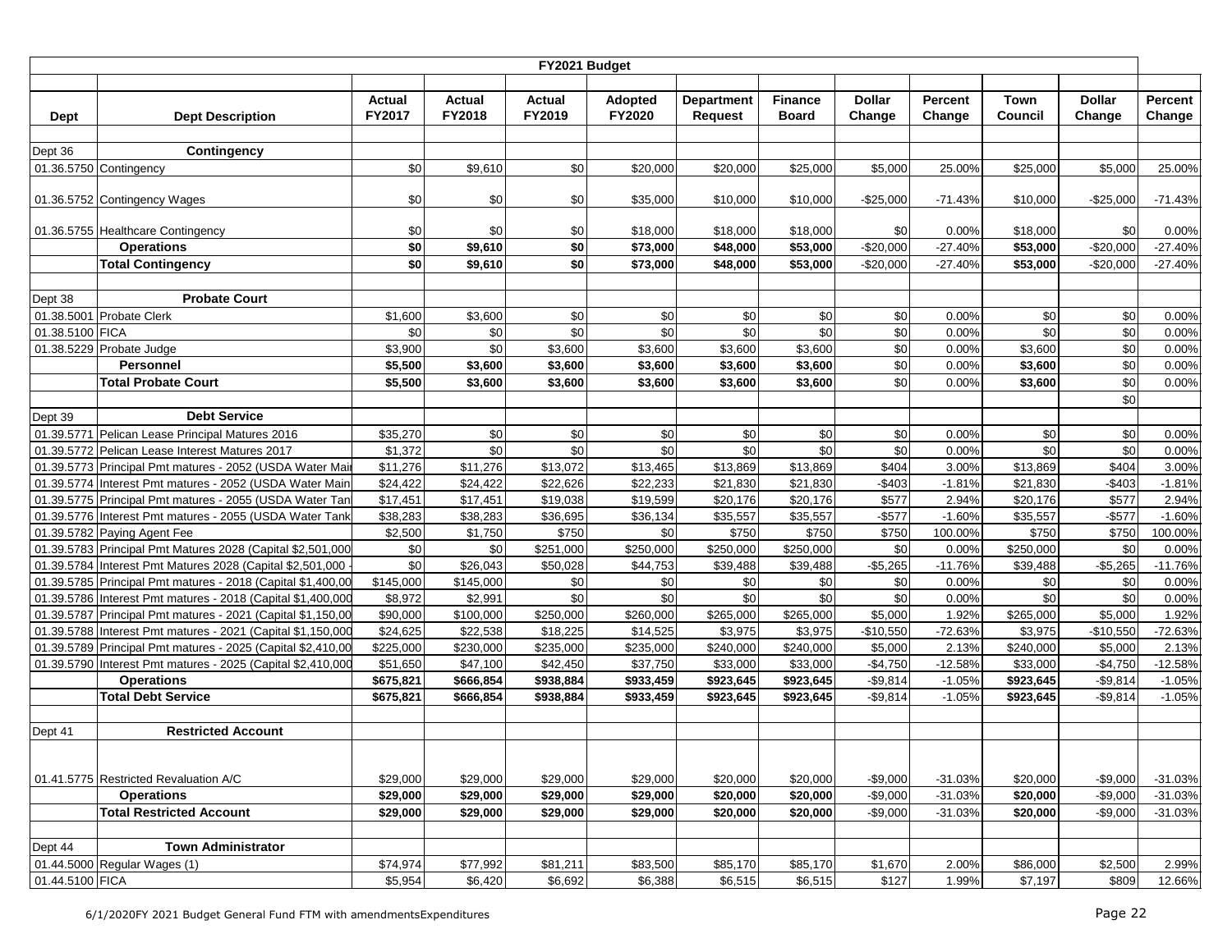| FY2021 Budget | | | | | | | | | | | | |
|---|---|---|---|---|---|---|---|---|---|---|---|---|
| **Dept** | **Dept Description** | **Actual FY2017** | **Actual FY2018** | **Actual FY2019** | **Adopted FY2020** | **Department Request** | **Finance Board** | **Dollar Change** | **Percent Change** | **Town Council** | **Dollar Change** | **Percent Change** |
| Dept 36 | **Contingency** | | | | | | | | | | | |
| 01.36.5750 | Contingency | $0 | $9,610 | $0 | $20,000 | $20,000 | $25,000 | $5,000 | 25.00% | $25,000 | $5,000 | 25.00% |
| 01.36.5752 | Contingency Wages | $0 | $0 | $0 | $35,000 | $10,000 | $10,000 | -$25,000 | -71.43% | $10,000 | -$25,000 | -71.43% |
| 01.36.5755 | Healthcare Contingency | $0 | $0 | $0 | $18,000 | $18,000 | $18,000 | $0 | 0.00% | $18,000 | $0 | 0.00% |
| | **Operations** | **$0** | **$9,610** | **$0** | **$73,000** | **$48,000** | **$53,000** | -$20,000 | -27.40% | **$53,000** | -$20,000 | -27.40% |
| | **Total Contingency** | **$0** | **$9,610** | **$0** | **$73,000** | **$48,000** | **$53,000** | -$20,000 | -27.40% | **$53,000** | -$20,000 | -27.40% |
| Dept 38 | **Probate Court** | | | | | | | | | | | |
| 01.38.5001 | Probate Clerk | $1,600 | $3,600 | $0 | $0 | $0 | $0 | $0 | 0.00% | $0 | $0 | 0.00% |
| 01.38.5100 | FICA | $0 | $0 | $0 | $0 | $0 | $0 | $0 | 0.00% | $0 | $0 | 0.00% |
| 01.38.5229 | Probate Judge | $3,900 | $0 | $3,600 | $3,600 | $3,600 | $3,600 | $0 | 0.00% | $3,600 | $0 | 0.00% |
| | **Personnel** | **$5,500** | **$3,600** | **$3,600** | **$3,600** | **$3,600** | **$3,600** | $0 | 0.00% | **$3,600** | $0 | 0.00% |
| | **Total Probate Court** | **$5,500** | **$3,600** | **$3,600** | **$3,600** | **$3,600** | **$3,600** | $0 | 0.00% | **$3,600** | $0 | 0.00% |
| | | | | | | | | | | | $0 | |
| Dept 39 | **Debt Service** | | | | | | | | | | | |
| 01.39.5771 | Pelican Lease Principal Matures 2016 | $35,270 | $0 | $0 | $0 | $0 | $0 | $0 | 0.00% | $0 | $0 | 0.00% |
| 01.39.5772 | Pelican Lease Interest Matures 2017 | $1,372 | $0 | $0 | $0 | $0 | $0 | $0 | 0.00% | $0 | $0 | 0.00% |
| 01.39.5773 | Principal Pmt matures - 2052 (USDA Water Mai | $11,276 | $11,276 | $13,072 | $13,465 | $13,869 | $13,869 | $404 | 3.00% | $13,869 | $404 | 3.00% |
| 01.39.5774 | Interest Pmt matures - 2052 (USDA Water Main | $24,422 | $24,422 | $22,626 | $22,233 | $21,830 | $21,830 | -$403 | -1.81% | $21,830 | -$403 | -1.81% |
| 01.39.5775 | Principal Pmt matures - 2055 (USDA Water Tan | $17,451 | $17,451 | $19,038 | $19,599 | $20,176 | $20,176 | $577 | 2.94% | $20,176 | $577 | 2.94% |
| 01.39.5776 | Interest Pmt matures - 2055 (USDA Water Tank | $38,283 | $38,283 | $36,695 | $36,134 | $35,557 | $35,557 | -$577 | -1.60% | $35,557 | -$577 | -1.60% |
| 01.39.5782 | Paying Agent Fee | $2,500 | $1,750 | $750 | $0 | $750 | $750 | $750 | 100.00% | $750 | $750 | 100.00% |
| 01.39.5783 | Principal Pmt Matures 2028 (Capital $2,501,000 | $0 | $0 | $251,000 | $250,000 | $250,000 | $250,000 | $0 | 0.00% | $250,000 | $0 | 0.00% |
| 01.39.5784 | Interest Pmt Matures 2028 (Capital $2,501,000 - | $0 | $26,043 | $50,028 | $44,753 | $39,488 | $39,488 | -$5,265 | -11.76% | $39,488 | -$5,265 | -11.76% |
| 01.39.5785 | Principal Pmt matures - 2018 (Capital $1,400,00 | $145,000 | $145,000 | $0 | $0 | $0 | $0 | $0 | 0.00% | $0 | $0 | 0.00% |
| 01.39.5786 | Interest Pmt matures - 2018 (Capital $1,400,000 | $8,972 | $2,991 | $0 | $0 | $0 | $0 | $0 | 0.00% | $0 | $0 | 0.00% |
| 01.39.5787 | Principal Pmt matures - 2021 (Capital $1,150,00 | $90,000 | $100,000 | $250,000 | $260,000 | $265,000 | $265,000 | $5,000 | 1.92% | $265,000 | $5,000 | 1.92% |
| 01.39.5788 | Interest Pmt matures - 2021 (Capital $1,150,000 | $24,625 | $22,538 | $18,225 | $14,525 | $3,975 | $3,975 | -$10,550 | -72.63% | $3,975 | -$10,550 | -72.63% |
| 01.39.5789 | Principal Pmt matures - 2025 (Capital $2,410,00 | $225,000 | $230,000 | $235,000 | $235,000 | $240,000 | $240,000 | $5,000 | 2.13% | $240,000 | $5,000 | 2.13% |
| 01.39.5790 | Interest Pmt matures - 2025 (Capital $2,410,000 | $51,650 | $47,100 | $42,450 | $37,750 | $33,000 | $33,000 | -$4,750 | -12.58% | $33,000 | -$4,750 | -12.58% |
| | **Operations** | **$675,821** | **$666,854** | **$938,884** | **$933,459** | **$923,645** | **$923,645** | -$9,814 | -1.05% | **$923,645** | -$9,814 | -1.05% |
| | **Total Debt Service** | **$675,821** | **$666,854** | **$938,884** | **$933,459** | **$923,645** | **$923,645** | -$9,814 | -1.05% | **$923,645** | -$9,814 | -1.05% |
| Dept 41 | **Restricted Account** | | | | | | | | | | | |
| 01.41.5775 | Restricted Revaluation A/C | $29,000 | $29,000 | $29,000 | $29,000 | $20,000 | $20,000 | -$9,000 | -31.03% | $20,000 | -$9,000 | -31.03% |
| | **Operations** | **$29,000** | **$29,000** | **$29,000** | **$29,000** | **$20,000** | **$20,000** | -$9,000 | -31.03% | **$20,000** | -$9,000 | -31.03% |
| | **Total Restricted Account** | **$29,000** | **$29,000** | **$29,000** | **$29,000** | **$20,000** | **$20,000** | -$9,000 | -31.03% | **$20,000** | -$9,000 | -31.03% |
| Dept 44 | **Town Administrator** | | | | | | | | | | | |
| 01.44.5000 | Regular Wages (1) | $74,974 | $77,992 | $81,211 | $83,500 | $85,170 | $85,170 | $1,670 | 2.00% | $86,000 | $2,500 | 2.99% |
| 01.44.5100 | FICA | $5,954 | $6,420 | $6,692 | $6,388 | $6,515 | $6,515 | $127 | 1.99% | $7,197 | $809 | 12.66% |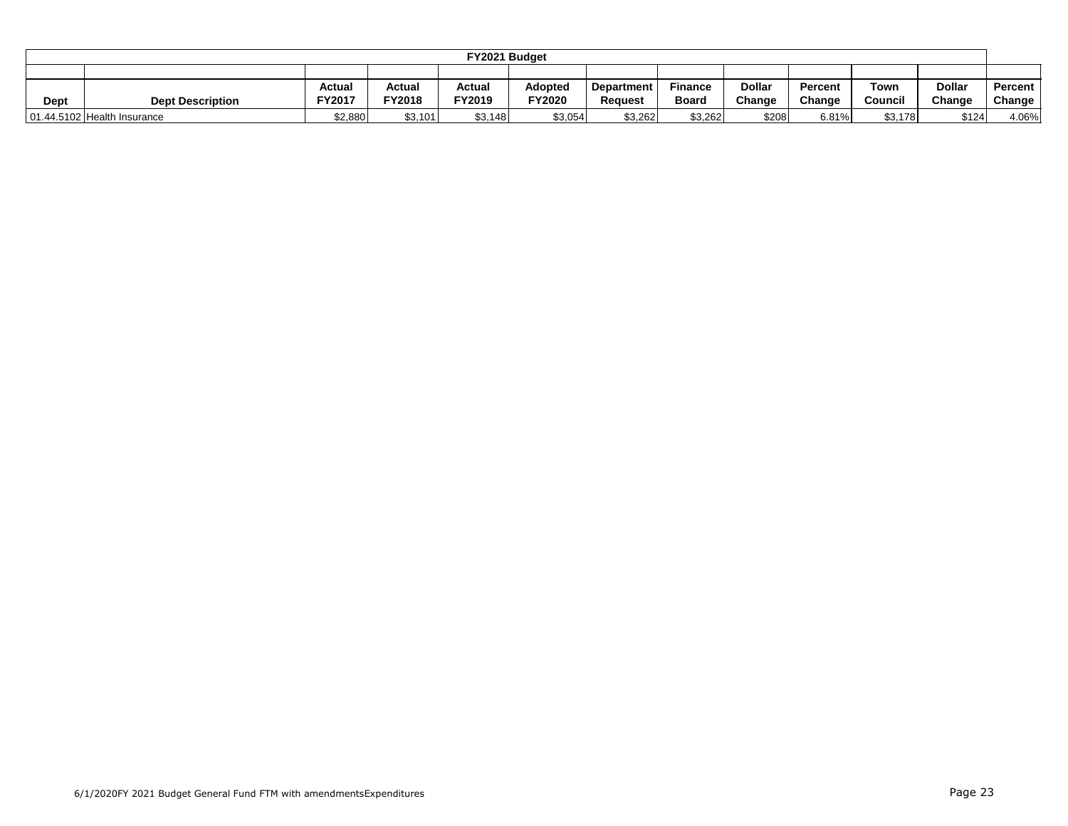| FY2021 Budget | | | | | | | | | | | | |
|---|---|---|---|---|---|---|---|---|---|---|---|---|
| Dept | Dept Description | Actual FY2017 | Actual FY2018 | Actual FY2019 | Adopted FY2020 | Department Request | Finance Board | Dollar Change | Percent Change | Town Council | Dollar Change | Percent Change |
| 01.44.5102 | Health Insurance | $2,880 | $3,101 | $3,148 | $3,054 | $3,262 | $3,262 | $208 | 6.81% | $3,178 | $124 | 4.06% |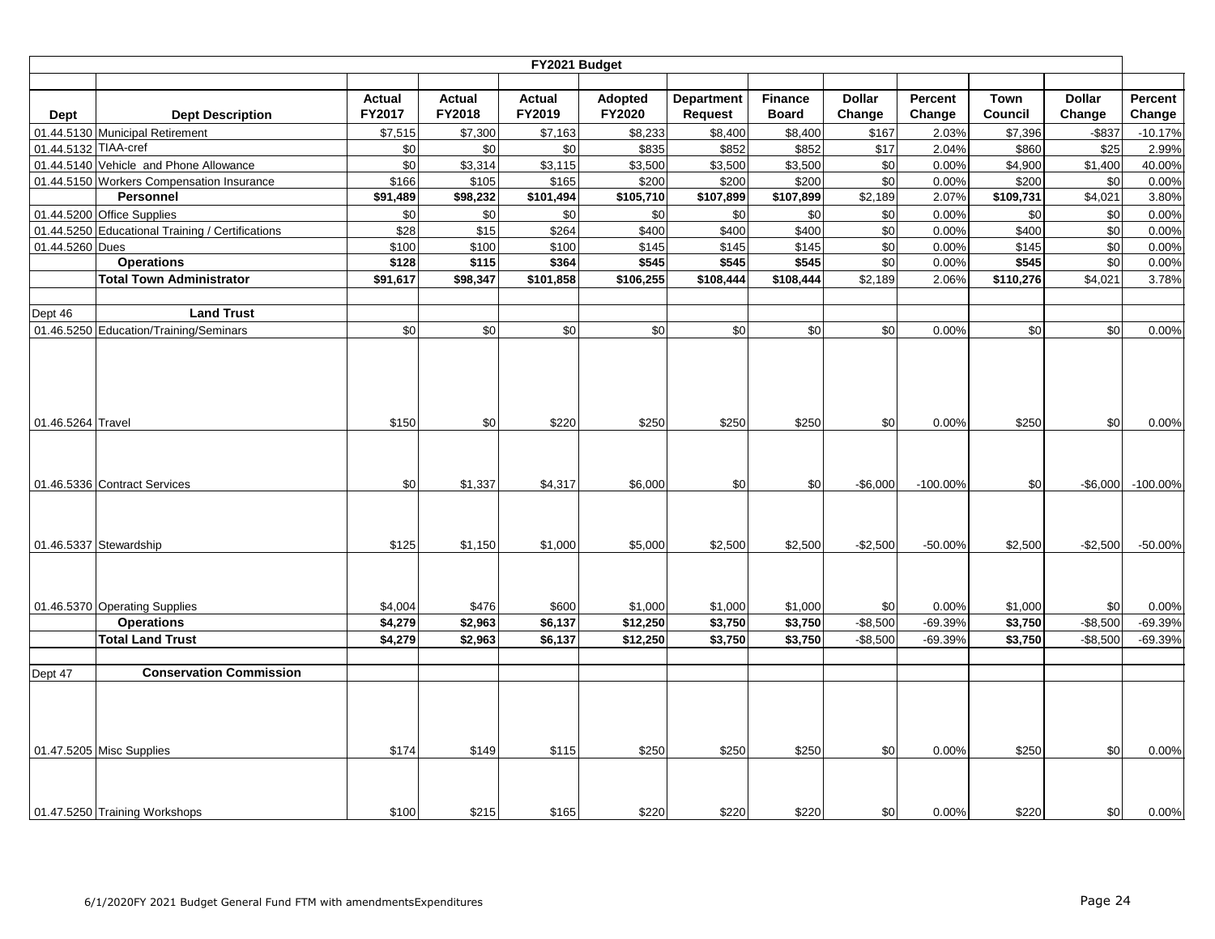| FY2021 Budget | | | | | | | | | | | | |
|---|---|---|---|---|---|---|---|---|---|---|---|---|
| **Dept** | **Dept Description** | **Actual FY2017** | **Actual FY2018** | **Actual FY2019** | **Adopted FY2020** | **Department Request** | **Finance Board** | **Dollar Change** | **Percent Change** | **Town Council** | **Dollar Change** | **Percent Change** |
| 01.44.5130 | Municipal Retirement | $7,515 | $7,300 | $7,163 | $8,233 | $8,400 | $8,400 | $167 | 2.03% | $7,396 | -$837 | -10.17% |
| 01.44.5132 | TIAA-cref | $0 | $0 | $0 | $835 | $852 | $852 | $17 | 2.04% | $860 | $25 | 2.99% |
| 01.44.5140 | Vehicle and Phone Allowance | $0 | $3,314 | $3,115 | $3,500 | $3,500 | $3,500 | $0 | 0.00% | $4,900 | $1,400 | 40.00% |
| 01.44.5150 | Workers Compensation Insurance | $166 | $105 | $165 | $200 | $200 | $200 | $0 | 0.00% | $200 | $0 | 0.00% |
| | **Personnel** | **$91,489** | **$98,232** | **$101,494** | **$105,710** | **$107,899** | **$107,899** | $2,189 | 2.07% | **$109,731** | $4,021 | 3.80% |
| 01.44.5200 | Office Supplies | $0 | $0 | $0 | $0 | $0 | $0 | $0 | 0.00% | $0 | $0 | 0.00% |
| 01.44.5250 | Educational Training / Certifications | $28 | $15 | $264 | $400 | $400 | $400 | $0 | 0.00% | $400 | $0 | 0.00% |
| 01.44.5260 | Dues | $100 | $100 | $100 | $145 | $145 | $145 | $0 | 0.00% | $145 | $0 | 0.00% |
| | **Operations** | **$128** | **$115** | **$364** | **$545** | **$545** | **$545** | $0 | 0.00% | **$545** | $0 | 0.00% |
| | **Total Town Administrator** | **$91,617** | **$98,347** | **$101,858** | **$106,255** | **$108,444** | **$108,444** | $2,189 | 2.06% | **$110,276** | $4,021 | 3.78% |
| | | | | | | | | | | | | |
| Dept 46 | **Land Trust** | | | | | | | | | | | |
| 01.46.5250 | Education/Training/Seminars | $0 | $0 | $0 | $0 | $0 | $0 | $0 | 0.00% | $0 | $0 | 0.00% |
| 01.46.5264 | Travel | $150 | $0 | $220 | $250 | $250 | $250 | $0 | 0.00% | $250 | $0 | 0.00% |
| 01.46.5336 | Contract Services | $0 | $1,337 | $4,317 | $6,000 | $0 | $0 | -$6,000 | -100.00% | $0 | -$6,000 | -100.00% |
| 01.46.5337 | Stewardship | $125 | $1,150 | $1,000 | $5,000 | $2,500 | $2,500 | -$2,500 | -50.00% | $2,500 | -$2,500 | -50.00% |
| 01.46.5370 | Operating Supplies | $4,004 | $476 | $600 | $1,000 | $1,000 | $1,000 | $0 | 0.00% | $1,000 | $0 | 0.00% |
| | **Operations** | **$4,279** | **$2,963** | **$6,137** | **$12,250** | **$3,750** | **$3,750** | -$8,500 | -69.39% | **$3,750** | -$8,500 | -69.39% |
| | **Total Land Trust** | **$4,279** | **$2,963** | **$6,137** | **$12,250** | **$3,750** | **$3,750** | -$8,500 | -69.39% | **$3,750** | -$8,500 | -69.39% |
| | | | | | | | | | | | | |
| Dept 47 | **Conservation Commission** | | | | | | | | | | | |
| 01.47.5205 | Misc Supplies | $174 | $149 | $115 | $250 | $250 | $250 | $0 | 0.00% | $250 | $0 | 0.00% |
| 01.47.5250 | Training Workshops | $100 | $215 | $165 | $220 | $220 | $220 | $0 | 0.00% | $220 | $0 | 0.00% |

6/1/2020FY 2021 Budget General Fund FTM with amendmentsExpenditures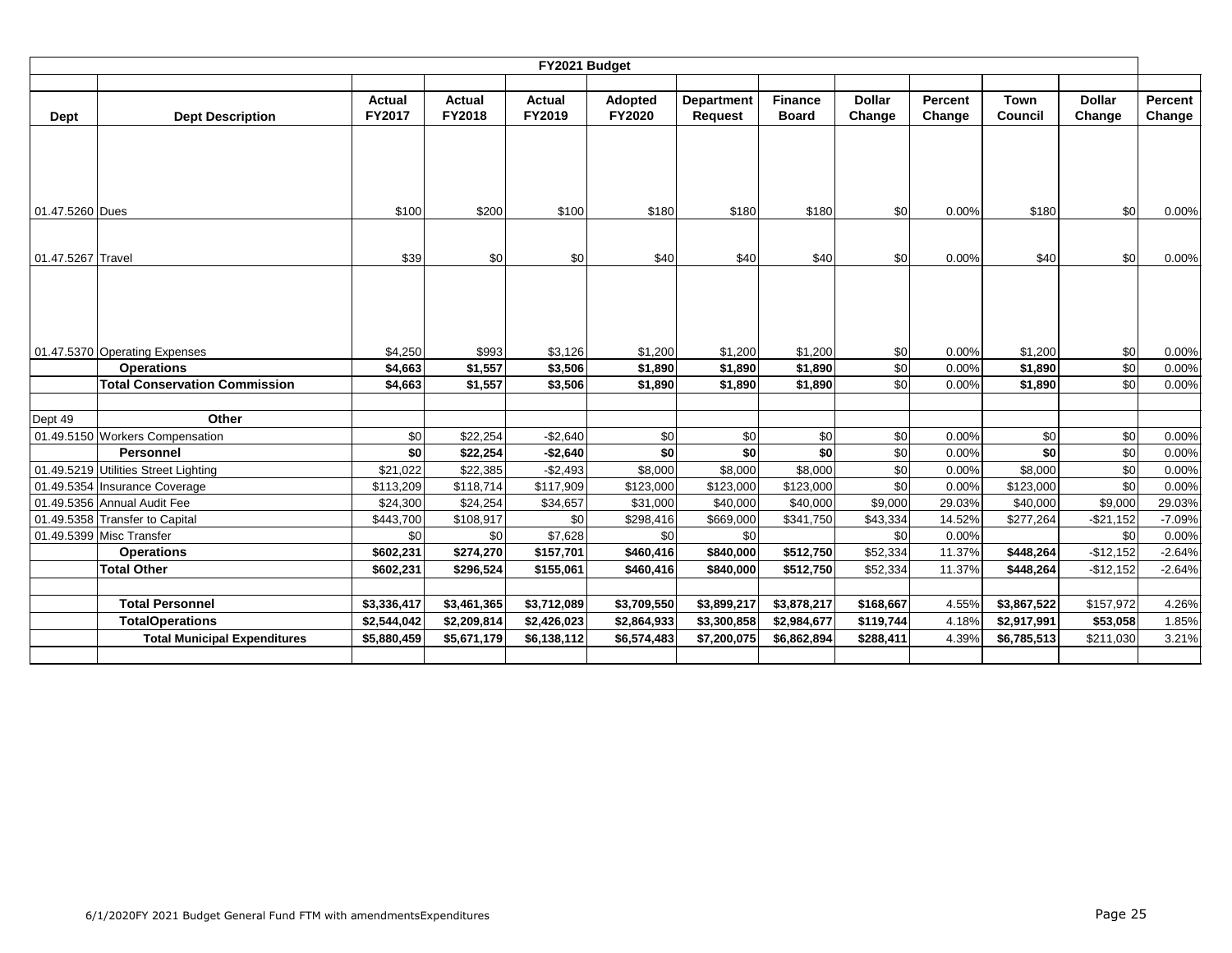| FY2021 Budget | | | | | | | | | | | | |
|---|---|---|---|---|---|---|---|---|---|---|---|---|
| Dept | Dept Description | Actual FY2017 | Actual FY2018 | Actual FY2019 | Adopted FY2020 | Department Request | Finance Board | Dollar Change | Percent Change | Town Council | Dollar Change | Percent Change |
| 01.47.5260 | Dues | $100 | $200 | $100 | $180 | $180 | $180 | $0 | 0.00% | $180 | $0 | 0.00% |
| 01.47.5267 | Travel | $39 | $0 | $0 | $40 | $40 | $40 | $0 | 0.00% | $40 | $0 | 0.00% |
| 01.47.5370 | Operating Expenses | $4,250 | $993 | $3,126 | $1,200 | $1,200 | $1,200 | $0 | 0.00% | $1,200 | $0 | 0.00% |
| | **Operations** | **$4,663** | **$1,557** | **$3,506** | **$1,890** | **$1,890** | **$1,890** | $0 | 0.00% | **$1,890** | $0 | 0.00% |
| | **Total Conservation Commission** | **$4,663** | **$1,557** | **$3,506** | **$1,890** | **$1,890** | **$1,890** | $0 | 0.00% | **$1,890** | $0 | 0.00% |
| | | | | | | | | | | | | |
| Dept 49 | **Other** | | | | | | | | | | | |
| 01.49.5150 | Workers Compensation | $0 | $22,254 | -$2,640 | $0 | $0 | $0 | $0 | 0.00% | $0 | $0 | 0.00% |
| | **Personnel** | **$0** | **$22,254** | **-$2,640** | **$0** | **$0** | **$0** | $0 | 0.00% | **$0** | $0 | 0.00% |
| 01.49.5219 | Utilities Street Lighting | $21,022 | $22,385 | -$2,493 | $8,000 | $8,000 | $8,000 | $0 | 0.00% | $8,000 | $0 | 0.00% |
| 01.49.5354 | Insurance Coverage | $113,209 | $118,714 | $117,909 | $123,000 | $123,000 | $123,000 | $0 | 0.00% | $123,000 | $0 | 0.00% |
| 01.49.5356 | Annual Audit Fee | $24,300 | $24,254 | $34,657 | $31,000 | $40,000 | $40,000 | $9,000 | 29.03% | $40,000 | $9,000 | 29.03% |
| 01.49.5358 | Transfer to Capital | $443,700 | $108,917 | $0 | $298,416 | $669,000 | $341,750 | $43,334 | 14.52% | $277,264 | -$21,152 | -7.09% |
| 01.49.5399 | Misc Transfer | $0 | $0 | $7,628 | $0 | $0 | | $0 | 0.00% | | $0 | 0.00% |
| | **Operations** | **$602,231** | **$274,270** | **$157,701** | **$460,416** | **$840,000** | **$512,750** | $52,334 | 11.37% | **$448,264** | -$12,152 | -2.64% |
| | **Total Other** | **$602,231** | **$296,524** | **$155,061** | **$460,416** | **$840,000** | **$512,750** | $52,334 | 11.37% | **$448,264** | -$12,152 | -2.64% |
| | | | | | | | | | | | | |
| | **Total Personnel** | **$3,336,417** | **$3,461,365** | **$3,712,089** | **$3,709,550** | **$3,899,217** | **$3,878,217** | **$168,667** | 4.55% | **$3,867,522** | $157,972 | 4.26% |
| | **TotalOperations** | **$2,544,042** | **$2,209,814** | **$2,426,023** | **$2,864,933** | **$3,300,858** | **$2,984,677** | **$119,744** | 4.18% | **$2,917,991** | **$53,058** | 1.85% |
| | **Total Municipal Expenditures** | **$5,880,459** | **$5,671,179** | **$6,138,112** | **$6,574,483** | **$7,200,075** | **$6,862,894** | **$288,411** | 4.39% | **$6,785,513** | $211,030 | 3.21% |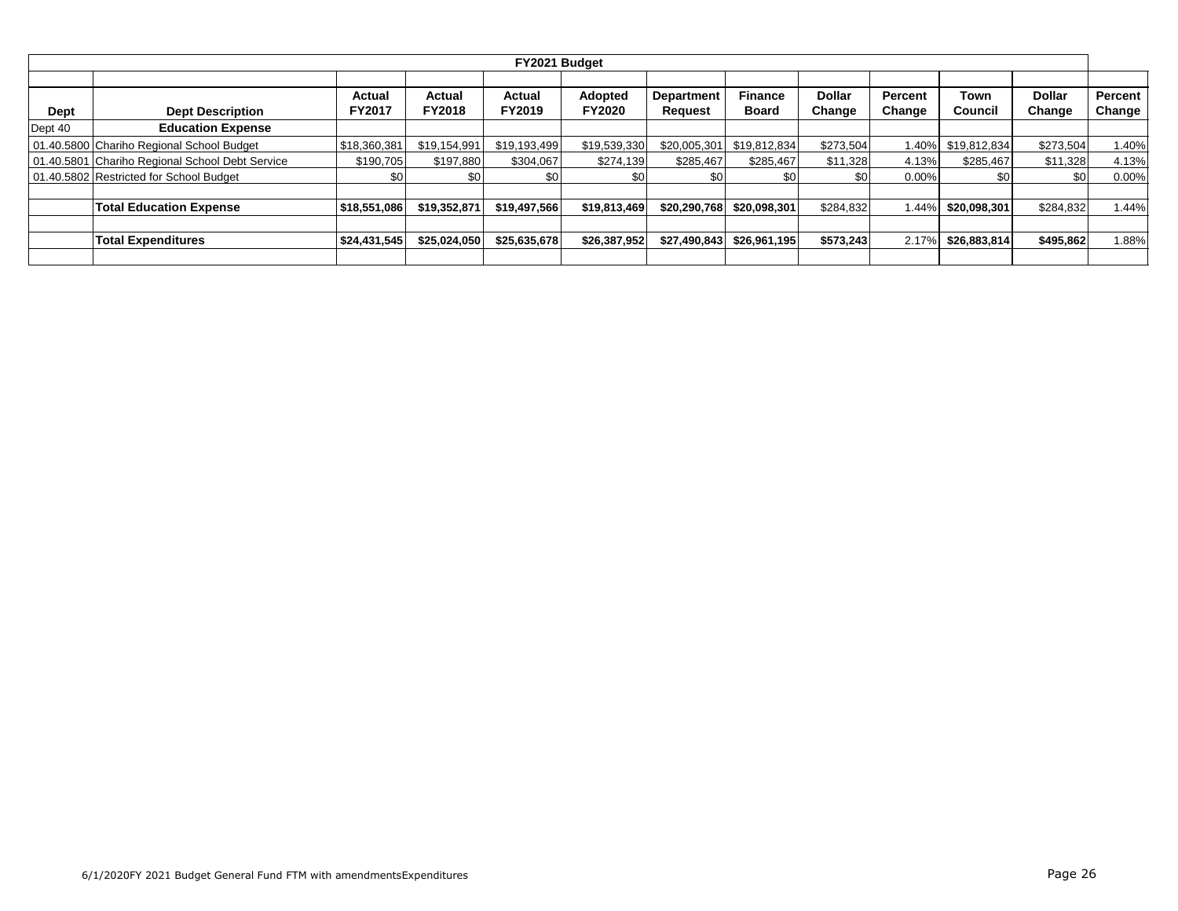| FY2021 Budget | | | | | | | | | | | | |
|---|---|---|---|---|---|---|---|---|---|---|---|---|
| **Dept** | **Dept Description** | **Actual FY2017** | **Actual FY2018** | **Actual FY2019** | **Adopted FY2020** | **Department Request** | **Finance Board** | **Dollar Change** | **Percent Change** | **Town Council** | **Dollar Change** | **Percent Change** |
| Dept 40 | **Education Expense** | | | | | | | | | | | |
| 01.40.5800 | Chariho Regional School Budget | $18,360,381 | $19,154,991 | $19,193,499 | $19,539,330 | $20,005,301 | $19,812,834 | $273,504 | 1.40% | $19,812,834 | $273,504 | 1.40% |
| 01.40.5801 | Chariho Regional School Debt Service | $190,705 | $197,880 | $304,067 | $274,139 | $285,467 | $285,467 | $11,328 | 4.13% | $285,467 | $11,328 | 4.13% |
| 01.40.5802 | Restricted for School Budget | $0 | $0 | $0 | $0 | $0 | $0 | $0 | 0.00% | $0 | $0 | 0.00% |
| | | | | | | | | | | | | |
| | **Total Education Expense** | **$18,551,086** | **$19,352,871** | **$19,497,566** | **$19,813,469** | **$20,290,768** | **$20,098,301** | $284,832 | 1.44% | **$20,098,301** | $284,832 | 1.44% |
| | | | | | | | | | | | | |
| | **Total Expenditures** | **$24,431,545** | **$25,024,050** | **$25,635,678** | **$26,387,952** | **$27,490,843** | **$26,961,195** | **$573,243** | 2.17% | **$26,883,814** | **$495,862** | 1.88% |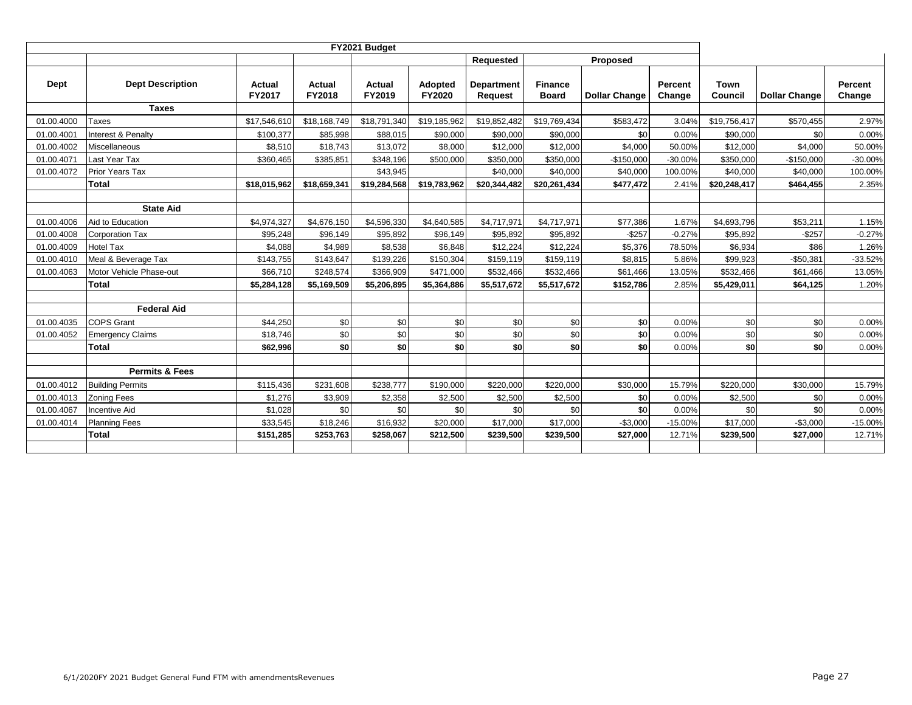| FY2021 Budget | | | | | | | | | | | | |
|---|---|---|---|---|---|---|---|---|---|---|---|---|
| | | | | | | Requested | | Proposed | | | | |
| Dept | Dept Description | Actual FY2017 | Actual FY2018 | Actual FY2019 | Adopted FY2020 | Department Request | Finance Board | Dollar Change | Percent Change | Town Council | Dollar Change | Percent Change |
| | **Taxes** | | | | | | | | | | | |
| 01.00.4000 | Taxes | $17,546,610 | $18,168,749 | $18,791,340 | $19,185,962 | $19,852,482 | $19,769,434 | $583,472 | 3.04% | $19,756,417 | $570,455 | 2.97% |
| 01.00.4001 | Interest & Penalty | $100,377 | $85,998 | $88,015 | $90,000 | $90,000 | $90,000 | $0 | 0.00% | $90,000 | $0 | 0.00% |
| 01.00.4002 | Miscellaneous | $8,510 | $18,743 | $13,072 | $8,000 | $12,000 | $12,000 | $4,000 | 50.00% | $12,000 | $4,000 | 50.00% |
| 01.00.4071 | Last Year Tax | $360,465 | $385,851 | $348,196 | $500,000 | $350,000 | $350,000 | -$150,000 | -30.00% | $350,000 | -$150,000 | -30.00% |
| 01.00.4072 | Prior Years Tax | | | $43,945 | | $40,000 | $40,000 | $40,000 | 100.00% | $40,000 | $40,000 | 100.00% |
| | **Total** | **$18,015,962** | **$18,659,341** | **$19,284,568** | **$19,783,962** | **$20,344,482** | **$20,261,434** | **$477,472** | 2.41% | **$20,248,417** | **$464,455** | 2.35% |
| | | | | | | | | | | | | |
| | **State Aid** | | | | | | | | | | | |
| 01.00.4006 | Aid to Education | $4,974,327 | $4,676,150 | $4,596,330 | $4,640,585 | $4,717,971 | $4,717,971 | $77,386 | 1.67% | $4,693,796 | $53,211 | 1.15% |
| 01.00.4008 | Corporation Tax | $95,248 | $96,149 | $95,892 | $96,149 | $95,892 | $95,892 | -$257 | -0.27% | $95,892 | -$257 | -0.27% |
| 01.00.4009 | Hotel Tax | $4,088 | $4,989 | $8,538 | $6,848 | $12,224 | $12,224 | $5,376 | 78.50% | $6,934 | $86 | 1.26% |
| 01.00.4010 | Meal & Beverage Tax | $143,755 | $143,647 | $139,226 | $150,304 | $159,119 | $159,119 | $8,815 | 5.86% | $99,923 | -$50,381 | -33.52% |
| 01.00.4063 | Motor Vehicle Phase-out | $66,710 | $248,574 | $366,909 | $471,000 | $532,466 | $532,466 | $61,466 | 13.05% | $532,466 | $61,466 | 13.05% |
| | **Total** | **$5,284,128** | **$5,169,509** | **$5,206,895** | **$5,364,886** | **$5,517,672** | **$5,517,672** | **$152,786** | 2.85% | **$5,429,011** | **$64,125** | 1.20% |
| | | | | | | | | | | | | |
| | **Federal Aid** | | | | | | | | | | | |
| 01.00.4035 | COPS Grant | $44,250 | $0 | $0 | $0 | $0 | $0 | $0 | 0.00% | $0 | $0 | 0.00% |
| 01.00.4052 | Emergency Claims | $18,746 | $0 | $0 | $0 | $0 | $0 | $0 | 0.00% | $0 | $0 | 0.00% |
| | **Total** | **$62,996** | **$0** | **$0** | **$0** | **$0** | **$0** | **$0** | 0.00% | **$0** | **$0** | 0.00% |
| | | | | | | | | | | | | |
| | **Permits & Fees** | | | | | | | | | | | |
| 01.00.4012 | Building Permits | $115,436 | $231,608 | $238,777 | $190,000 | $220,000 | $220,000 | $30,000 | 15.79% | $220,000 | $30,000 | 15.79% |
| 01.00.4013 | Zoning Fees | $1,276 | $3,909 | $2,358 | $2,500 | $2,500 | $2,500 | $0 | 0.00% | $2,500 | $0 | 0.00% |
| 01.00.4067 | Incentive Aid | $1,028 | $0 | $0 | $0 | $0 | $0 | $0 | 0.00% | $0 | $0 | 0.00% |
| 01.00.4014 | Planning Fees | $33,545 | $18,246 | $16,932 | $20,000 | $17,000 | $17,000 | -$3,000 | -15.00% | $17,000 | -$3,000 | -15.00% |
| | **Total** | **$151,285** | **$253,763** | **$258,067** | **$212,500** | **$239,500** | **$239,500** | **$27,000** | 12.71% | **$239,500** | **$27,000** | 12.71% |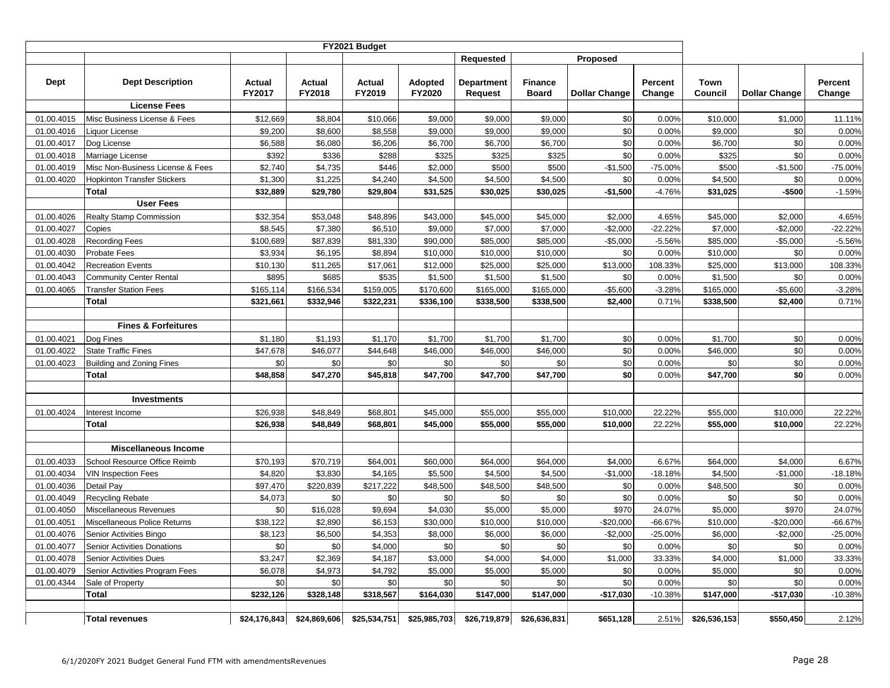| FY2021 Budget | | | | | | | | | | | | |
|---|---|---|---|---|---|---|---|---|---|---|---|---|
| | | | | | | Requested | | Proposed | | | | |
| Dept | Dept Description | Actual FY2017 | Actual FY2018 | Actual FY2019 | Adopted FY2020 | Department Request | Finance Board | Dollar Change | Percent Change | Town Council | Dollar Change | Percent Change |
| | **License Fees** | | | | | | | | | | | |
| 01.00.4015 | Misc Business License & Fees | $12,669 | $8,804 | $10,066 | $9,000 | $9,000 | $9,000 | $0 | 0.00% | $10,000 | $1,000 | 11.11% |
| 01.00.4016 | Liquor License | $9,200 | $8,600 | $8,558 | $9,000 | $9,000 | $9,000 | $0 | 0.00% | $9,000 | $0 | 0.00% |
| 01.00.4017 | Dog License | $6,588 | $6,080 | $6,206 | $6,700 | $6,700 | $6,700 | $0 | 0.00% | $6,700 | $0 | 0.00% |
| 01.00.4018 | Marriage License | $392 | $336 | $288 | $325 | $325 | $325 | $0 | 0.00% | $325 | $0 | 0.00% |
| 01.00.4019 | Misc Non-Business License & Fees | $2,740 | $4,735 | $446 | $2,000 | $500 | $500 | -$1,500 | -75.00% | $500 | -$1,500 | -75.00% |
| 01.00.4020 | Hopkinton Transfer Stickers | $1,300 | $1,225 | $4,240 | $4,500 | $4,500 | $4,500 | $0 | 0.00% | $4,500 | $0 | 0.00% |
| | **Total** | **$32,889** | **$29,780** | **$29,804** | **$31,525** | **$30,025** | **$30,025** | **-$1,500** | -4.76% | **$31,025** | **-$500** | -1.59% |
| | **User Fees** | | | | | | | | | | | |
| 01.00.4026 | Realty Stamp Commission | $32,354 | $53,048 | $48,896 | $43,000 | $45,000 | $45,000 | $2,000 | 4.65% | $45,000 | $2,000 | 4.65% |
| 01.00.4027 | Copies | $8,545 | $7,380 | $6,510 | $9,000 | $7,000 | $7,000 | -$2,000 | -22.22% | $7,000 | -$2,000 | -22.22% |
| 01.00.4028 | Recording Fees | $100,689 | $87,839 | $81,330 | $90,000 | $85,000 | $85,000 | -$5,000 | -5.56% | $85,000 | -$5,000 | -5.56% |
| 01.00.4030 | Probate Fees | $3,934 | $6,195 | $8,894 | $10,000 | $10,000 | $10,000 | $0 | 0.00% | $10,000 | $0 | 0.00% |
| 01.00.4042 | Recreation Events | $10,130 | $11,265 | $17,061 | $12,000 | $25,000 | $25,000 | $13,000 | 108.33% | $25,000 | $13,000 | 108.33% |
| 01.00.4043 | Community Center Rental | $895 | $685 | $535 | $1,500 | $1,500 | $1,500 | $0 | 0.00% | $1,500 | $0 | 0.00% |
| 01.00.4065 | Transfer Station Fees | $165,114 | $166,534 | $159,005 | $170,600 | $165,000 | $165,000 | -$5,600 | -3.28% | $165,000 | -$5,600 | -3.28% |
| | **Total** | **$321,661** | **$332,946** | **$322,231** | **$336,100** | **$338,500** | **$338,500** | **$2,400** | 0.71% | **$338,500** | **$2,400** | 0.71% |
| | | | | | | | | | | | | |
| | **Fines & Forfeitures** | | | | | | | | | | | |
| 01.00.4021 | Dog Fines | $1,180 | $1,193 | $1,170 | $1,700 | $1,700 | $1,700 | $0 | 0.00% | $1,700 | $0 | 0.00% |
| 01.00.4022 | State Traffic Fines | $47,678 | $46,077 | $44,648 | $46,000 | $46,000 | $46,000 | $0 | 0.00% | $46,000 | $0 | 0.00% |
| 01.00.4023 | Building and Zoning Fines | $0 | $0 | $0 | $0 | $0 | $0 | $0 | 0.00% | $0 | $0 | 0.00% |
| | **Total** | **$48,858** | **$47,270** | **$45,818** | **$47,700** | **$47,700** | **$47,700** | **$0** | 0.00% | **$47,700** | **$0** | 0.00% |
| | | | | | | | | | | | | |
| | **Investments** | | | | | | | | | | | |
| 01.00.4024 | Interest Income | $26,938 | $48,849 | $68,801 | $45,000 | $55,000 | $55,000 | $10,000 | 22.22% | $55,000 | $10,000 | 22.22% |
| | **Total** | **$26,938** | **$48,849** | **$68,801** | **$45,000** | **$55,000** | **$55,000** | **$10,000** | 22.22% | **$55,000** | **$10,000** | 22.22% |
| | | | | | | | | | | | | |
| | **Miscellaneous Income** | | | | | | | | | | | |
| 01.00.4033 | School Resource Office Reimb | $70,193 | $70,719 | $64,001 | $60,000 | $64,000 | $64,000 | $4,000 | 6.67% | $64,000 | $4,000 | 6.67% |
| 01.00.4034 | VIN Inspection Fees | $4,820 | $3,830 | $4,165 | $5,500 | $4,500 | $4,500 | -$1,000 | -18.18% | $4,500 | -$1,000 | -18.18% |
| 01.00.4036 | Detail Pay | $97,470 | $220,839 | $217,222 | $48,500 | $48,500 | $48,500 | $0 | 0.00% | $48,500 | $0 | 0.00% |
| 01.00.4049 | Recycling Rebate | $4,073 | $0 | $0 | $0 | $0 | $0 | $0 | 0.00% | $0 | $0 | 0.00% |
| 01.00.4050 | Miscellaneous Revenues | $0 | $16,028 | $9,694 | $4,030 | $5,000 | $5,000 | $970 | 24.07% | $5,000 | $970 | 24.07% |
| 01.00.4051 | Miscellaneous Police Returns | $38,122 | $2,890 | $6,153 | $30,000 | $10,000 | $10,000 | -$20,000 | -66.67% | $10,000 | -$20,000 | -66.67% |
| 01.00.4076 | Senior Activities Bingo | $8,123 | $6,500 | $4,353 | $8,000 | $6,000 | $6,000 | -$2,000 | -25.00% | $6,000 | -$2,000 | -25.00% |
| 01.00.4077 | Senior Activities Donations | $0 | $0 | $4,000 | $0 | $0 | $0 | $0 | 0.00% | $0 | $0 | 0.00% |
| 01.00.4078 | Senior Activities Dues | $3,247 | $2,369 | $4,187 | $3,000 | $4,000 | $4,000 | $1,000 | 33.33% | $4,000 | $1,000 | 33.33% |
| 01.00.4079 | Senior Activities Program Fees | $6,078 | $4,973 | $4,792 | $5,000 | $5,000 | $5,000 | $0 | 0.00% | $5,000 | $0 | 0.00% |
| 01.00.4344 | Sale of Property | $0 | $0 | $0 | $0 | $0 | $0 | $0 | 0.00% | $0 | $0 | 0.00% |
| | **Total** | **$232,126** | **$328,148** | **$318,567** | **$164,030** | **$147,000** | **$147,000** | **-$17,030** | -10.38% | **$147,000** | **-$17,030** | -10.38% |
| | | | | | | | | | | | | |
| | **Total revenues** | **$24,176,843** | **$24,869,606** | **$25,534,751** | **$25,985,703** | **$26,719,879** | **$26,636,831** | **$651,128** | 2.51% | **$26,536,153** | **$550,450** | 2.12% |

6/1/2020FY 2021 Budget General Fund FTM with amendmentsRevenues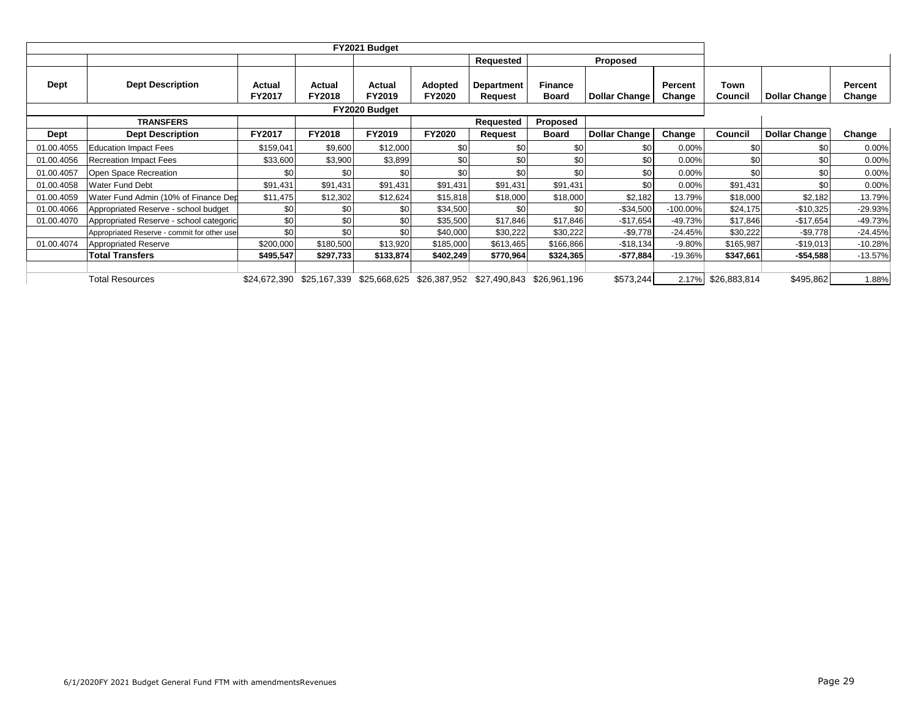| FY2021 Budget | | | | | | | | | | | | |
|---|---|---|---|---|---|---|---|---|---|---|---|---|
| | | | | | | Requested | | Proposed | | | | |
| Dept | Dept Description | Actual FY2017 | Actual FY2018 | Actual FY2019 | Adopted FY2020 | Department Request | Finance Board | Dollar Change | Percent Change | Town Council | Dollar Change | Percent Change |
| FY2020 Budget | | | | | | | | | | | | |
| | **TRANSFERS** | | | | | Requested | Proposed | | | | | |
| **Dept** | **Dept Description** | **FY2017** | **FY2018** | **FY2019** | **FY2020** | **Request** | **Board** | **Dollar Change** | **Change** | **Council** | **Dollar Change** | **Change** |
| 01.00.4055 | Education Impact Fees | $159,041 | $9,600 | $12,000 | $0 | $0 | $0 | $0 | 0.00% | $0 | $0 | 0.00% |
| 01.00.4056 | Recreation Impact Fees | $33,600 | $3,900 | $3,899 | $0 | $0 | $0 | $0 | 0.00% | $0 | $0 | 0.00% |
| 01.00.4057 | Open Space Recreation | $0 | $0 | $0 | $0 | $0 | $0 | $0 | 0.00% | $0 | $0 | 0.00% |
| 01.00.4058 | Water Fund Debt | $91,431 | $91,431 | $91,431 | $91,431 | $91,431 | $91,431 | $0 | 0.00% | $91,431 | $0 | 0.00% |
| 01.00.4059 | Water Fund Admin (10% of Finance Dep | $11,475 | $12,302 | $12,624 | $15,818 | $18,000 | $18,000 | $2,182 | 13.79% | $18,000 | $2,182 | 13.79% |
| 01.00.4066 | Appropriated Reserve - school budget | $0 | $0 | $0 | $34,500 | $0 | $0 | -$34,500 | -100.00% | $24,175 | -$10,325 | -29.93% |
| 01.00.4070 | Appropriated Reserve - school categoric | $0 | $0 | $0 | $35,500 | $17,846 | $17,846 | -$17,654 | -49.73% | $17,846 | -$17,654 | -49.73% |
| | Appropriated Reserve - commit for other use | $0 | $0 | $0 | $40,000 | $30,222 | $30,222 | -$9,778 | -24.45% | $30,222 | -$9,778 | -24.45% |
| 01.00.4074 | Appropriated Reserve | $200,000 | $180,500 | $13,920 | $185,000 | $613,465 | $166,866 | -$18,134 | -9.80% | $165,987 | -$19,013 | -10.28% |
| | **Total Transfers** | **$495,547** | **$297,733** | **$133,874** | **$402,249** | **$770,964** | **$324,365** | **-$77,884** | -19.36% | **$347,661** | **-$54,588** | -13.57% |
| | | | | | | | | | | | | |
| | Total Resources | $24,672,390 | $25,167,339 | $25,668,625 | $26,387,952 | $27,490,843 | $26,961,196 | $573,244 | 2.17% | $26,883,814 | $495,862 | 1.88% |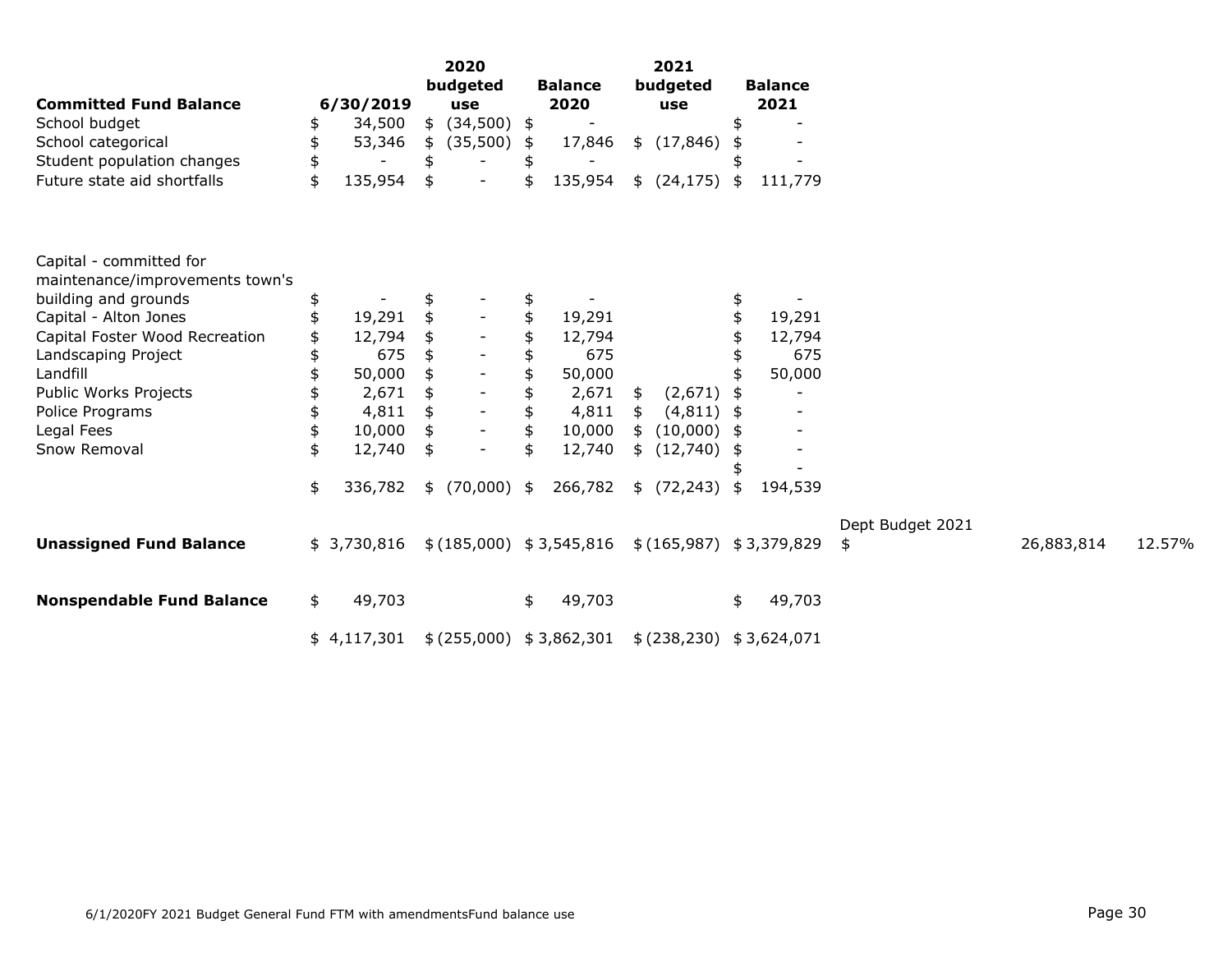| Committed Fund Balance | 6/30/2019 | 2020 budgeted use | Balance 2020 | 2021 budgeted use | Balance 2021 | | | |
|---|---|---|---|---|---|---|---|---|
| School budget | $ 34,500 | $ (34,500) | $ - | | $ - | | | |
| School categorical | $ 53,346 | $ (35,500) | $ 17,846 | $ (17,846) | $ - | | | |
| Student population changes | $ - | $ - | $ - | | $ - | | | |
| Future state aid shortfalls | $ 135,954 | $ - | $ 135,954 | $ (24,175) | $ 111,779 | | | |
| | | | | | | | | |
| Capital - committed for maintenance/improvements town's building and grounds | $ - | $ - | $ - | | $ - | | | |
| Capital - Alton Jones | $ 19,291 | $ - | $ 19,291 | | $ 19,291 | | | |
| Capital Foster Wood Recreation | $ 12,794 | $ - | $ 12,794 | | $ 12,794 | | | |
| Landscaping Project | $ 675 | $ - | $ 675 | | $ 675 | | | |
| Landfill | $ 50,000 | $ - | $ 50,000 | | $ 50,000 | | | |
| Public Works Projects | $ 2,671 | $ - | $ 2,671 | $ (2,671) | $ - | | | |
| Police Programs | $ 4,811 | $ - | $ 4,811 | $ (4,811) | $ - | | | |
| Legal Fees | $ 10,000 | $ - | $ 10,000 | $ (10,000) | $ - | | | |
| Snow Removal | $ 12,740 | $ - | $ 12,740 | $ (12,740) | $ - | | | |
| | | | | | $ - | | | |
| | $ 336,782 | $ (70,000) | $ 266,782 | $ (72,243) | $ 194,539 | | | |
| | | | | | | Dept Budget 2021 | | |
| **Unassigned Fund Balance** | $ 3,730,816 | $ (185,000) | $ 3,545,816 | $ (165,987) | $ 3,379,829 | $ | 26,883,814 | 12.57% |
| | | | | | | | | |
| **Nonspendable Fund Balance** | $ 49,703 | | $ 49,703 | | $ 49,703 | | | |
| | | | | | | | | |
| | $ 4,117,301 | $ (255,000) | $ 3,862,301 | $ (238,230) | $ 3,624,071 | | | |

6/1/2020FY 2021 Budget General Fund FTM with amendmentsFund balance use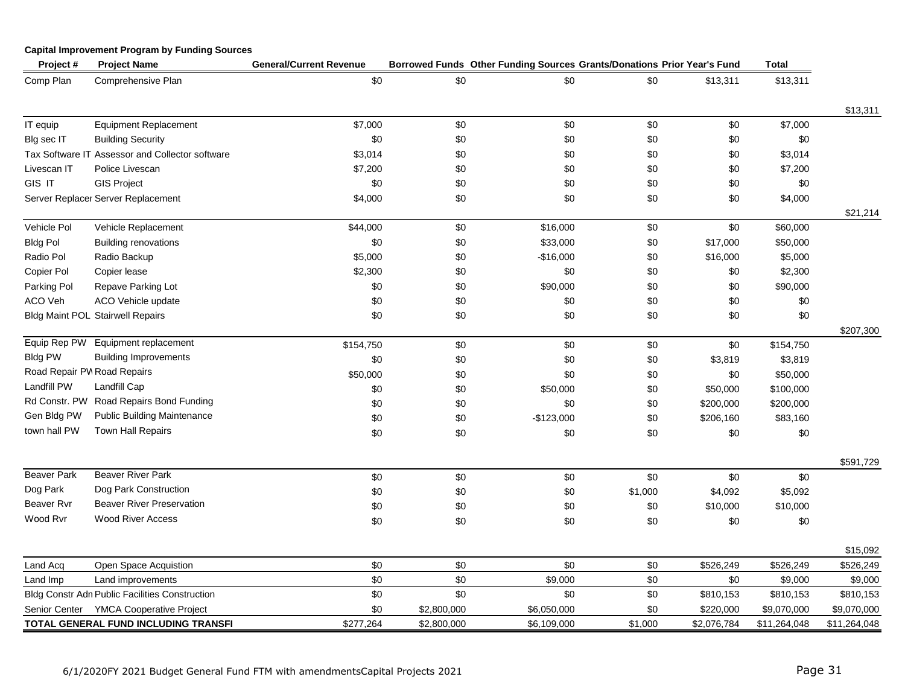**Capital Improvement Program by Funding Sources**

| Project # | Project Name | General/Current Revenue | Borrowed Funds | Other Funding Sources | Grants/Donations | Prior Year's Fund | Total | |
|---|---|---|---|---|---|---|---|---|
| Comp Plan | Comprehensive Plan | $0 | $0 | $0 | $0 | $13,311 | $13,311 | |
| | | | | | | | | $13,311 |
| IT equip | Equipment Replacement | $7,000 | $0 | $0 | $0 | $0 | $7,000 | |
| Blg sec IT | Building Security | $0 | $0 | $0 | $0 | $0 | $0 | |
| Tax Software IT | Assessor and Collector software | $3,014 | $0 | $0 | $0 | $0 | $3,014 | |
| Livescan IT | Police Livescan | $7,200 | $0 | $0 | $0 | $0 | $7,200 | |
| GIS IT | GIS Project | $0 | $0 | $0 | $0 | $0 | $0 | |
| Server Replacer | Server Replacement | $4,000 | $0 | $0 | $0 | $0 | $4,000 | |
| | | | | | | | | $21,214 |
| Vehicle Pol | Vehicle Replacement | $44,000 | $0 | $16,000 | $0 | $0 | $60,000 | |
| Bldg Pol | Building renovations | $0 | $0 | $33,000 | $0 | $17,000 | $50,000 | |
| Radio Pol | Radio Backup | $5,000 | $0 | -$16,000 | $0 | $16,000 | $5,000 | |
| Copier Pol | Copier lease | $2,300 | $0 | $0 | $0 | $0 | $2,300 | |
| Parking Pol | Repave Parking Lot | $0 | $0 | $90,000 | $0 | $0 | $90,000 | |
| ACO Veh | ACO Vehicle update | $0 | $0 | $0 | $0 | $0 | $0 | |
| Bldg Maint POL | Stairwell Repairs | $0 | $0 | $0 | $0 | $0 | $0 | |
| | | | | | | | | $207,300 |
| Equip Rep PW | Equipment replacement | $154,750 | $0 | $0 | $0 | $0 | $154,750 | |
| Bldg PW | Building Improvements | $0 | $0 | $0 | $0 | $3,819 | $3,819 | |
| Road Repair PW | Road Repairs | $50,000 | $0 | $0 | $0 | $0 | $50,000 | |
| Landfill PW | Landfill Cap | $0 | $0 | $50,000 | $0 | $50,000 | $100,000 | |
| Rd Constr. PW | Road Repairs Bond Funding | $0 | $0 | $0 | $0 | $200,000 | $200,000 | |
| Gen Bldg PW | Public Building Maintenance | $0 | $0 | -$123,000 | $0 | $206,160 | $83,160 | |
| town hall PW | Town Hall Repairs | $0 | $0 | $0 | $0 | $0 | $0 | |
| | | | | | | | | $591,729 |
| Beaver Park | Beaver River Park | $0 | $0 | $0 | $0 | $0 | $0 | |
| Dog Park | Dog Park Construction | $0 | $0 | $0 | $1,000 | $4,092 | $5,092 | |
| Beaver Rvr | Beaver River Preservation | $0 | $0 | $0 | $0 | $10,000 | $10,000 | |
| Wood Rvr | Wood River Access | $0 | $0 | $0 | $0 | $0 | $0 | |
| | | | | | | | | $15,092 |
| Land Acq | Open Space Acquistion | $0 | $0 | $0 | $0 | $526,249 | $526,249 | $526,249 |
| Land Imp | Land improvements | $0 | $0 | $9,000 | $0 | $0 | $9,000 | $9,000 |
| Bldg Constr Adn | Public Facilities Construction | $0 | $0 | $0 | $0 | $810,153 | $810,153 | $810,153 |
| Senior Center | YMCA Cooperative Project | $0 | $2,800,000 | $6,050,000 | $0 | $220,000 | $9,070,000 | $9,070,000 |
| **TOTAL GENERAL FUND INCLUDING TRANSFI** | | $277,264 | $2,800,000 | $6,109,000 | $1,000 | $2,076,784 | $11,264,048 | $11,264,048 |